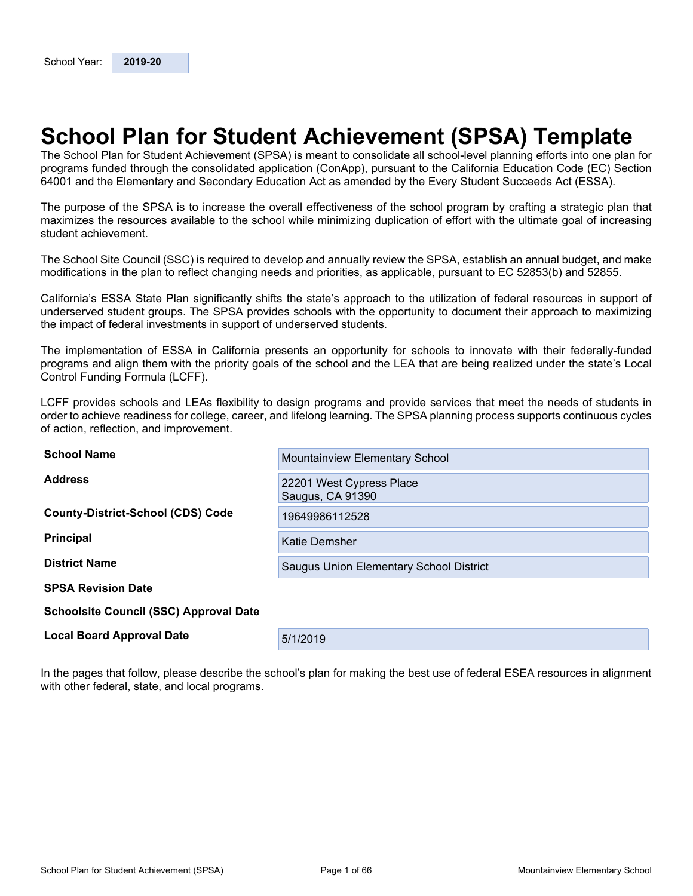School Year: **2019-20**

# School Plan for Student Achievement (SPSA) Template

The School Plan for Student Achievement (SPSA) is meant to consolidate all school-level planning efforts into one plan for programs funded through the consolidated application (ConApp), pursuant to the California Education Code (EC) Section 64001 and the Elementary and Secondary Education Act as amended by the Every Student Succeeds Act (ESSA).

The purpose of the SPSA is to increase the overall effectiveness of the school program by crafting a strategic plan that maximizes the resources available to the school while minimizing duplication of effort with the ultimate goal of increasing student achievement.

The School Site Council (SSC) is required to develop and annually review the SPSA, establish an annual budget, and make modifications in the plan to reflect changing needs and priorities, as applicable, pursuant to EC 52853(b) and 52855.

California's ESSA State Plan significantly shifts the state's approach to the utilization of federal resources in support of underserved student groups. The SPSA provides schools with the opportunity to document their approach to maximizing the impact of federal investments in support of underserved students.

The implementation of ESSA in California presents an opportunity for schools to innovate with their federally-funded programs and align them with the priority goals of the school and the LEA that are being realized under the state's Local Control Funding Formula (LCFF).

LCFF provides schools and LEAs flexibility to design programs and provide services that meet the needs of students in order to achieve readiness for college, career, and lifelong learning. The SPSA planning process supports continuous cycles of action, reflection, and improvement.

| | |
|---|---|
| **School Name** | Mountainview Elementary School |
| **Address** | 22201 West Cypress Place<br>Saugus, CA 91390 |
| **County-District-School (CDS) Code** | 19649986112528 |
| **Principal** | Katie Demsher |
| **District Name** | Saugus Union Elementary School District |
| **SPSA Revision Date** | |
| **Schoolsite Council (SSC) Approval Date** | |
| **Local Board Approval Date** | 5/1/2019 |

In the pages that follow, please describe the school's plan for making the best use of federal ESEA resources in alignment with other federal, state, and local programs.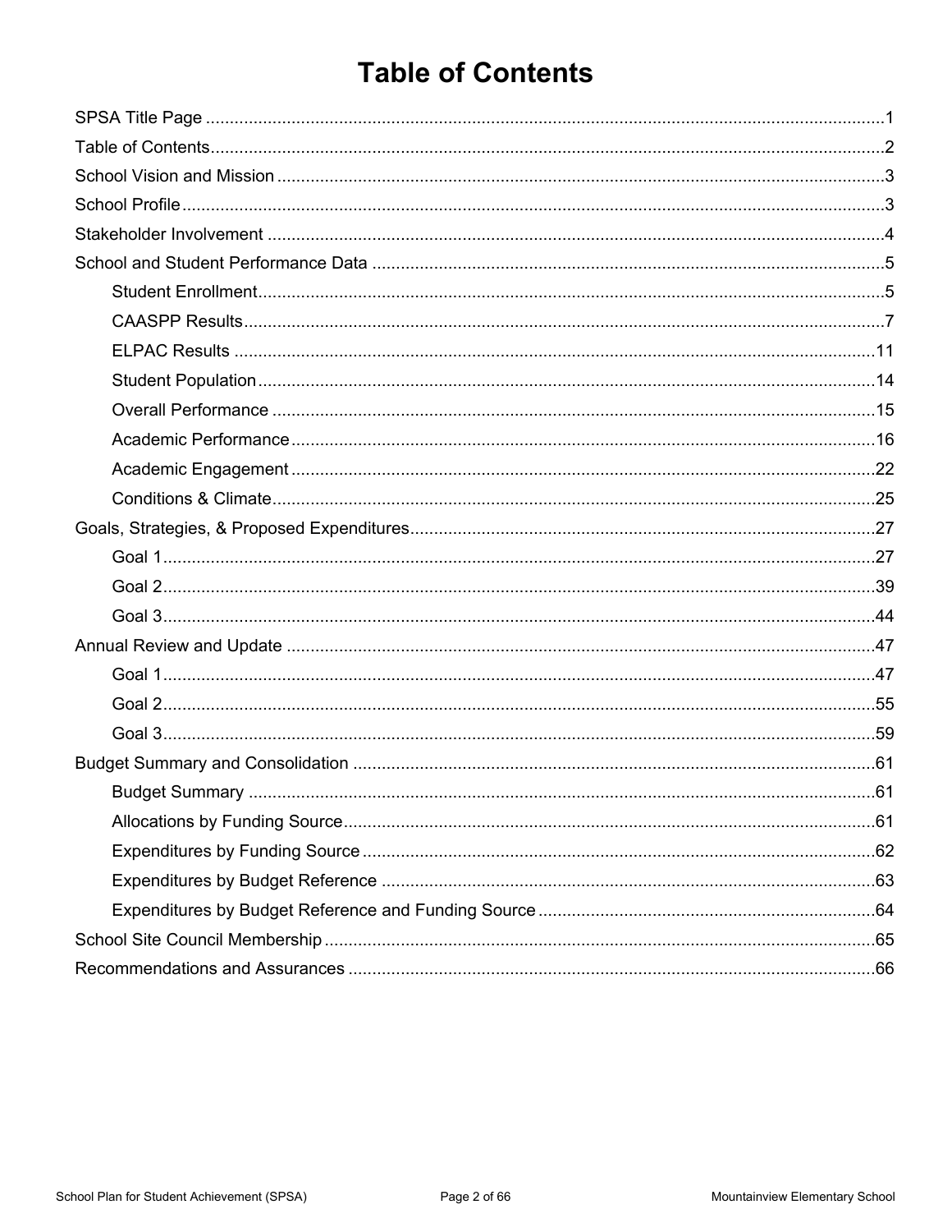# Table of Contents

- SPSA Title Page ..... 1
- Table of Contents ..... 2
- School Vision and Mission ..... 3
- School Profile ..... 3
- Stakeholder Involvement ..... 4
- School and Student Performance Data ..... 5
  - Student Enrollment ..... 5
  - CAASPP Results ..... 7
  - ELPAC Results ..... 11
  - Student Population ..... 14
  - Overall Performance ..... 15
  - Academic Performance ..... 16
  - Academic Engagement ..... 22
  - Conditions & Climate ..... 25
- Goals, Strategies, & Proposed Expenditures ..... 27
  - Goal 1 ..... 27
  - Goal 2 ..... 39
  - Goal 3 ..... 44
- Annual Review and Update ..... 47
  - Goal 1 ..... 47
  - Goal 2 ..... 55
  - Goal 3 ..... 59
- Budget Summary and Consolidation ..... 61
  - Budget Summary ..... 61
  - Allocations by Funding Source ..... 61
  - Expenditures by Funding Source ..... 62
  - Expenditures by Budget Reference ..... 63
  - Expenditures by Budget Reference and Funding Source ..... 64
- School Site Council Membership ..... 65
- Recommendations and Assurances ..... 66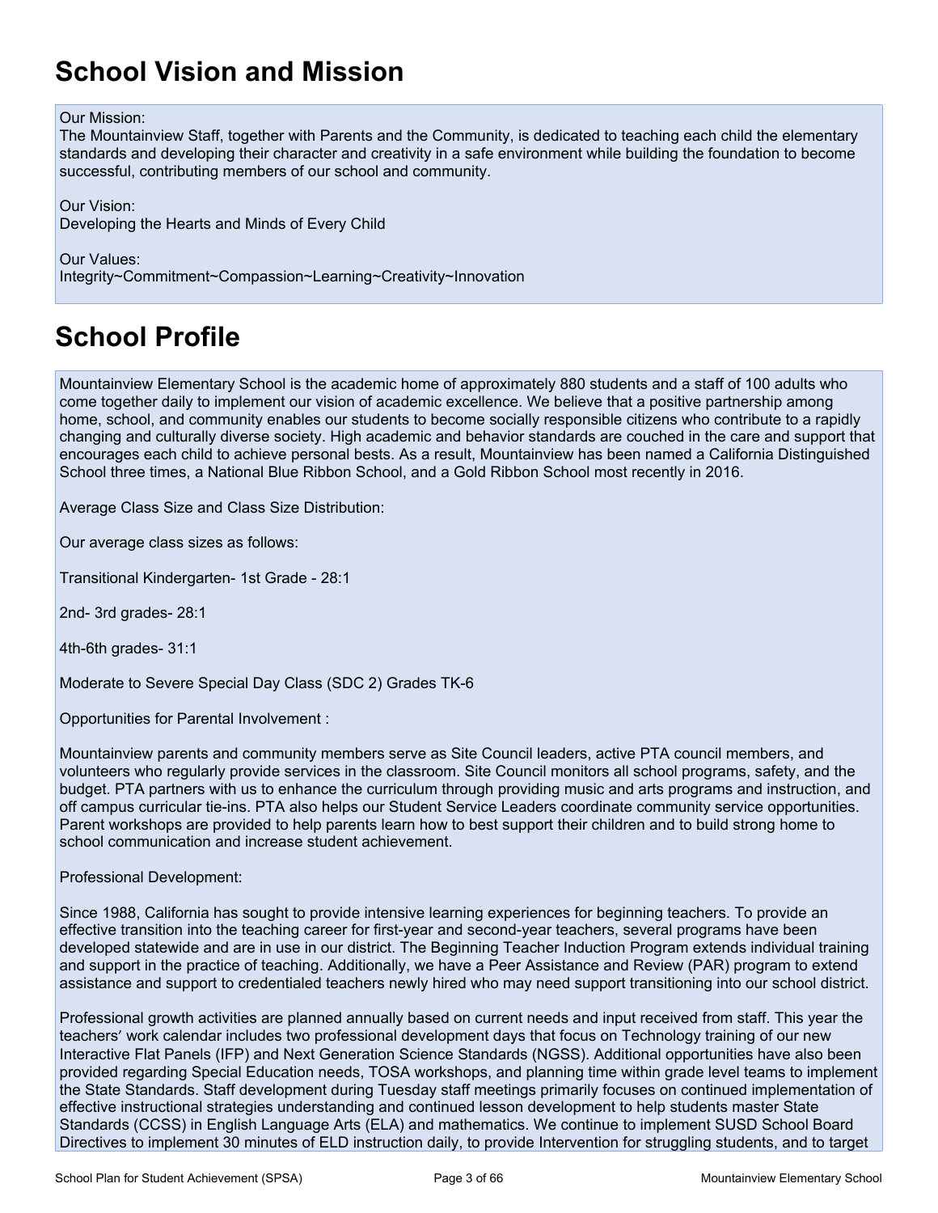# School Vision and Mission

Our Mission:
The Mountainview Staff, together with Parents and the Community, is dedicated to teaching each child the elementary standards and developing their character and creativity in a safe environment while building the foundation to become successful, contributing members of our school and community.

Our Vision:
Developing the Hearts and Minds of Every Child

Our Values:
Integrity~Commitment~Compassion~Learning~Creativity~Innovation

# School Profile

Mountainview Elementary School is the academic home of approximately 880 students and a staff of 100 adults who come together daily to implement our vision of academic excellence. We believe that a positive partnership among home, school, and community enables our students to become socially responsible citizens who contribute to a rapidly changing and culturally diverse society. High academic and behavior standards are couched in the care and support that encourages each child to achieve personal bests. As a result, Mountainview has been named a California Distinguished School three times, a National Blue Ribbon School, and a Gold Ribbon School most recently in 2016.

Average Class Size and Class Size Distribution:

Our average class sizes as follows:

Transitional Kindergarten- 1st Grade - 28:1

2nd- 3rd grades- 28:1

4th-6th grades- 31:1

Moderate to Severe Special Day Class (SDC 2) Grades TK-6

Opportunities for Parental Involvement :

Mountainview parents and community members serve as Site Council leaders, active PTA council members, and volunteers who regularly provide services in the classroom. Site Council monitors all school programs, safety, and the budget. PTA partners with us to enhance the curriculum through providing music and arts programs and instruction, and off campus curricular tie-ins. PTA also helps our Student Service Leaders coordinate community service opportunities. Parent workshops are provided to help parents learn how to best support their children and to build strong home to school communication and increase student achievement.

Professional Development:

Since 1988, California has sought to provide intensive learning experiences for beginning teachers. To provide an effective transition into the teaching career for first-year and second-year teachers, several programs have been developed statewide and are in use in our district. The Beginning Teacher Induction Program extends individual training and support in the practice of teaching. Additionally, we have a Peer Assistance and Review (PAR) program to extend assistance and support to credentialed teachers newly hired who may need support transitioning into our school district.

Professional growth activities are planned annually based on current needs and input received from staff. This year the teachers' work calendar includes two professional development days that focus on Technology training of our new Interactive Flat Panels (IFP) and Next Generation Science Standards (NGSS). Additional opportunities have also been provided regarding Special Education needs, TOSA workshops, and planning time within grade level teams to implement the State Standards. Staff development during Tuesday staff meetings primarily focuses on continued implementation of effective instructional strategies understanding and continued lesson development to help students master State Standards (CCSS) in English Language Arts (ELA) and mathematics. We continue to implement SUSD School Board Directives to implement 30 minutes of ELD instruction daily, to provide Intervention for struggling students, and to target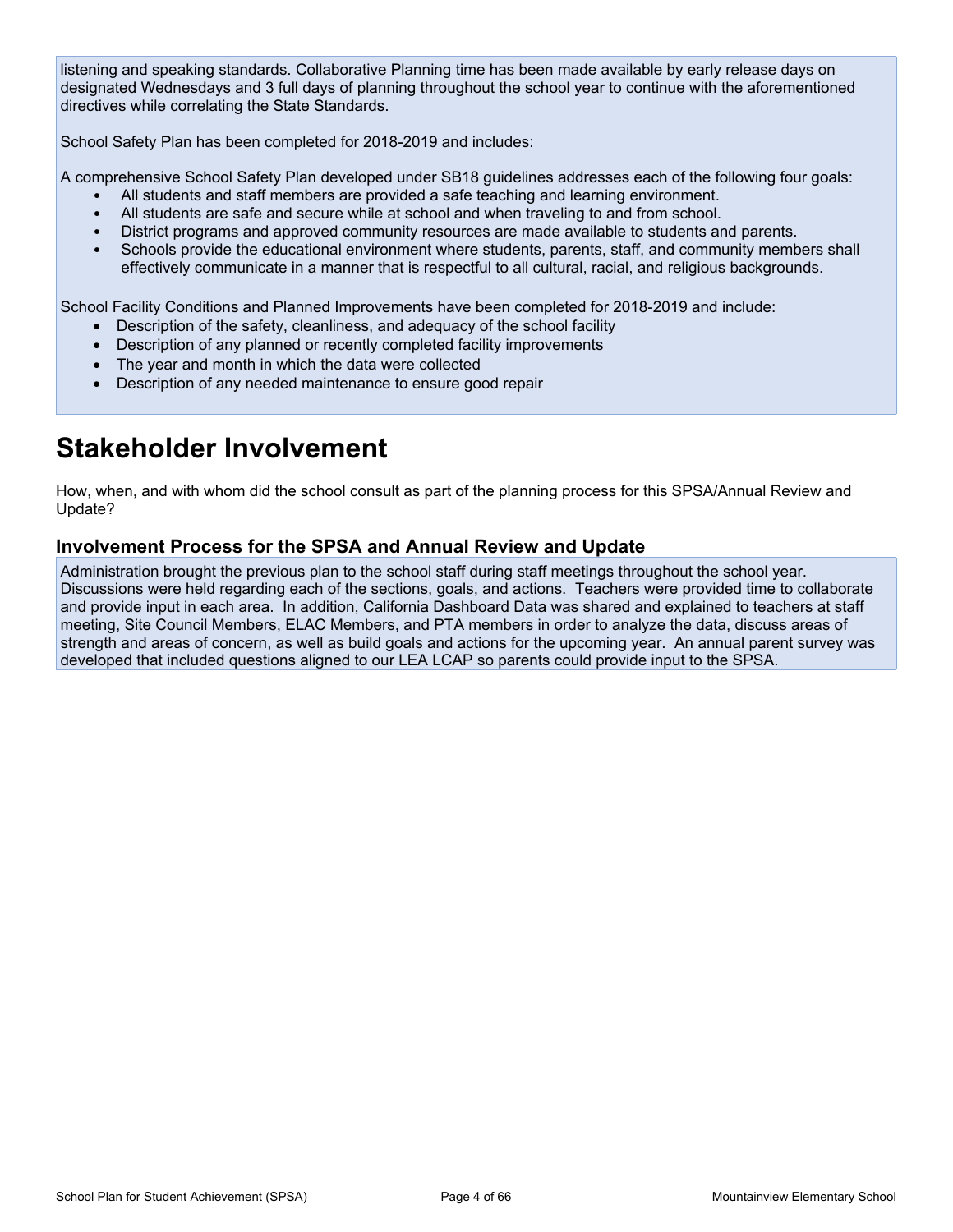listening and speaking standards. Collaborative Planning time has been made available by early release days on designated Wednesdays and 3 full days of planning throughout the school year to continue with the aforementioned directives while correlating the State Standards.

School Safety Plan has been completed for 2018-2019 and includes:

A comprehensive School Safety Plan developed under SB18 guidelines addresses each of the following four goals:

- All students and staff members are provided a safe teaching and learning environment.
- All students are safe and secure while at school and when traveling to and from school.
- District programs and approved community resources are made available to students and parents.
- Schools provide the educational environment where students, parents, staff, and community members shall effectively communicate in a manner that is respectful to all cultural, racial, and religious backgrounds.

School Facility Conditions and Planned Improvements have been completed for 2018-2019 and include:

- Description of the safety, cleanliness, and adequacy of the school facility
- Description of any planned or recently completed facility improvements
- The year and month in which the data were collected
- Description of any needed maintenance to ensure good repair

# Stakeholder Involvement

How, when, and with whom did the school consult as part of the planning process for this SPSA/Annual Review and Update?

## Involvement Process for the SPSA and Annual Review and Update

Administration brought the previous plan to the school staff during staff meetings throughout the school year. Discussions were held regarding each of the sections, goals, and actions. Teachers were provided time to collaborate and provide input in each area. In addition, California Dashboard Data was shared and explained to teachers at staff meeting, Site Council Members, ELAC Members, and PTA members in order to analyze the data, discuss areas of strength and areas of concern, as well as build goals and actions for the upcoming year. An annual parent survey was developed that included questions aligned to our LEA LCAP so parents could provide input to the SPSA.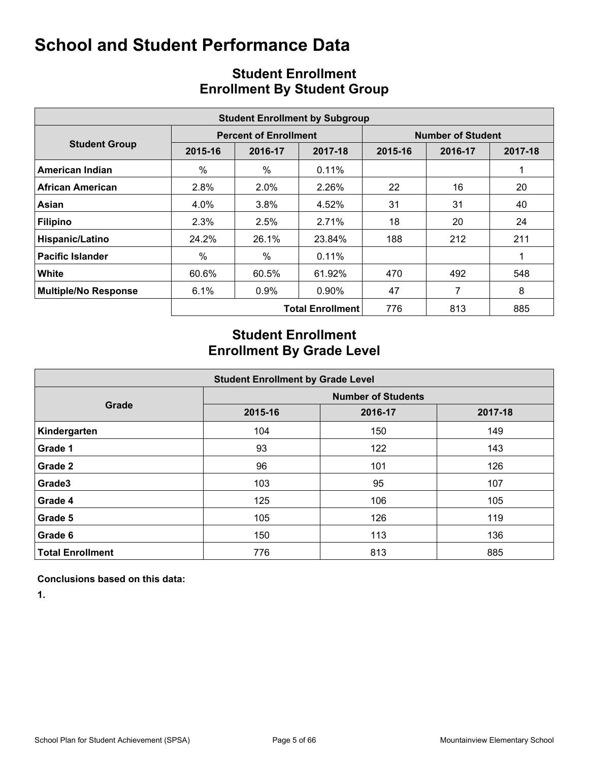# School and Student Performance Data

## Student Enrollment
## Enrollment By Student Group

| Student Enrollment by Subgroup | | | | | | |
|---|---|---|---|---|---|---|
| Student Group | Percent of Enrollment | | | Number of Student | | |
| | 2015-16 | 2016-17 | 2017-18 | 2015-16 | 2016-17 | 2017-18 |
| **American Indian** | % | % | 0.11% | | | 1 |
| **African American** | 2.8% | 2.0% | 2.26% | 22 | 16 | 20 |
| **Asian** | 4.0% | 3.8% | 4.52% | 31 | 31 | 40 |
| **Filipino** | 2.3% | 2.5% | 2.71% | 18 | 20 | 24 |
| **Hispanic/Latino** | 24.2% | 26.1% | 23.84% | 188 | 212 | 211 |
| **Pacific Islander** | % | % | 0.11% | | | 1 |
| **White** | 60.6% | 60.5% | 61.92% | 470 | 492 | 548 |
| **Multiple/No Response** | 6.1% | 0.9% | 0.90% | 47 | 7 | 8 |
| | | | **Total Enrollment** | 776 | 813 | 885 |

## Student Enrollment
## Enrollment By Grade Level

| Student Enrollment by Grade Level | | | |
|---|---|---|---|
| Grade | Number of Students | | |
| | 2015-16 | 2016-17 | 2017-18 |
| **Kindergarten** | 104 | 150 | 149 |
| **Grade 1** | 93 | 122 | 143 |
| **Grade 2** | 96 | 101 | 126 |
| **Grade3** | 103 | 95 | 107 |
| **Grade 4** | 125 | 106 | 105 |
| **Grade 5** | 105 | 126 | 119 |
| **Grade 6** | 150 | 113 | 136 |
| **Total Enrollment** | 776 | 813 | 885 |

**Conclusions based on this data:**

**1.**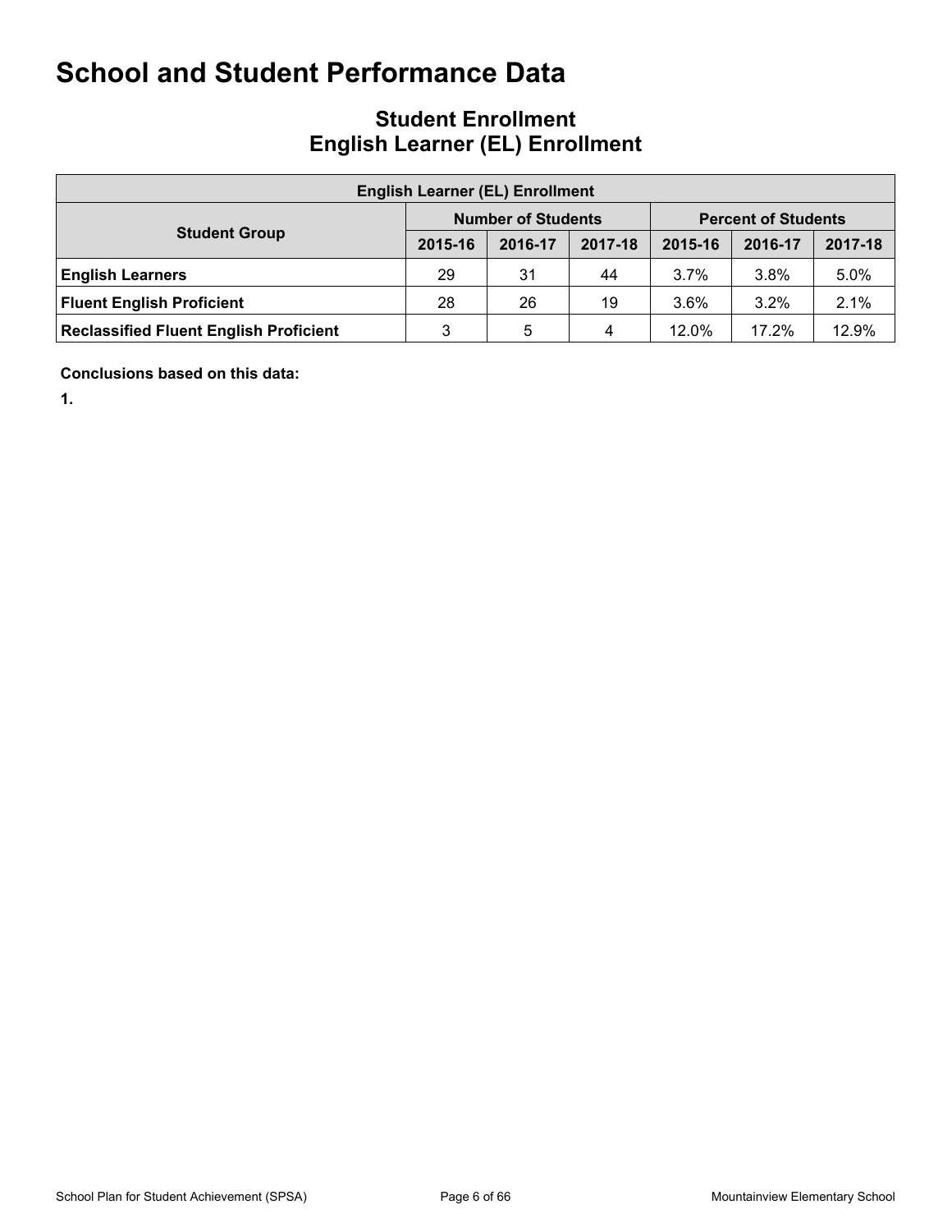# School and Student Performance Data

## Student Enrollment
## English Learner (EL) Enrollment

| English Learner (EL) Enrollment | | | | | | |
|---|---|---|---|---|---|---|
| Student Group | Number of Students | | | Percent of Students | | |
| | 2015-16 | 2016-17 | 2017-18 | 2015-16 | 2016-17 | 2017-18 |
| **English Learners** | 29 | 31 | 44 | 3.7% | 3.8% | 5.0% |
| **Fluent English Proficient** | 28 | 26 | 19 | 3.6% | 3.2% | 2.1% |
| **Reclassified Fluent English Proficient** | 3 | 5 | 4 | 12.0% | 17.2% | 12.9% |

**Conclusions based on this data:**

**1.**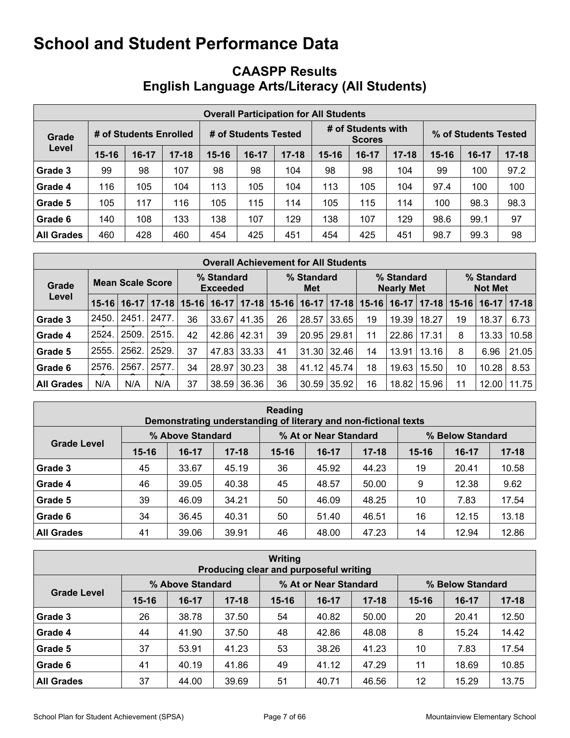# School and Student Performance Data

## CAASPP Results
## English Language Arts/Literacy (All Students)

| Overall Participation for All Students | | | | | | | | | | | | |
|---|---|---|---|---|---|---|---|---|---|---|---|---|
| Grade Level | # of Students Enrolled | | | # of Students Tested | | | # of Students with Scores | | | % of Students Tested | | |
| | 15-16 | 16-17 | 17-18 | 15-16 | 16-17 | 17-18 | 15-16 | 16-17 | 17-18 | 15-16 | 16-17 | 17-18 |
| Grade 3 | 99 | 98 | 107 | 98 | 98 | 104 | 98 | 98 | 104 | 99 | 100 | 97.2 |
| Grade 4 | 116 | 105 | 104 | 113 | 105 | 104 | 113 | 105 | 104 | 97.4 | 100 | 100 |
| Grade 5 | 105 | 117 | 116 | 105 | 115 | 114 | 105 | 115 | 114 | 100 | 98.3 | 98.3 |
| Grade 6 | 140 | 108 | 133 | 138 | 107 | 129 | 138 | 107 | 129 | 98.6 | 99.1 | 97 |
| All Grades | 460 | 428 | 460 | 454 | 425 | 451 | 454 | 425 | 451 | 98.7 | 99.3 | 98 |

| Overall Achievement for All Students | | | | | | | | | | | | | | | |
|---|---|---|---|---|---|---|---|---|---|---|---|---|---|---|---|
| Grade Level | Mean Scale Score | | | % Standard Exceeded | | | % Standard Met | | | % Standard Nearly Met | | | % Standard Not Met | | |
| | 15-16 | 16-17 | 17-18 | 15-16 | 16-17 | 17-18 | 15-16 | 16-17 | 17-18 | 15-16 | 16-17 | 17-18 | 15-16 | 16-17 | 17-18 |
| Grade 3 | 2450. | 2451. | 2477. | 36 | 33.67 | 41.35 | 26 | 28.57 | 33.65 | 19 | 19.39 | 18.27 | 19 | 18.37 | 6.73 |
| Grade 4 | 2524. | 2509. | 2515. | 42 | 42.86 | 42.31 | 39 | 20.95 | 29.81 | 11 | 22.86 | 17.31 | 8 | 13.33 | 10.58 |
| Grade 5 | 2555. | 2562. | 2529. | 37 | 47.83 | 33.33 | 41 | 31.30 | 32.46 | 14 | 13.91 | 13.16 | 8 | 6.96 | 21.05 |
| Grade 6 | 2576. | 2567. | 2577. | 34 | 28.97 | 30.23 | 38 | 41.12 | 45.74 | 18 | 19.63 | 15.50 | 10 | 10.28 | 8.53 |
| All Grades | N/A | N/A | N/A | 37 | 38.59 | 36.36 | 36 | 30.59 | 35.92 | 16 | 18.82 | 15.96 | 11 | 12.00 | 11.75 |

| Reading<br>Demonstrating understanding of literary and non-fictional texts | | | | | | | | | |
|---|---|---|---|---|---|---|---|---|---|
| Grade Level | % Above Standard | | | % At or Near Standard | | | % Below Standard | | |
| | 15-16 | 16-17 | 17-18 | 15-16 | 16-17 | 17-18 | 15-16 | 16-17 | 17-18 |
| Grade 3 | 45 | 33.67 | 45.19 | 36 | 45.92 | 44.23 | 19 | 20.41 | 10.58 |
| Grade 4 | 46 | 39.05 | 40.38 | 45 | 48.57 | 50.00 | 9 | 12.38 | 9.62 |
| Grade 5 | 39 | 46.09 | 34.21 | 50 | 46.09 | 48.25 | 10 | 7.83 | 17.54 |
| Grade 6 | 34 | 36.45 | 40.31 | 50 | 51.40 | 46.51 | 16 | 12.15 | 13.18 |
| All Grades | 41 | 39.06 | 39.91 | 46 | 48.00 | 47.23 | 14 | 12.94 | 12.86 |

| Writing<br>Producing clear and purposeful writing | | | | | | | | | |
|---|---|---|---|---|---|---|---|---|---|
| Grade Level | % Above Standard | | | % At or Near Standard | | | % Below Standard | | |
| | 15-16 | 16-17 | 17-18 | 15-16 | 16-17 | 17-18 | 15-16 | 16-17 | 17-18 |
| Grade 3 | 26 | 38.78 | 37.50 | 54 | 40.82 | 50.00 | 20 | 20.41 | 12.50 |
| Grade 4 | 44 | 41.90 | 37.50 | 48 | 42.86 | 48.08 | 8 | 15.24 | 14.42 |
| Grade 5 | 37 | 53.91 | 41.23 | 53 | 38.26 | 41.23 | 10 | 7.83 | 17.54 |
| Grade 6 | 41 | 40.19 | 41.86 | 49 | 41.12 | 47.29 | 11 | 18.69 | 10.85 |
| All Grades | 37 | 44.00 | 39.69 | 51 | 40.71 | 46.56 | 12 | 15.29 | 13.75 |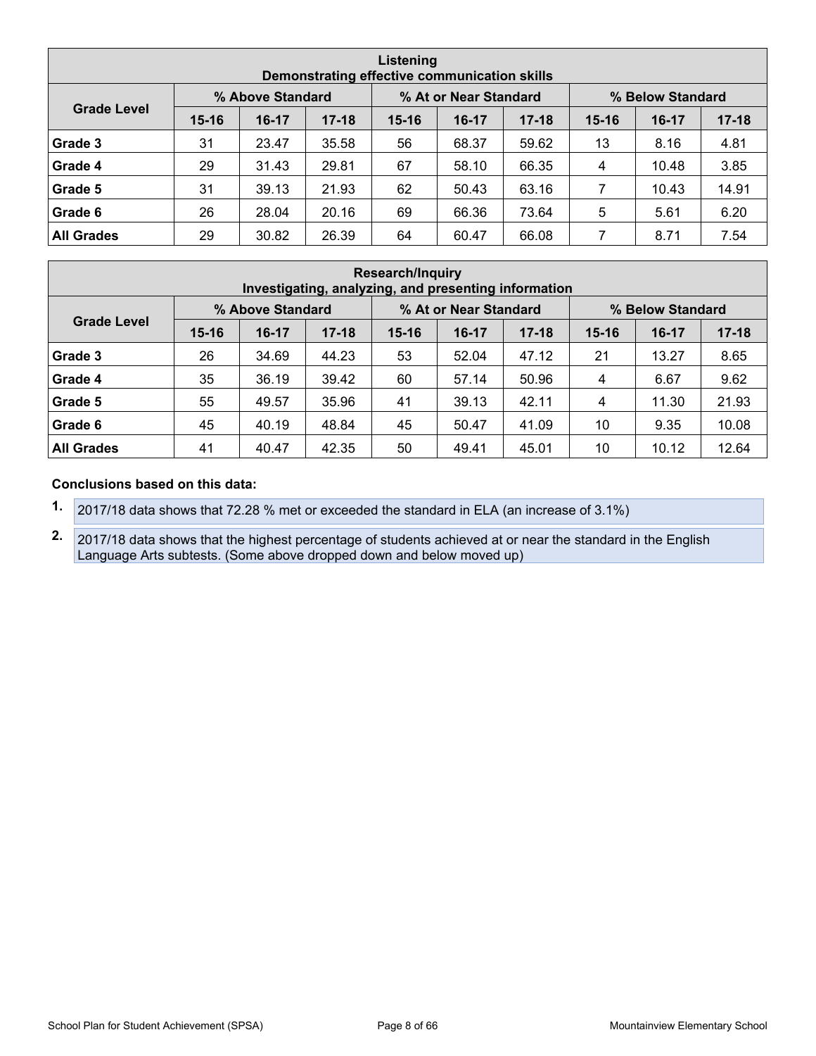| Listening<br>Demonstrating effective communication skills | | | | | | | | | |
|---|---|---|---|---|---|---|---|---|---|
| Grade Level | % Above Standard | | | % At or Near Standard | | | % Below Standard | | |
| | 15-16 | 16-17 | 17-18 | 15-16 | 16-17 | 17-18 | 15-16 | 16-17 | 17-18 |
| **Grade 3** | 31 | 23.47 | 35.58 | 56 | 68.37 | 59.62 | 13 | 8.16 | 4.81 |
| **Grade 4** | 29 | 31.43 | 29.81 | 67 | 58.10 | 66.35 | 4 | 10.48 | 3.85 |
| **Grade 5** | 31 | 39.13 | 21.93 | 62 | 50.43 | 63.16 | 7 | 10.43 | 14.91 |
| **Grade 6** | 26 | 28.04 | 20.16 | 69 | 66.36 | 73.64 | 5 | 5.61 | 6.20 |
| **All Grades** | 29 | 30.82 | 26.39 | 64 | 60.47 | 66.08 | 7 | 8.71 | 7.54 |

| Research/Inquiry<br>Investigating, analyzing, and presenting information | | | | | | | | | |
|---|---|---|---|---|---|---|---|---|---|
| Grade Level | % Above Standard | | | % At or Near Standard | | | % Below Standard | | |
| | 15-16 | 16-17 | 17-18 | 15-16 | 16-17 | 17-18 | 15-16 | 16-17 | 17-18 |
| **Grade 3** | 26 | 34.69 | 44.23 | 53 | 52.04 | 47.12 | 21 | 13.27 | 8.65 |
| **Grade 4** | 35 | 36.19 | 39.42 | 60 | 57.14 | 50.96 | 4 | 6.67 | 9.62 |
| **Grade 5** | 55 | 49.57 | 35.96 | 41 | 39.13 | 42.11 | 4 | 11.30 | 21.93 |
| **Grade 6** | 45 | 40.19 | 48.84 | 45 | 50.47 | 41.09 | 10 | 9.35 | 10.08 |
| **All Grades** | 41 | 40.47 | 42.35 | 50 | 49.41 | 45.01 | 10 | 10.12 | 12.64 |

**Conclusions based on this data:**

1. 2017/18 data shows that 72.28 % met or exceeded the standard in ELA (an increase of 3.1%)
2. 2017/18 data shows that the highest percentage of students achieved at or near the standard in the English Language Arts subtests. (Some above dropped down and below moved up)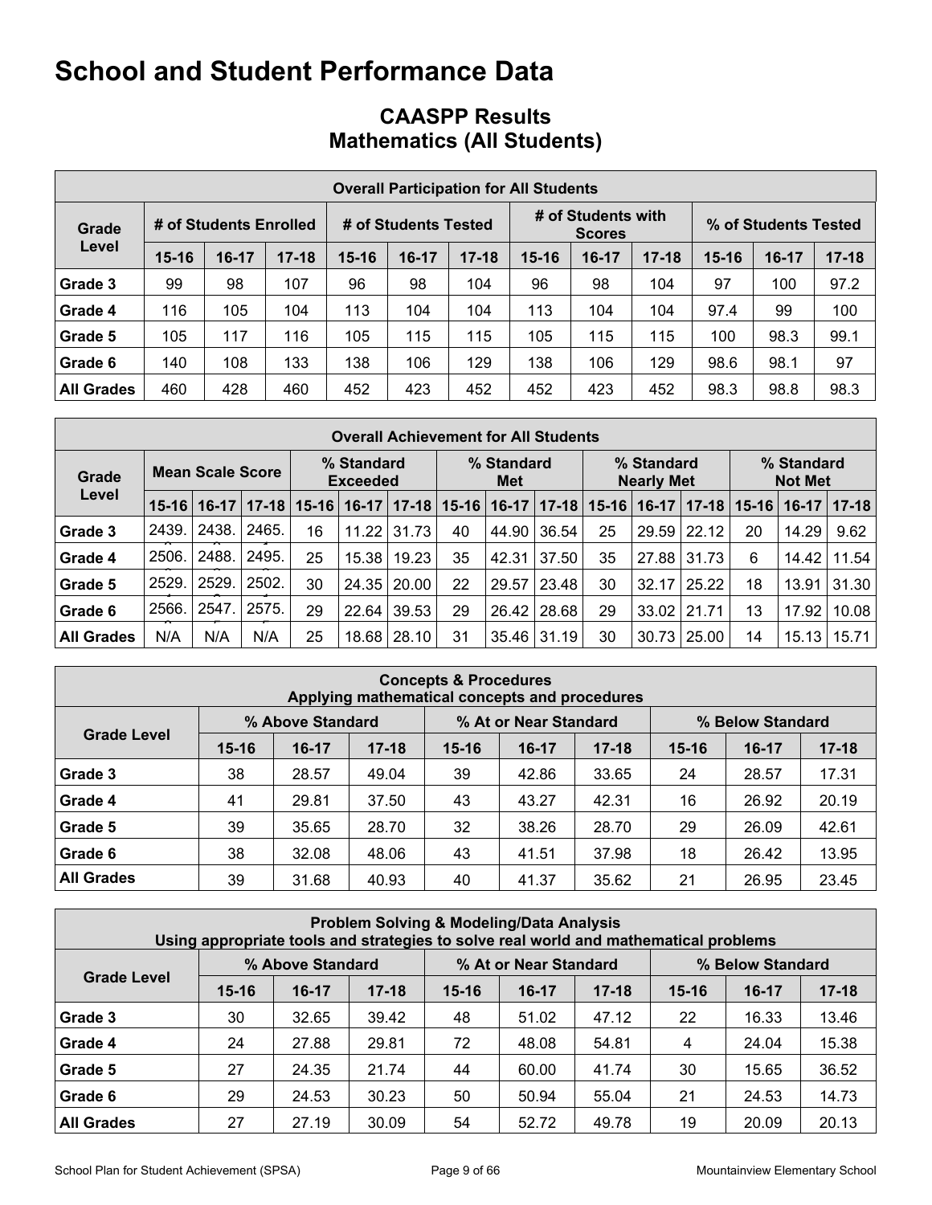# School and Student Performance Data

## CAASPP Results
## Mathematics (All Students)

| Overall Participation for All Students | | | | | | | | | | | | |
|---|---|---|---|---|---|---|---|---|---|---|---|---|
| Grade Level | # of Students Enrolled | | | # of Students Tested | | | # of Students with Scores | | | % of Students Tested | | |
| | 15-16 | 16-17 | 17-18 | 15-16 | 16-17 | 17-18 | 15-16 | 16-17 | 17-18 | 15-16 | 16-17 | 17-18 |
| Grade 3 | 99 | 98 | 107 | 96 | 98 | 104 | 96 | 98 | 104 | 97 | 100 | 97.2 |
| Grade 4 | 116 | 105 | 104 | 113 | 104 | 104 | 113 | 104 | 104 | 97.4 | 99 | 100 |
| Grade 5 | 105 | 117 | 116 | 105 | 115 | 115 | 105 | 115 | 115 | 100 | 98.3 | 99.1 |
| Grade 6 | 140 | 108 | 133 | 138 | 106 | 129 | 138 | 106 | 129 | 98.6 | 98.1 | 97 |
| All Grades | 460 | 428 | 460 | 452 | 423 | 452 | 452 | 423 | 452 | 98.3 | 98.8 | 98.3 |

| Overall Achievement for All Students | | | | | | | | | | | | | | | |
|---|---|---|---|---|---|---|---|---|---|---|---|---|---|---|---|
| Grade Level | Mean Scale Score | | | % Standard Exceeded | | | % Standard Met | | | % Standard Nearly Met | | | % Standard Not Met | | |
| | 15-16 | 16-17 | 17-18 | 15-16 | 16-17 | 17-18 | 15-16 | 16-17 | 17-18 | 15-16 | 16-17 | 17-18 | 15-16 | 16-17 | 17-18 |
| Grade 3 | 2439. | 2438. | 2465. | 16 | 11.22 | 31.73 | 40 | 44.90 | 36.54 | 25 | 29.59 | 22.12 | 20 | 14.29 | 9.62 |
| Grade 4 | 2506. | 2488. | 2495. | 25 | 15.38 | 19.23 | 35 | 42.31 | 37.50 | 35 | 27.88 | 31.73 | 6 | 14.42 | 11.54 |
| Grade 5 | 2529. | 2529. | 2502. | 30 | 24.35 | 20.00 | 22 | 29.57 | 23.48 | 30 | 32.17 | 25.22 | 18 | 13.91 | 31.30 |
| Grade 6 | 2566. | 2547. | 2575. | 29 | 22.64 | 39.53 | 29 | 26.42 | 28.68 | 29 | 33.02 | 21.71 | 13 | 17.92 | 10.08 |
| All Grades | N/A | N/A | N/A | 25 | 18.68 | 28.10 | 31 | 35.46 | 31.19 | 30 | 30.73 | 25.00 | 14 | 15.13 | 15.71 |

| Concepts & Procedures<br>Applying mathematical concepts and procedures | | | | | | | | | |
|---|---|---|---|---|---|---|---|---|---|
| Grade Level | % Above Standard | | | % At or Near Standard | | | % Below Standard | | |
| | 15-16 | 16-17 | 17-18 | 15-16 | 16-17 | 17-18 | 15-16 | 16-17 | 17-18 |
| Grade 3 | 38 | 28.57 | 49.04 | 39 | 42.86 | 33.65 | 24 | 28.57 | 17.31 |
| Grade 4 | 41 | 29.81 | 37.50 | 43 | 43.27 | 42.31 | 16 | 26.92 | 20.19 |
| Grade 5 | 39 | 35.65 | 28.70 | 32 | 38.26 | 28.70 | 29 | 26.09 | 42.61 |
| Grade 6 | 38 | 32.08 | 48.06 | 43 | 41.51 | 37.98 | 18 | 26.42 | 13.95 |
| All Grades | 39 | 31.68 | 40.93 | 40 | 41.37 | 35.62 | 21 | 26.95 | 23.45 |

| Problem Solving & Modeling/Data Analysis<br>Using appropriate tools and strategies to solve real world and mathematical problems | | | | | | | | | |
|---|---|---|---|---|---|---|---|---|---|
| Grade Level | % Above Standard | | | % At or Near Standard | | | % Below Standard | | |
| | 15-16 | 16-17 | 17-18 | 15-16 | 16-17 | 17-18 | 15-16 | 16-17 | 17-18 |
| Grade 3 | 30 | 32.65 | 39.42 | 48 | 51.02 | 47.12 | 22 | 16.33 | 13.46 |
| Grade 4 | 24 | 27.88 | 29.81 | 72 | 48.08 | 54.81 | 4 | 24.04 | 15.38 |
| Grade 5 | 27 | 24.35 | 21.74 | 44 | 60.00 | 41.74 | 30 | 15.65 | 36.52 |
| Grade 6 | 29 | 24.53 | 30.23 | 50 | 50.94 | 55.04 | 21 | 24.53 | 14.73 |
| All Grades | 27 | 27.19 | 30.09 | 54 | 52.72 | 49.78 | 19 | 20.09 | 20.13 |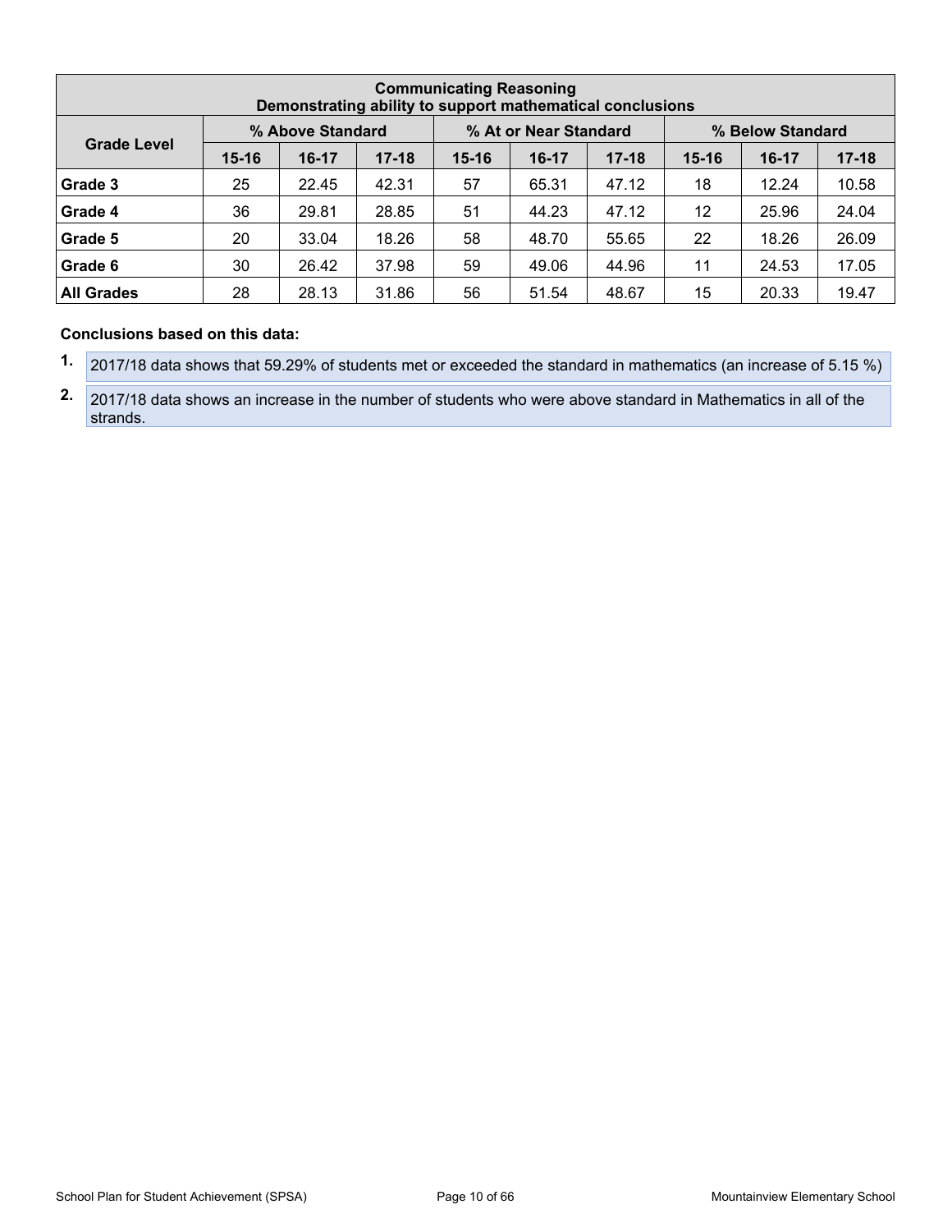| Communicating Reasoning<br>Demonstrating ability to support mathematical conclusions | | | | | | | | | |
|---|---|---|---|---|---|---|---|---|---|
| Grade Level | % Above Standard | | | % At or Near Standard | | | % Below Standard | | |
| | 15-16 | 16-17 | 17-18 | 15-16 | 16-17 | 17-18 | 15-16 | 16-17 | 17-18 |
| **Grade 3** | 25 | 22.45 | 42.31 | 57 | 65.31 | 47.12 | 18 | 12.24 | 10.58 |
| **Grade 4** | 36 | 29.81 | 28.85 | 51 | 44.23 | 47.12 | 12 | 25.96 | 24.04 |
| **Grade 5** | 20 | 33.04 | 18.26 | 58 | 48.70 | 55.65 | 22 | 18.26 | 26.09 |
| **Grade 6** | 30 | 26.42 | 37.98 | 59 | 49.06 | 44.96 | 11 | 24.53 | 17.05 |
| **All Grades** | 28 | 28.13 | 31.86 | 56 | 51.54 | 48.67 | 15 | 20.33 | 19.47 |

**Conclusions based on this data:**

1. 2017/18 data shows that 59.29% of students met or exceeded the standard in mathematics (an increase of 5.15 %)
2. 2017/18 data shows an increase in the number of students who were above standard in Mathematics in all of the strands.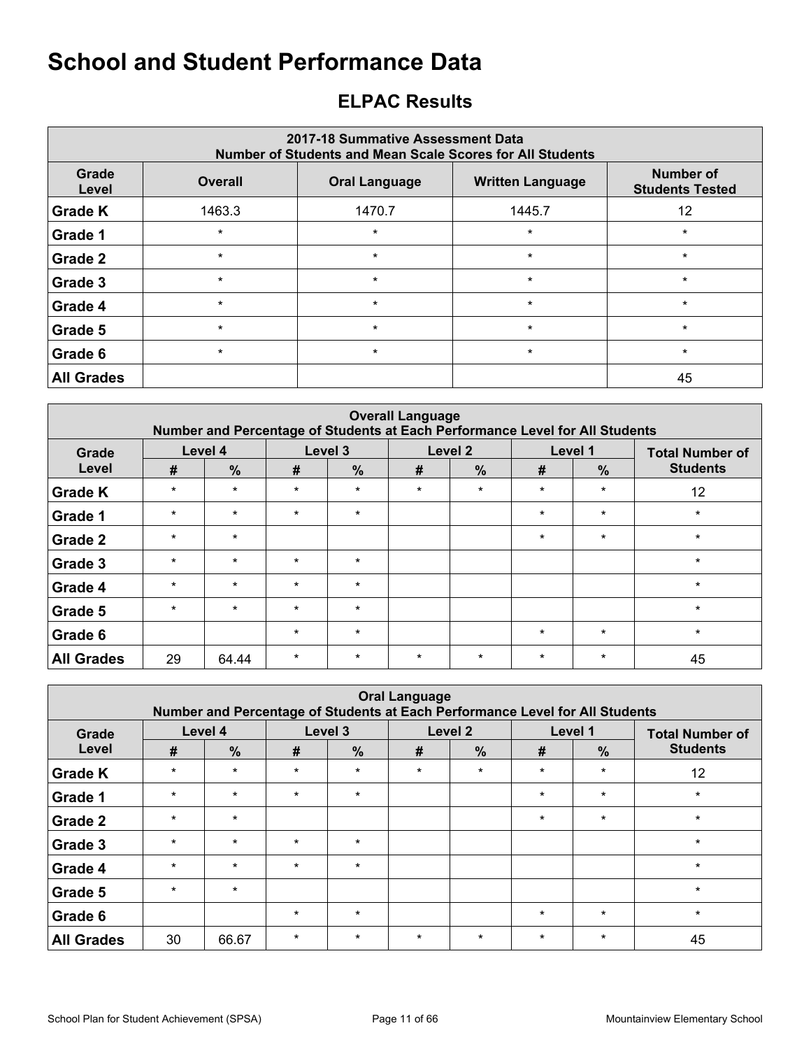# School and Student Performance Data

## ELPAC Results

| 2017-18 Summative Assessment Data<br>Number of Students and Mean Scale Scores for All Students | | | | |
|---|---|---|---|---|
| Grade Level | Overall | Oral Language | Written Language | Number of Students Tested |
| Grade K | 1463.3 | 1470.7 | 1445.7 | 12 |
| Grade 1 | * | * | * | * |
| Grade 2 | * | * | * | * |
| Grade 3 | * | * | * | * |
| Grade 4 | * | * | * | * |
| Grade 5 | * | * | * | * |
| Grade 6 | * | * | * | * |
| All Grades | | | | 45 |

| Overall Language<br>Number and Percentage of Students at Each Performance Level for All Students | | | | | | | | | |
|---|---|---|---|---|---|---|---|---|---|
| Grade Level | Level 4 | | Level 3 | | Level 2 | | Level 1 | | Total Number of Students |
| | # | % | # | % | # | % | # | % | |
| Grade K | * | * | * | * | * | * | * | * | 12 |
| Grade 1 | * | * | * | * | | | * | * | * |
| Grade 2 | * | * | | | | | * | * | * |
| Grade 3 | * | * | * | * | | | | | * |
| Grade 4 | * | * | * | * | | | | | * |
| Grade 5 | * | * | * | * | | | | | * |
| Grade 6 | | | * | * | | | * | * | * |
| All Grades | 29 | 64.44 | * | * | * | * | * | * | 45 |

| Oral Language<br>Number and Percentage of Students at Each Performance Level for All Students | | | | | | | | | |
|---|---|---|---|---|---|---|---|---|---|
| Grade Level | Level 4 | | Level 3 | | Level 2 | | Level 1 | | Total Number of Students |
| | # | % | # | % | # | % | # | % | |
| Grade K | * | * | * | * | * | * | * | * | 12 |
| Grade 1 | * | * | * | * | | | * | * | * |
| Grade 2 | * | * | | | | | * | * | * |
| Grade 3 | * | * | * | * | | | | | * |
| Grade 4 | * | * | * | * | | | | | * |
| Grade 5 | * | * | | | | | | | * |
| Grade 6 | | | * | * | | | * | * | * |
| All Grades | 30 | 66.67 | * | * | * | * | * | * | 45 |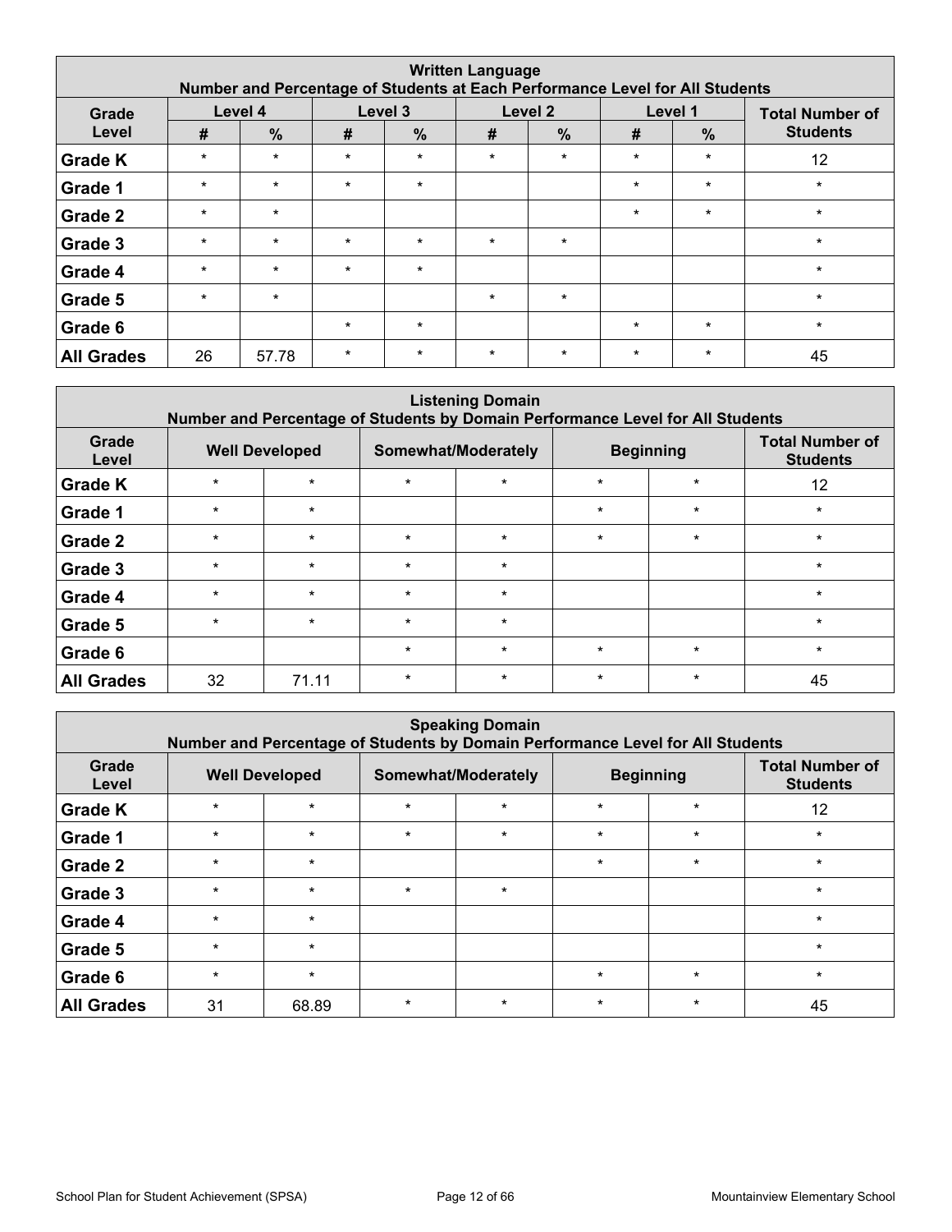| Written Language<br>Number and Percentage of Students at Each Performance Level for All Students | | | | | | | | | |
|---|---|---|---|---|---|---|---|---|---|
| Grade Level | Level 4 | | Level 3 | | Level 2 | | Level 1 | | Total Number of Students |
| | # | % | # | % | # | % | # | % | |
| Grade K | * | * | * | * | * | * | * | * | 12 |
| Grade 1 | * | * | * | * | | | * | * | * |
| Grade 2 | * | * | | | | | * | * | * |
| Grade 3 | * | * | * | * | * | * | | | * |
| Grade 4 | * | * | * | * | | | | | * |
| Grade 5 | * | * | | | * | * | | | * |
| Grade 6 | | | * | * | | | * | * | * |
| All Grades | 26 | 57.78 | * | * | * | * | * | * | 45 |

| Listening Domain<br>Number and Percentage of Students by Domain Performance Level for All Students | | | | | | | |
|---|---|---|---|---|---|---|---|
| Grade Level | Well Developed | | Somewhat/Moderately | | Beginning | | Total Number of Students |
| Grade K | * | * | * | * | * | * | 12 |
| Grade 1 | * | * | | | * | * | * |
| Grade 2 | * | * | * | * | * | * | * |
| Grade 3 | * | * | * | * | | | * |
| Grade 4 | * | * | * | * | | | * |
| Grade 5 | * | * | * | * | | | * |
| Grade 6 | | | * | * | * | * | * |
| All Grades | 32 | 71.11 | * | * | * | * | 45 |

| Speaking Domain<br>Number and Percentage of Students by Domain Performance Level for All Students | | | | | | | |
|---|---|---|---|---|---|---|---|
| Grade Level | Well Developed | | Somewhat/Moderately | | Beginning | | Total Number of Students |
| Grade K | * | * | * | * | * | * | 12 |
| Grade 1 | * | * | * | * | * | * | * |
| Grade 2 | * | * | | | * | * | * |
| Grade 3 | * | * | * | * | | | * |
| Grade 4 | * | * | | | | | * |
| Grade 5 | * | * | | | | | * |
| Grade 6 | * | * | | | * | * | * |
| All Grades | 31 | 68.89 | * | * | * | * | 45 |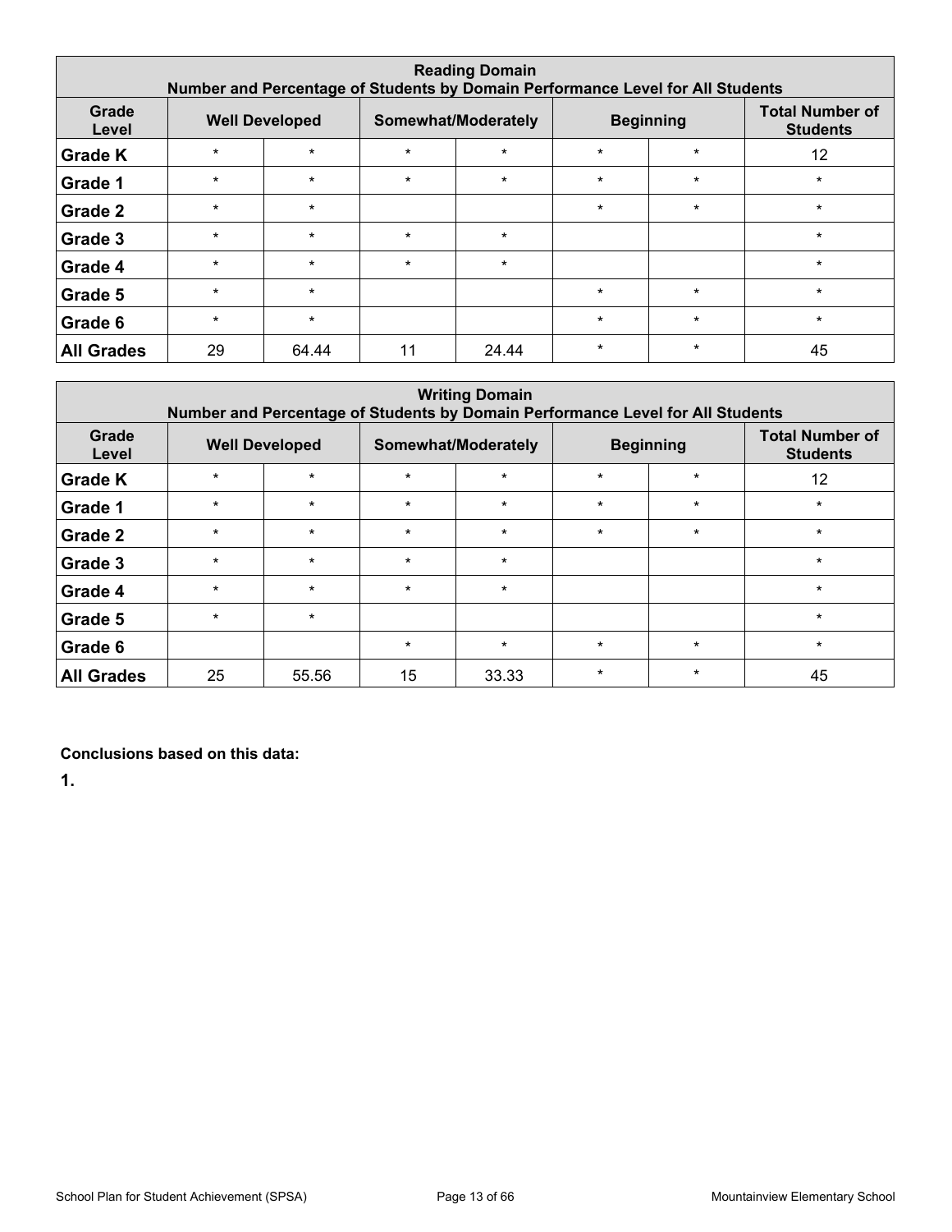| Reading Domain<br>Number and Percentage of Students by Domain Performance Level for All Students | | | | | | | |
|---|---|---|---|---|---|---|---|
| Grade Level | Well Developed | | Somewhat/Moderately | | Beginning | | Total Number of Students |
| Grade K | * | * | * | * | * | * | 12 |
| Grade 1 | * | * | * | * | * | * | * |
| Grade 2 | * | * | | | * | * | * |
| Grade 3 | * | * | * | * | | | * |
| Grade 4 | * | * | * | * | | | * |
| Grade 5 | * | * | | | * | * | * |
| Grade 6 | * | * | | | * | * | * |
| All Grades | 29 | 64.44 | 11 | 24.44 | * | * | 45 |

| Writing Domain<br>Number and Percentage of Students by Domain Performance Level for All Students | | | | | | | |
|---|---|---|---|---|---|---|---|
| Grade Level | Well Developed | | Somewhat/Moderately | | Beginning | | Total Number of Students |
| Grade K | * | * | * | * | * | * | 12 |
| Grade 1 | * | * | * | * | * | * | * |
| Grade 2 | * | * | * | * | * | * | * |
| Grade 3 | * | * | * | * | | | * |
| Grade 4 | * | * | * | * | | | * |
| Grade 5 | * | * | | | | | * |
| Grade 6 | | | * | * | * | * | * |
| All Grades | 25 | 55.56 | 15 | 33.33 | * | * | 45 |

**Conclusions based on this data:**

**1.**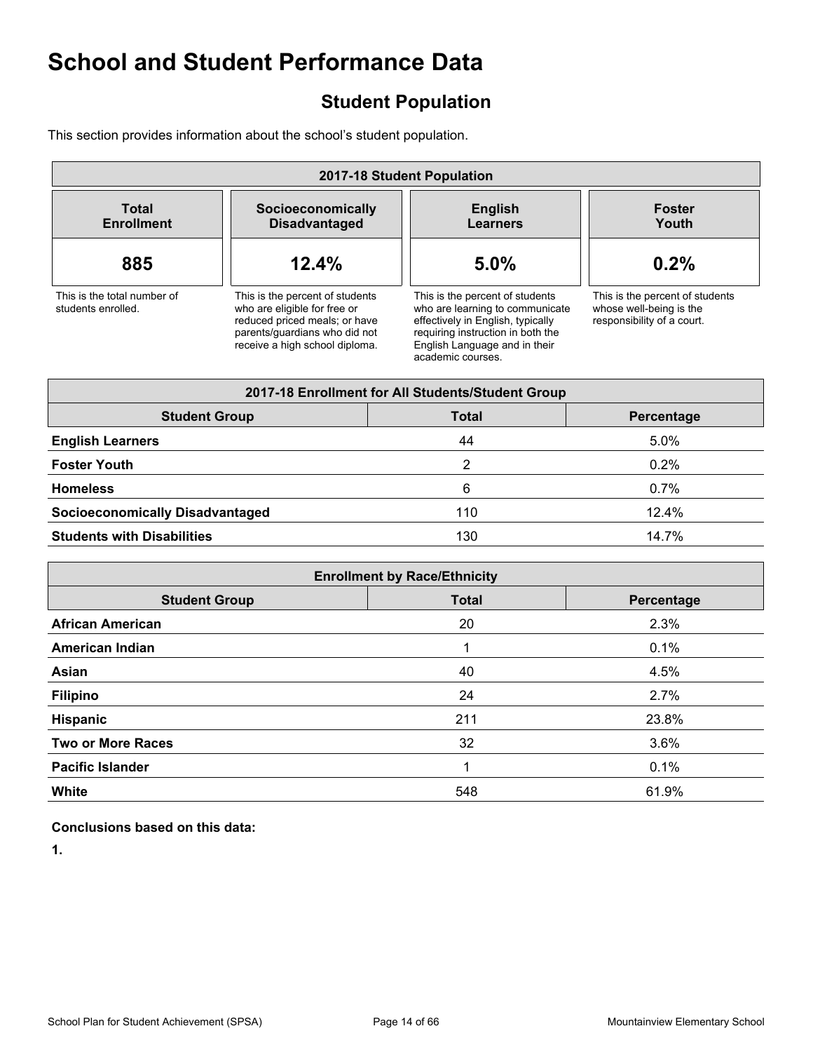# School and Student Performance Data

## Student Population

This section provides information about the school's student population.

| 2017-18 Student Population | | | |
|---|---|---|---|
| **Total Enrollment** | **Socioeconomically Disadvantaged** | **English Learners** | **Foster Youth** |
| **885** | **12.4%** | **5.0%** | **0.2%** |
| This is the total number of students enrolled. | This is the percent of students who are eligible for free or reduced priced meals; or have parents/guardians who did not receive a high school diploma. | This is the percent of students who are learning to communicate effectively in English, typically requiring instruction in both the English Language and in their academic courses. | This is the percent of students whose well-being is the responsibility of a court. |

| 2017-18 Enrollment for All Students/Student Group | | |
|---|---|---|
| **Student Group** | **Total** | **Percentage** |
| **English Learners** | 44 | 5.0% |
| **Foster Youth** | 2 | 0.2% |
| **Homeless** | 6 | 0.7% |
| **Socioeconomically Disadvantaged** | 110 | 12.4% |
| **Students with Disabilities** | 130 | 14.7% |

| Enrollment by Race/Ethnicity | | |
|---|---|---|
| **Student Group** | **Total** | **Percentage** |
| **African American** | 20 | 2.3% |
| **American Indian** | 1 | 0.1% |
| **Asian** | 40 | 4.5% |
| **Filipino** | 24 | 2.7% |
| **Hispanic** | 211 | 23.8% |
| **Two or More Races** | 32 | 3.6% |
| **Pacific Islander** | 1 | 0.1% |
| **White** | 548 | 61.9% |

**Conclusions based on this data:**

**1.**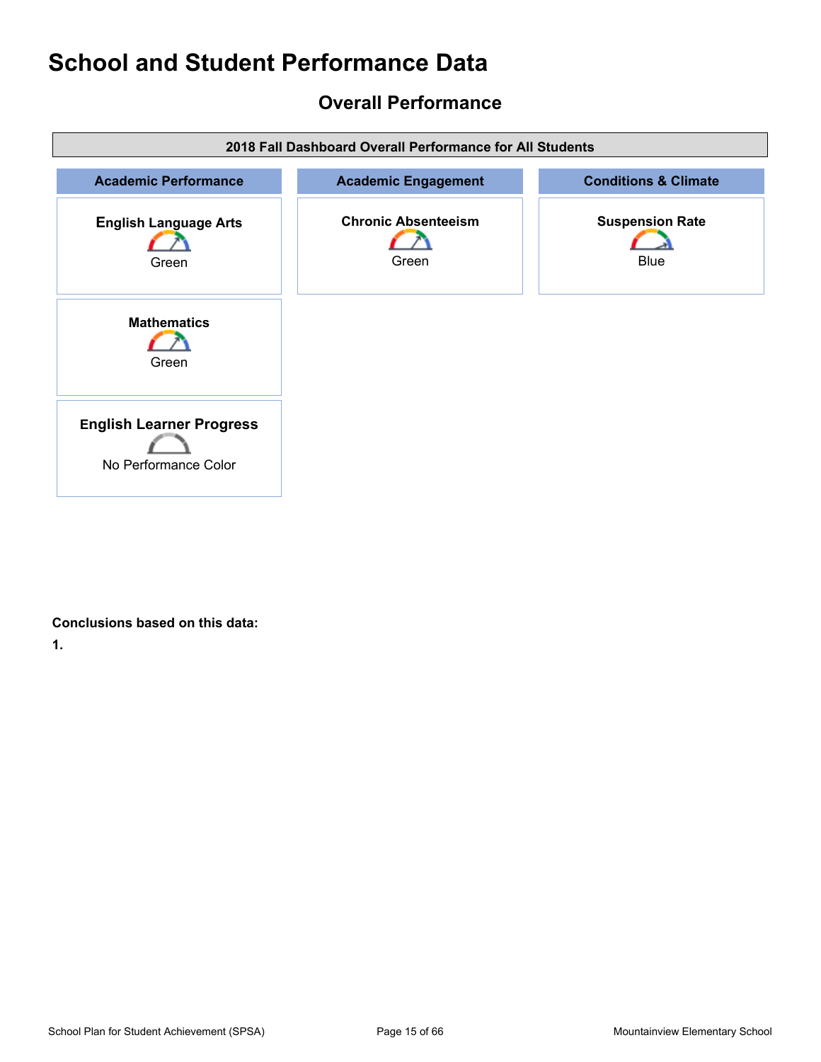# School and Student Performance Data

## Overall Performance

| 2018 Fall Dashboard Overall Performance for All Students | | |
|---|---|---|
| **Academic Performance** | **Academic Engagement** | **Conditions & Climate** |
| **English Language Arts** Green | **Chronic Absenteeism** Green | **Suspension Rate** Blue |
| **Mathematics** Green | | |
| **English Learner Progress** No Performance Color | | |

**Conclusions based on this data:**

**1.**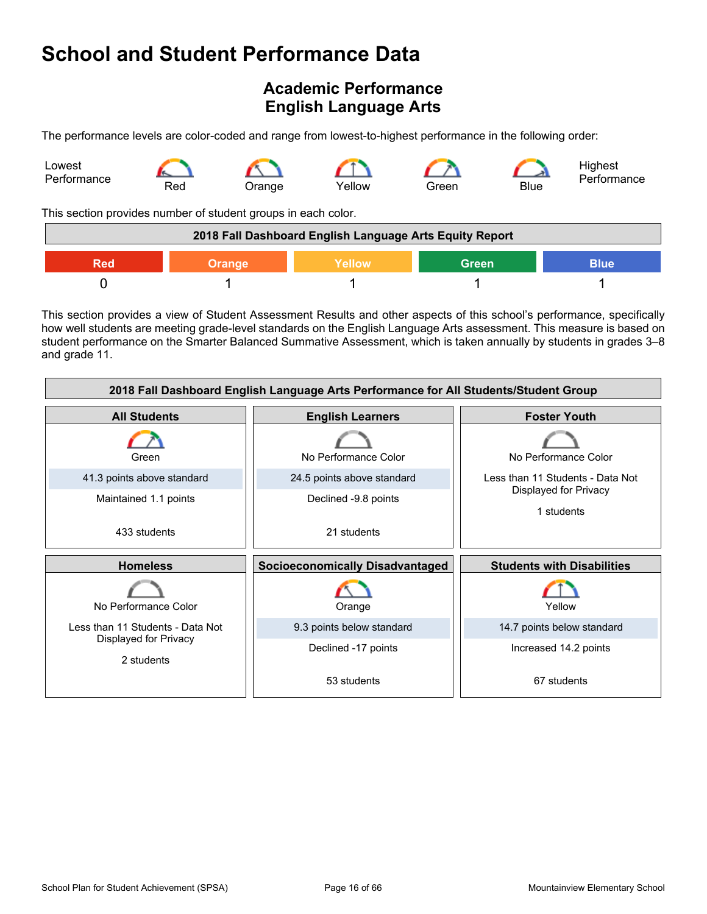# School and Student Performance Data

## Academic Performance
## English Language Arts

The performance levels are color-coded and range from lowest-to-highest performance in the following order:

Lowest Performance — Red — Orange — Yellow — Green — Blue — Highest Performance

This section provides number of student groups in each color.

| 2018 Fall Dashboard English Language Arts Equity Report | | | | |
|---|---|---|---|---|
| Red | Orange | Yellow | Green | Blue |
| 0 | 1 | 1 | 1 | 1 |

This section provides a view of Student Assessment Results and other aspects of this school's performance, specifically how well students are meeting grade-level standards on the English Language Arts assessment. This measure is based on student performance on the Smarter Balanced Summative Assessment, which is taken annually by students in grades 3–8 and grade 11.

| 2018 Fall Dashboard English Language Arts Performance for All Students/Student Group | | |
|---|---|---|
| **All Students** | **English Learners** | **Foster Youth** |
| Green | No Performance Color | No Performance Color |
| 41.3 points above standard | 24.5 points above standard | Less than 11 Students - Data Not Displayed for Privacy |
| Maintained 1.1 points | Declined -9.8 points | 1 students |
| 433 students | 21 students | |
| **Homeless** | **Socioeconomically Disadvantaged** | **Students with Disabilities** |
| No Performance Color | Orange | Yellow |
| Less than 11 Students - Data Not Displayed for Privacy | 9.3 points below standard | 14.7 points below standard |
| 2 students | Declined -17 points | Increased 14.2 points |
| | 53 students | 67 students |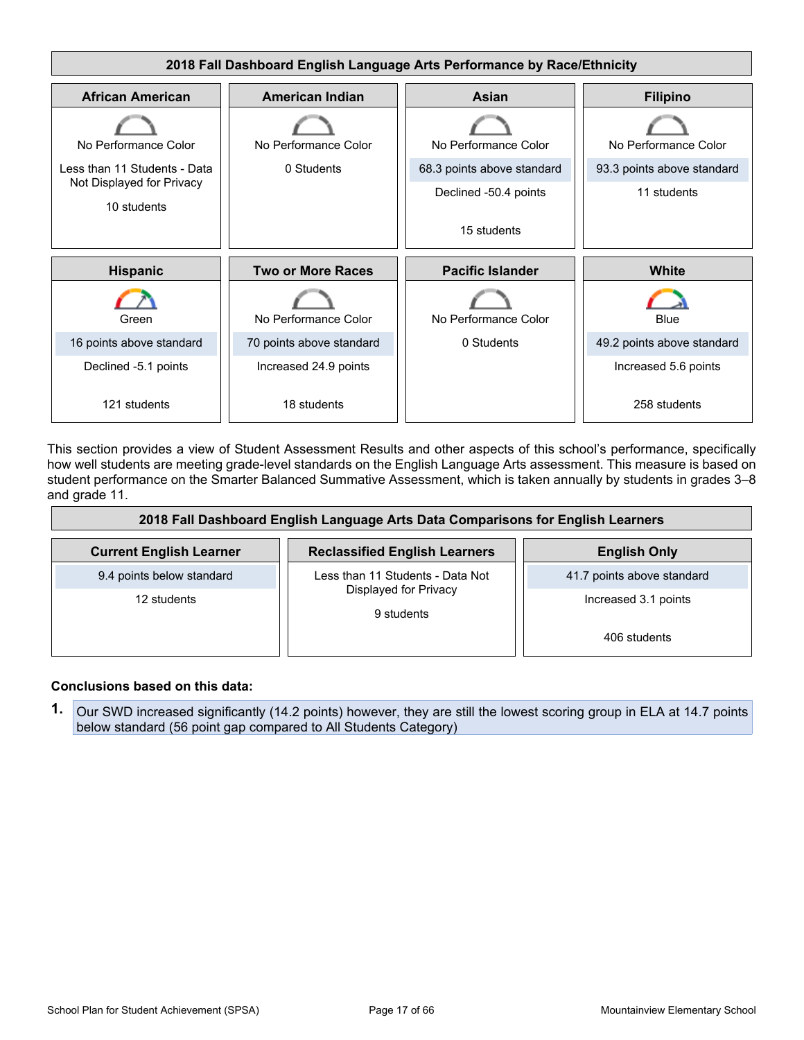## 2018 Fall Dashboard English Language Arts Performance by Race/Ethnicity

| African American | American Indian | Asian | Filipino |
| --- | --- | --- | --- |
| No Performance Color | No Performance Color | No Performance Color | No Performance Color |
| Less than 11 Students - Data Not Displayed for Privacy | 0 Students | 68.3 points above standard | 93.3 points above standard |
| 10 students | | Declined -50.4 points | 11 students |
| | | 15 students | |

| Hispanic | Two or More Races | Pacific Islander | White |
| --- | --- | --- | --- |
| Green | No Performance Color | No Performance Color | Blue |
| 16 points above standard | 70 points above standard | 0 Students | 49.2 points above standard |
| Declined -5.1 points | Increased 24.9 points | | Increased 5.6 points |
| 121 students | 18 students | | 258 students |

This section provides a view of Student Assessment Results and other aspects of this school's performance, specifically how well students are meeting grade-level standards on the English Language Arts assessment. This measure is based on student performance on the Smarter Balanced Summative Assessment, which is taken annually by students in grades 3–8 and grade 11.

## 2018 Fall Dashboard English Language Arts Data Comparisons for English Learners

| Current English Learner | Reclassified English Learners | English Only |
| --- | --- | --- |
| 9.4 points below standard | Less than 11 Students - Data Not Displayed for Privacy | 41.7 points above standard |
| 12 students | 9 students | Increased 3.1 points |
| | | 406 students |

**Conclusions based on this data:**

1. Our SWD increased significantly (14.2 points) however, they are still the lowest scoring group in ELA at 14.7 points below standard (56 point gap compared to All Students Category)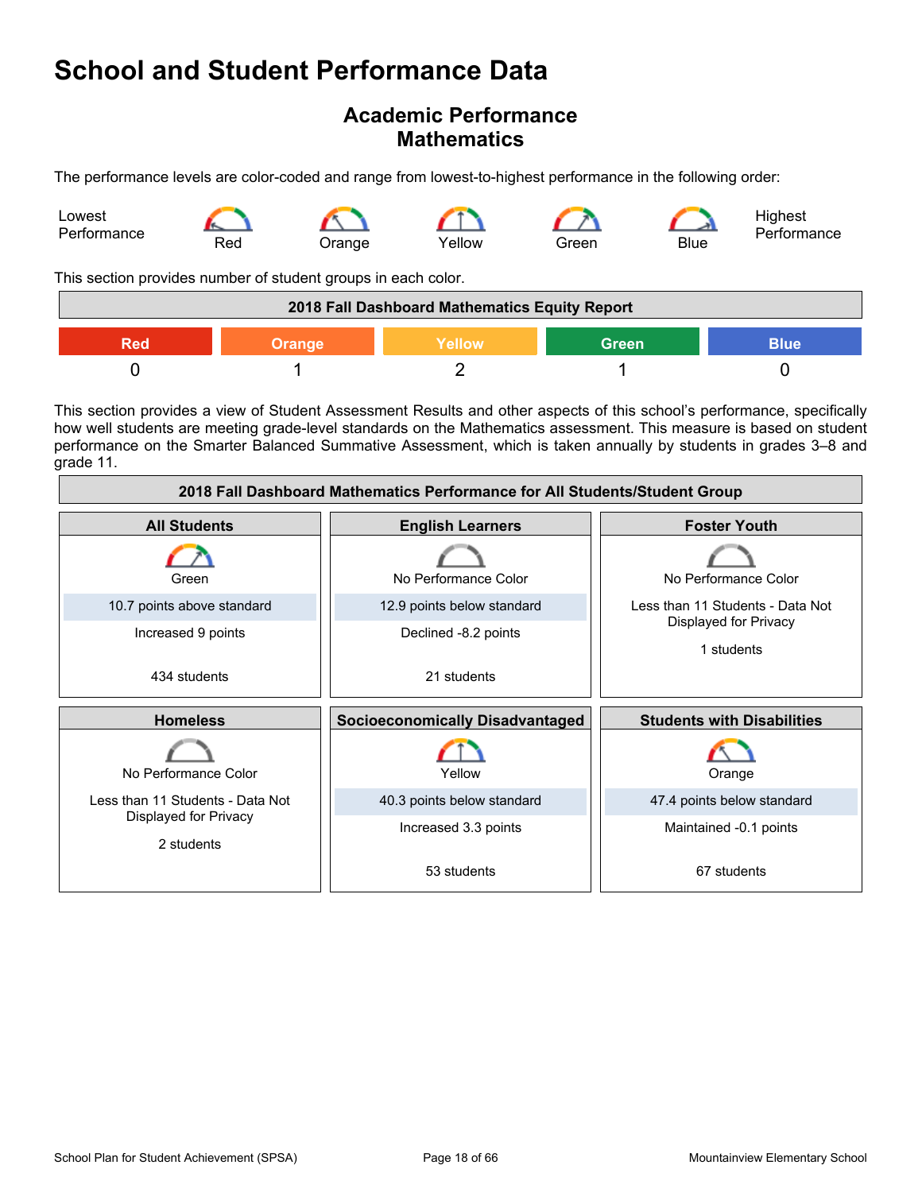# School and Student Performance Data

## Academic Performance
## Mathematics

The performance levels are color-coded and range from lowest-to-highest performance in the following order:

Lowest Performance — Red — Orange — Yellow — Green — Blue — Highest Performance

This section provides number of student groups in each color.

| 2018 Fall Dashboard Mathematics Equity Report | | | | |
|---|---|---|---|---|
| Red | Orange | Yellow | Green | Blue |
| 0 | 1 | 2 | 1 | 0 |

This section provides a view of Student Assessment Results and other aspects of this school's performance, specifically how well students are meeting grade-level standards on the Mathematics assessment. This measure is based on student performance on the Smarter Balanced Summative Assessment, which is taken annually by students in grades 3–8 and grade 11.

| 2018 Fall Dashboard Mathematics Performance for All Students/Student Group | | |
|---|---|---|
| **All Students** | **English Learners** | **Foster Youth** |
| Green | No Performance Color | No Performance Color |
| 10.7 points above standard | 12.9 points below standard | Less than 11 Students - Data Not Displayed for Privacy |
| Increased 9 points | Declined -8.2 points | 1 students |
| 434 students | 21 students | |
| **Homeless** | **Socioeconomically Disadvantaged** | **Students with Disabilities** |
| No Performance Color | Yellow | Orange |
| Less than 11 Students - Data Not Displayed for Privacy | 40.3 points below standard | 47.4 points below standard |
| 2 students | Increased 3.3 points | Maintained -0.1 points |
| | 53 students | 67 students |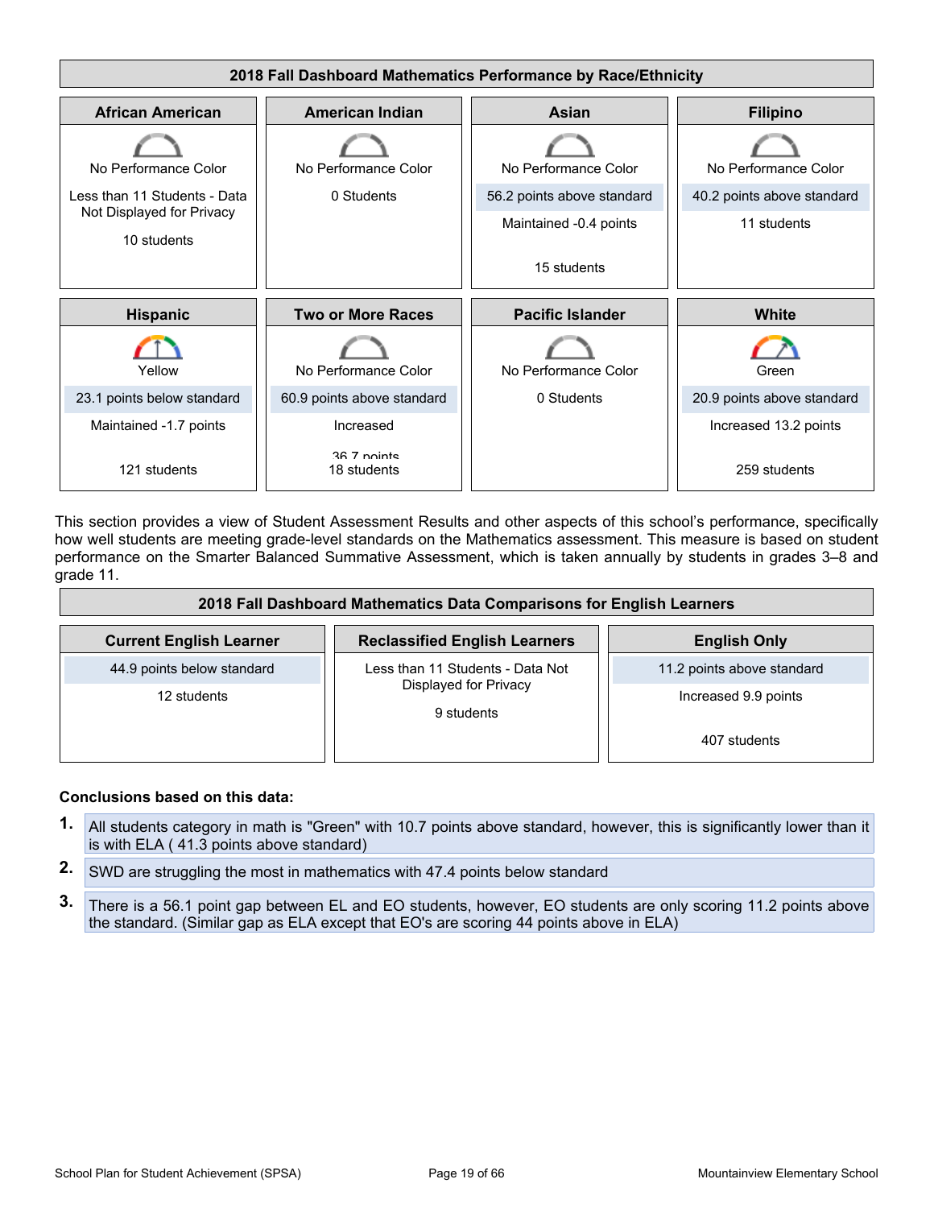| 2018 Fall Dashboard Mathematics Performance by Race/Ethnicity | | | |
|---|---|---|---|
| **African American** | **American Indian** | **Asian** | **Filipino** |
| No Performance Color<br>Less than 11 Students - Data Not Displayed for Privacy<br>10 students | No Performance Color<br>0 Students | No Performance Color<br>56.2 points above standard<br>Maintained -0.4 points<br>15 students | No Performance Color<br>40.2 points above standard<br>11 students |
| **Hispanic** | **Two or More Races** | **Pacific Islander** | **White** |
| Yellow<br>23.1 points below standard<br>Maintained -1.7 points<br>121 students | No Performance Color<br>60.9 points above standard<br>Increased<br>36.7 points<br>18 students | No Performance Color<br>0 Students | Green<br>20.9 points above standard<br>Increased 13.2 points<br>259 students |

This section provides a view of Student Assessment Results and other aspects of this school's performance, specifically how well students are meeting grade-level standards on the Mathematics assessment. This measure is based on student performance on the Smarter Balanced Summative Assessment, which is taken annually by students in grades 3–8 and grade 11.

| 2018 Fall Dashboard Mathematics Data Comparisons for English Learners | | |
|---|---|---|
| **Current English Learner** | **Reclassified English Learners** | **English Only** |
| 44.9 points below standard<br>12 students | Less than 11 Students - Data Not Displayed for Privacy<br>9 students | 11.2 points above standard<br>Increased 9.9 points<br>407 students |

**Conclusions based on this data:**

1. All students category in math is "Green" with 10.7 points above standard, however, this is significantly lower than it is with ELA ( 41.3 points above standard)
2. SWD are struggling the most in mathematics with 47.4 points below standard
3. There is a 56.1 point gap between EL and EO students, however, EO students are only scoring 11.2 points above the standard. (Similar gap as ELA except that EO's are scoring 44 points above in ELA)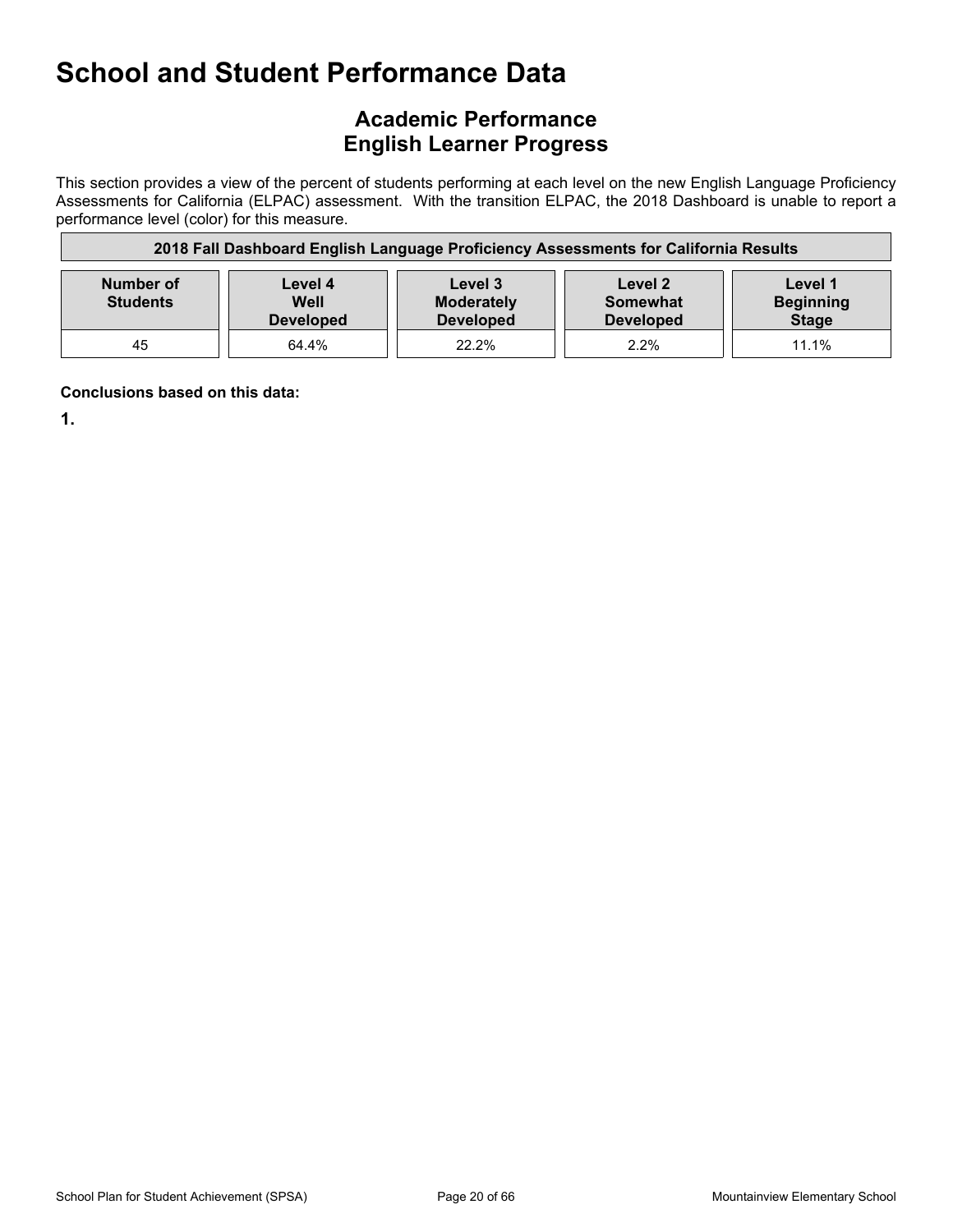# School and Student Performance Data

## Academic Performance
## English Learner Progress

This section provides a view of the percent of students performing at each level on the new English Language Proficiency Assessments for California (ELPAC) assessment. With the transition ELPAC, the 2018 Dashboard is unable to report a performance level (color) for this measure.

| 2018 Fall Dashboard English Language Proficiency Assessments for California Results | | | | |
|---|---|---|---|---|
| **Number of Students** | **Level 4 Well Developed** | **Level 3 Moderately Developed** | **Level 2 Somewhat Developed** | **Level 1 Beginning Stage** |
| 45 | 64.4% | 22.2% | 2.2% | 11.1% |

**Conclusions based on this data:**

**1.**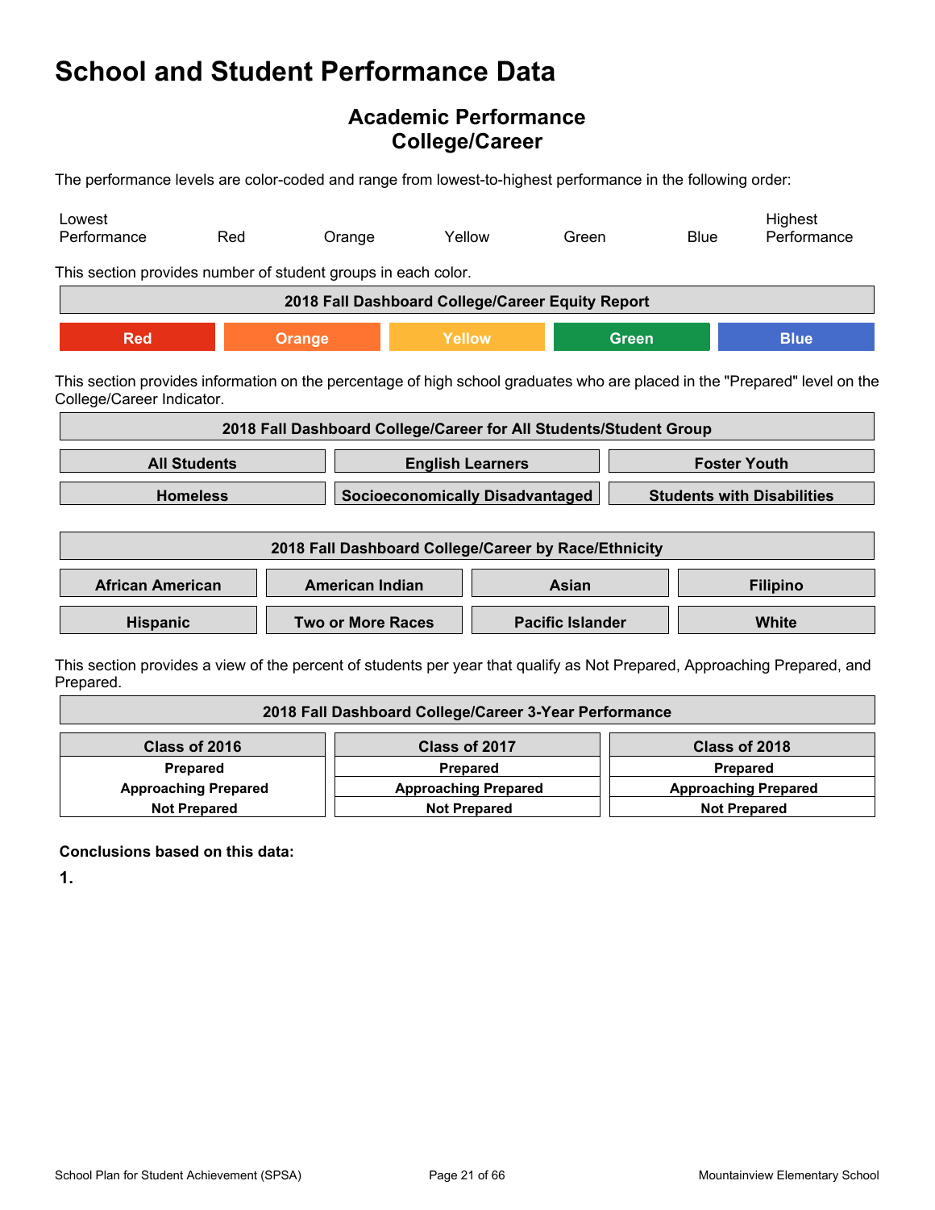# School and Student Performance Data

## Academic Performance
## College/Career

The performance levels are color-coded and range from lowest-to-highest performance in the following order:

Lowest Performance | Red | Orange | Yellow | Green | Blue | Highest Performance

This section provides number of student groups in each color.

| 2018 Fall Dashboard College/Career Equity Report | | | | |
|---|---|---|---|---|
| Red | Orange | Yellow | Green | Blue |

This section provides information on the percentage of high school graduates who are placed in the "Prepared" level on the College/Career Indicator.

| 2018 Fall Dashboard College/Career for All Students/Student Group | | |
|---|---|---|
| All Students | English Learners | Foster Youth |
| Homeless | Socioeconomically Disadvantaged | Students with Disabilities |

| 2018 Fall Dashboard College/Career by Race/Ethnicity | | | |
|---|---|---|---|
| African American | American Indian | Asian | Filipino |
| Hispanic | Two or More Races | Pacific Islander | White |

This section provides a view of the percent of students per year that qualify as Not Prepared, Approaching Prepared, and Prepared.

| 2018 Fall Dashboard College/Career 3-Year Performance | | |
|---|---|---|
| Class of 2016 | Class of 2017 | Class of 2018 |
| Prepared | Prepared | Prepared |
| Approaching Prepared | Approaching Prepared | Approaching Prepared |
| Not Prepared | Not Prepared | Not Prepared |

**Conclusions based on this data:**

**1.**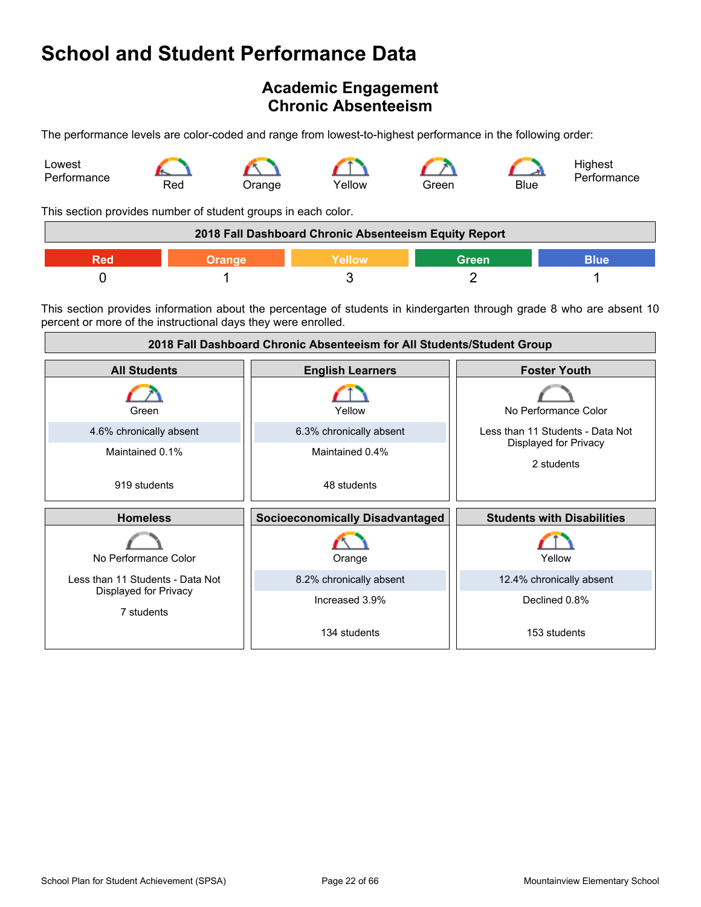# School and Student Performance Data

## Academic Engagement
## Chronic Absenteeism

The performance levels are color-coded and range from lowest-to-highest performance in the following order:

Lowest Performance — Red — Orange — Yellow — Green — Blue — Highest Performance

This section provides number of student groups in each color.

| 2018 Fall Dashboard Chronic Absenteeism Equity Report | | | | |
|---|---|---|---|---|
| Red | Orange | Yellow | Green | Blue |
| 0 | 1 | 3 | 2 | 1 |

This section provides information about the percentage of students in kindergarten through grade 8 who are absent 10 percent or more of the instructional days they were enrolled.

| 2018 Fall Dashboard Chronic Absenteeism for All Students/Student Group | | |
|---|---|---|
| **All Students** | **English Learners** | **Foster Youth** |
| Green<br>4.6% chronically absent<br>Maintained 0.1%<br>919 students | Yellow<br>6.3% chronically absent<br>Maintained 0.4%<br>48 students | No Performance Color<br>Less than 11 Students - Data Not Displayed for Privacy<br>2 students |
| **Homeless** | **Socioeconomically Disadvantaged** | **Students with Disabilities** |
| No Performance Color<br>Less than 11 Students - Data Not Displayed for Privacy<br>7 students | Orange<br>8.2% chronically absent<br>Increased 3.9%<br>134 students | Yellow<br>12.4% chronically absent<br>Declined 0.8%<br>153 students |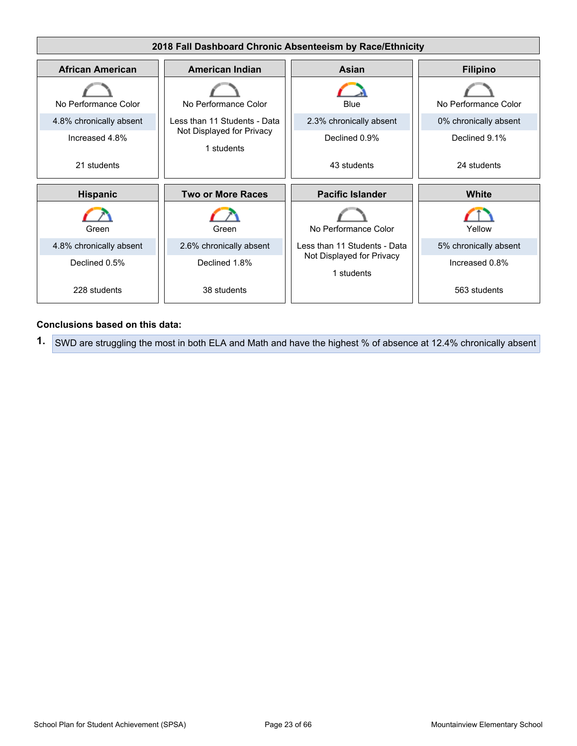| 2018 Fall Dashboard Chronic Absenteeism by Race/Ethnicity | | | |
|---|---|---|---|
| **African American** | **American Indian** | **Asian** | **Filipino** |
| No Performance Color<br>4.8% chronically absent<br>Increased 4.8%<br>21 students | No Performance Color<br>Less than 11 Students - Data Not Displayed for Privacy<br>1 students | Blue<br>2.3% chronically absent<br>Declined 0.9%<br>43 students | No Performance Color<br>0% chronically absent<br>Declined 9.1%<br>24 students |
| **Hispanic** | **Two or More Races** | **Pacific Islander** | **White** |
| Green<br>4.8% chronically absent<br>Declined 0.5%<br>228 students | Green<br>2.6% chronically absent<br>Declined 1.8%<br>38 students | No Performance Color<br>Less than 11 Students - Data Not Displayed for Privacy<br>1 students | Yellow<br>5% chronically absent<br>Increased 0.8%<br>563 students |

**Conclusions based on this data:**

1. SWD are struggling the most in both ELA and Math and have the highest % of absence at 12.4% chronically absent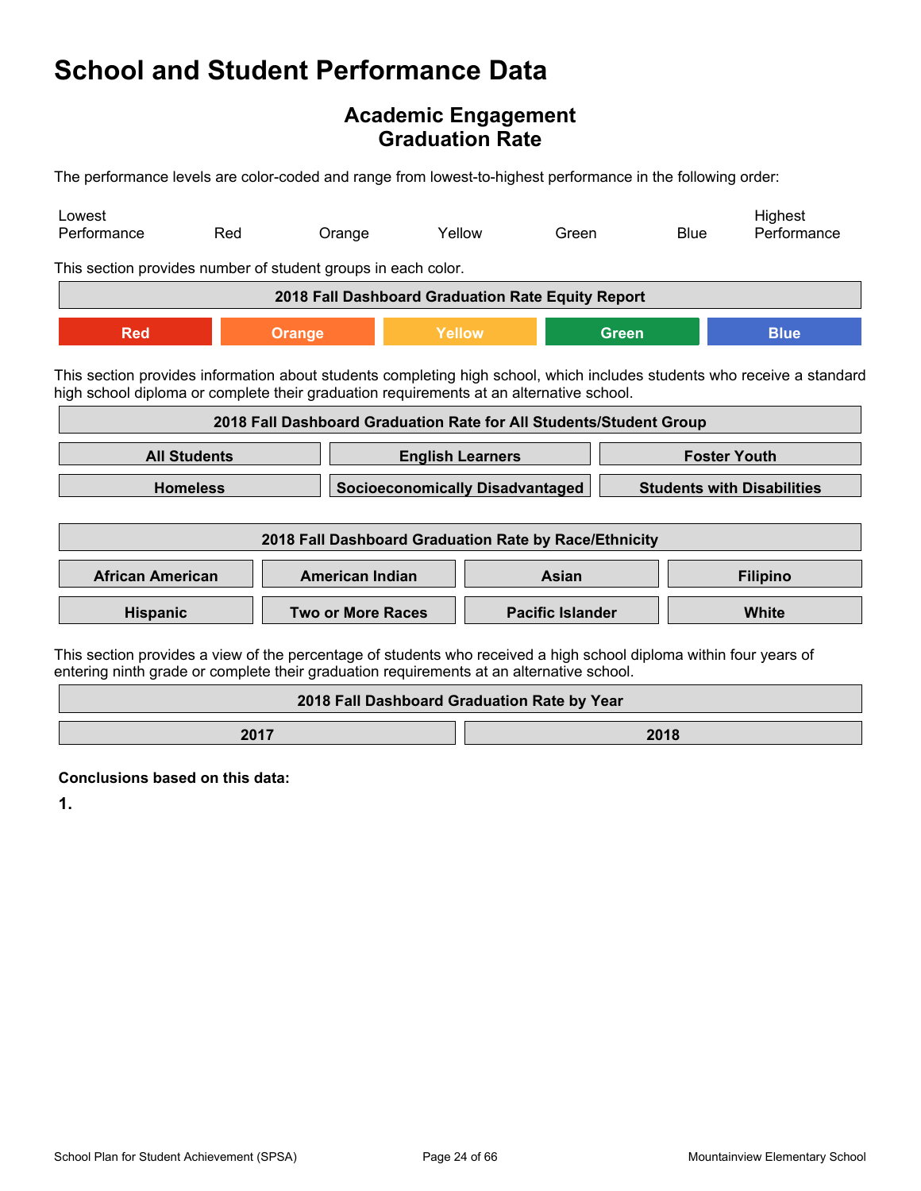# School and Student Performance Data

## Academic Engagement
## Graduation Rate

The performance levels are color-coded and range from lowest-to-highest performance in the following order:

| Lowest Performance | Red | Orange | Yellow | Green | Blue | Highest Performance |
|---|---|---|---|---|---|---|

This section provides number of student groups in each color.

| 2018 Fall Dashboard Graduation Rate Equity Report | | | | |
|---|---|---|---|---|
| Red | Orange | Yellow | Green | Blue |

This section provides information about students completing high school, which includes students who receive a standard high school diploma or complete their graduation requirements at an alternative school.

| 2018 Fall Dashboard Graduation Rate for All Students/Student Group | | |
|---|---|---|
| All Students | English Learners | Foster Youth |
| Homeless | Socioeconomically Disadvantaged | Students with Disabilities |

| 2018 Fall Dashboard Graduation Rate by Race/Ethnicity | | | |
|---|---|---|---|
| African American | American Indian | Asian | Filipino |
| Hispanic | Two or More Races | Pacific Islander | White |

This section provides a view of the percentage of students who received a high school diploma within four years of entering ninth grade or complete their graduation requirements at an alternative school.

| 2018 Fall Dashboard Graduation Rate by Year | |
|---|---|
| 2017 | 2018 |

**Conclusions based on this data:**

**1.**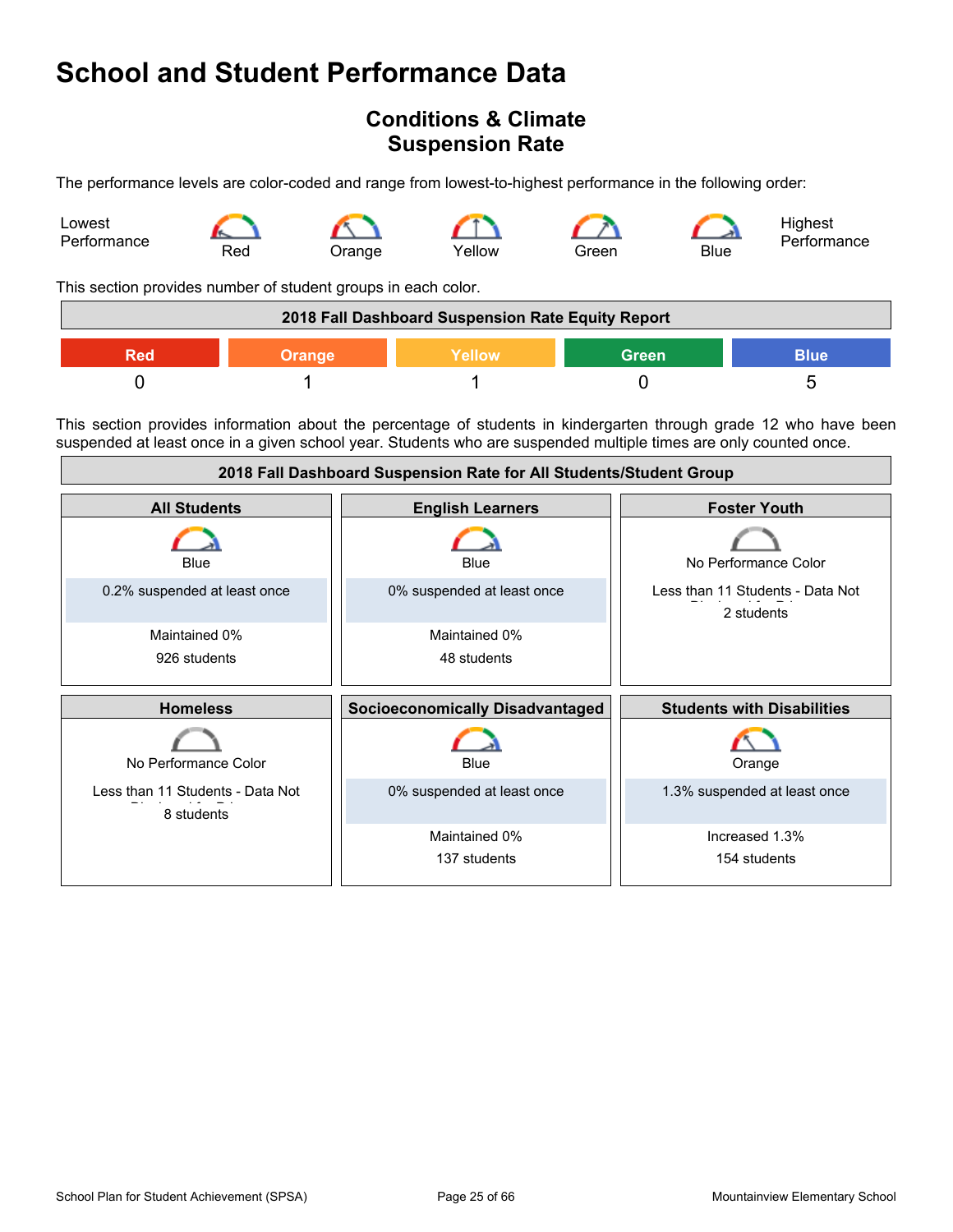# School and Student Performance Data

## Conditions & Climate
## Suspension Rate

The performance levels are color-coded and range from lowest-to-highest performance in the following order:

Lowest Performance — Red — Orange — Yellow — Green — Blue — Highest Performance

This section provides number of student groups in each color.

| 2018 Fall Dashboard Suspension Rate Equity Report | | | | |
|---|---|---|---|---|
| Red | Orange | Yellow | Green | Blue |
| 0 | 1 | 1 | 0 | 5 |

This section provides information about the percentage of students in kindergarten through grade 12 who have been suspended at least once in a given school year. Students who are suspended multiple times are only counted once.

**2018 Fall Dashboard Suspension Rate for All Students/Student Group**

| All Students | English Learners | Foster Youth |
|---|---|---|
| Blue | Blue | No Performance Color |
| 0.2% suspended at least once | 0% suspended at least once | Less than 11 Students - Data Not Displayed for Privacy |
| Maintained 0% | Maintained 0% | 2 students |
| 926 students | 48 students | |

| Homeless | Socioeconomically Disadvantaged | Students with Disabilities |
|---|---|---|
| No Performance Color | Blue | Orange |
| Less than 11 Students - Data Not Displayed for Privacy | 0% suspended at least once | 1.3% suspended at least once |
| 8 students | Maintained 0% | Increased 1.3% |
| | 137 students | 154 students |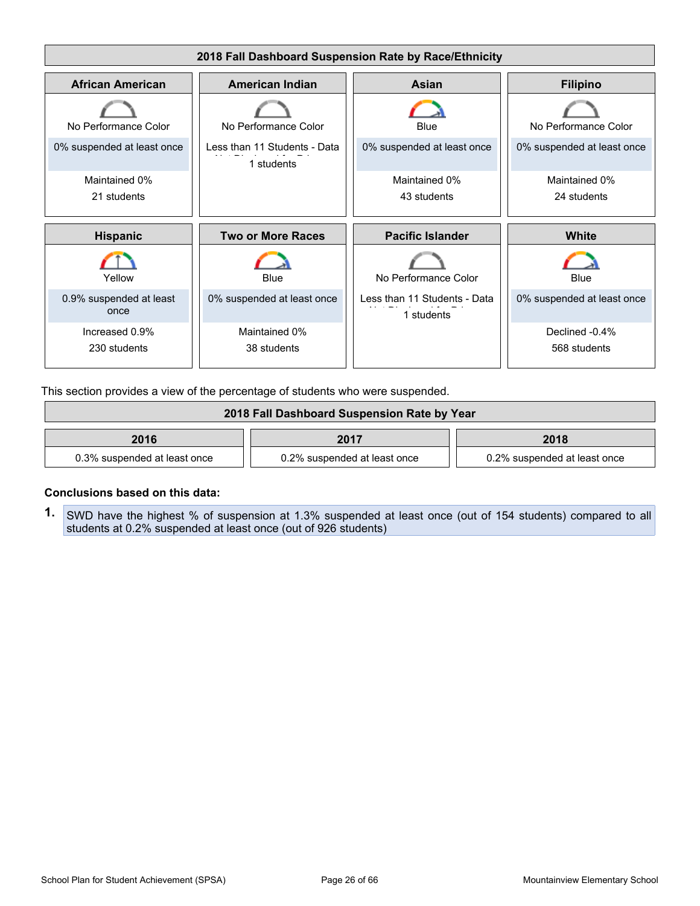| 2018 Fall Dashboard Suspension Rate by Race/Ethnicity | | | |
|---|---|---|---|
| **African American** | **American Indian** | **Asian** | **Filipino** |
| No Performance Color | No Performance Color | Blue | No Performance Color |
| 0% suspended at least once | Less than 11 Students - Data Not Displayed for Privacy | 0% suspended at least once | 0% suspended at least once |
| Maintained 0% | 1 students | Maintained 0% | Maintained 0% |
| 21 students | | 43 students | 24 students |
| **Hispanic** | **Two or More Races** | **Pacific Islander** | **White** |
| Yellow | Blue | No Performance Color | Blue |
| 0.9% suspended at least once | 0% suspended at least once | Less than 11 Students - Data Not Displayed for Privacy | 0% suspended at least once |
| Increased 0.9% | Maintained 0% | 1 students | Declined -0.4% |
| 230 students | 38 students | | 568 students |

This section provides a view of the percentage of students who were suspended.

| 2018 Fall Dashboard Suspension Rate by Year | | |
|---|---|---|
| **2016** | **2017** | **2018** |
| 0.3% suspended at least once | 0.2% suspended at least once | 0.2% suspended at least once |

**Conclusions based on this data:**

1. SWD have the highest % of suspension at 1.3% suspended at least once (out of 154 students) compared to all students at 0.2% suspended at least once (out of 926 students)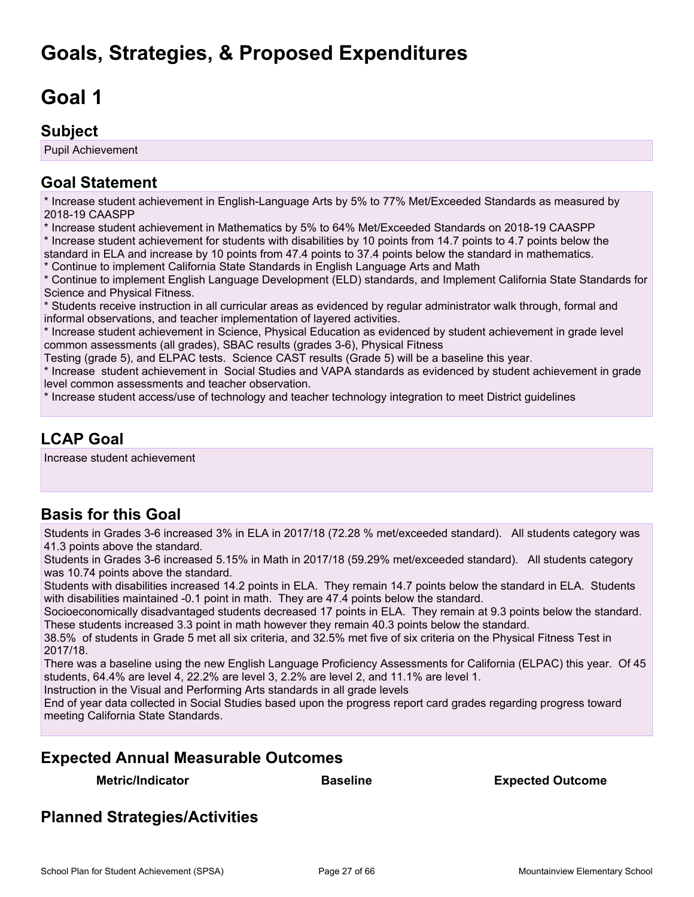# Goals, Strategies, & Proposed Expenditures

# Goal 1

## Subject

Pupil Achievement

## Goal Statement

* Increase student achievement in English-Language Arts by 5% to 77% Met/Exceeded Standards as measured by 2018-19 CAASPP
* Increase student achievement in Mathematics by 5% to 64% Met/Exceeded Standards on 2018-19 CAASPP
* Increase student achievement for students with disabilities by 10 points from 14.7 points to 4.7 points below the standard in ELA and increase by 10 points from 47.4 points to 37.4 points below the standard in mathematics.
* Continue to implement California State Standards in English Language Arts and Math
* Continue to implement English Language Development (ELD) standards, and Implement California State Standards for Science and Physical Fitness.
* Students receive instruction in all curricular areas as evidenced by regular administrator walk through, formal and informal observations, and teacher implementation of layered activities.
* Increase student achievement in Science, Physical Education as evidenced by student achievement in grade level common assessments (all grades), SBAC results (grades 3-6), Physical Fitness Testing (grade 5), and ELPAC tests. Science CAST results (Grade 5) will be a baseline this year.
* Increase student achievement in Social Studies and VAPA standards as evidenced by student achievement in grade level common assessments and teacher observation.
* Increase student access/use of technology and teacher technology integration to meet District guidelines

## LCAP Goal

Increase student achievement

## Basis for this Goal

Students in Grades 3-6 increased 3% in ELA in 2017/18 (72.28 % met/exceeded standard). All students category was 41.3 points above the standard.
Students in Grades 3-6 increased 5.15% in Math in 2017/18 (59.29% met/exceeded standard). All students category was 10.74 points above the standard.
Students with disabilities increased 14.2 points in ELA. They remain 14.7 points below the standard in ELA. Students with disabilities maintained -0.1 point in math. They are 47.4 points below the standard.
Socioeconomically disadvantaged students decreased 17 points in ELA. They remain at 9.3 points below the standard. These students increased 3.3 point in math however they remain 40.3 points below the standard.
38.5% of students in Grade 5 met all six criteria, and 32.5% met five of six criteria on the Physical Fitness Test in 2017/18.
There was a baseline using the new English Language Proficiency Assessments for California (ELPAC) this year. Of 45 students, 64.4% are level 4, 22.2% are level 3, 2.2% are level 2, and 11.1% are level 1.
Instruction in the Visual and Performing Arts standards in all grade levels
End of year data collected in Social Studies based upon the progress report card grades regarding progress toward meeting California State Standards.

## Expected Annual Measurable Outcomes

| Metric/Indicator | Baseline | Expected Outcome |
|---|---|---|

## Planned Strategies/Activities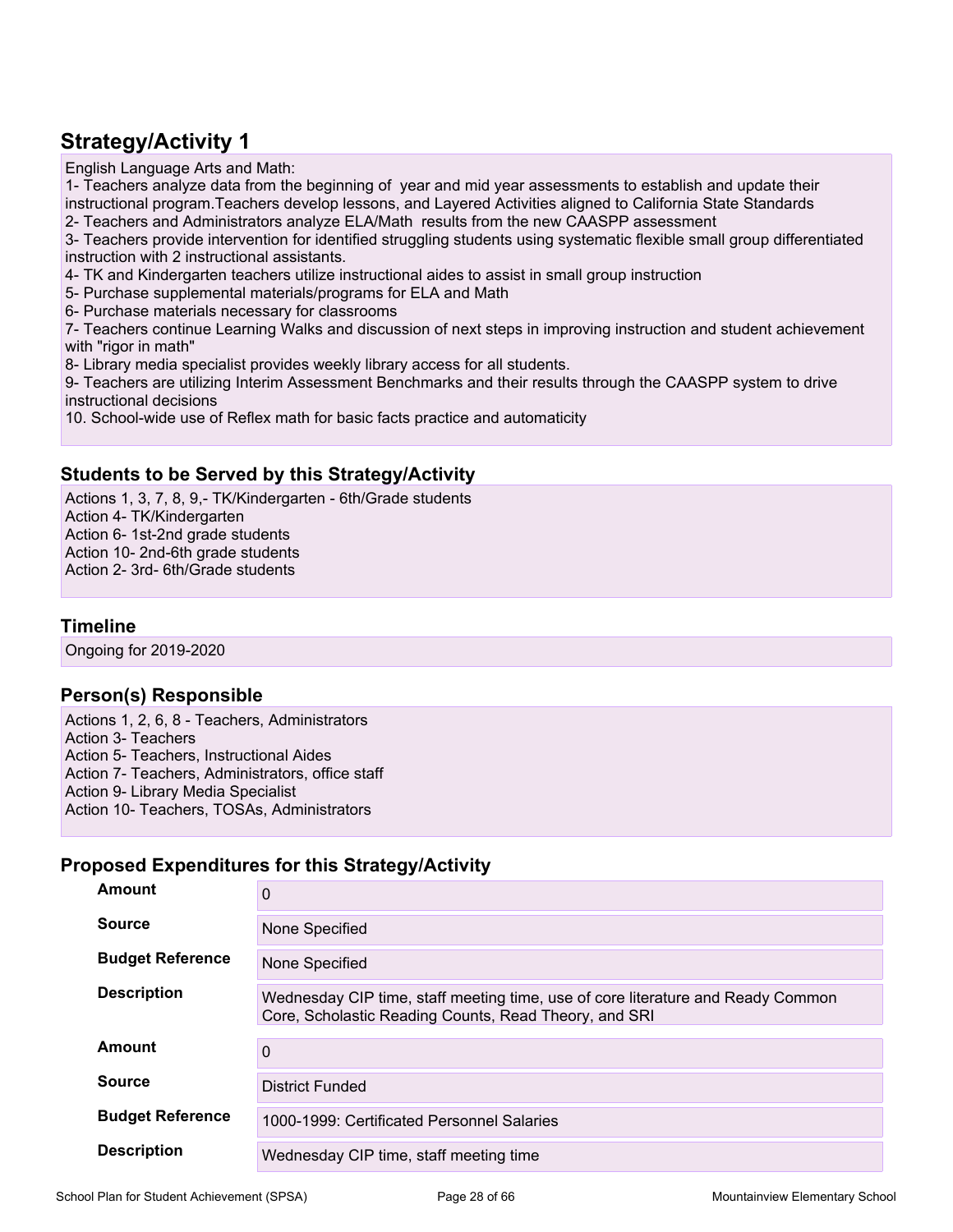## Strategy/Activity 1

English Language Arts and Math:
1- Teachers analyze data from the beginning of year and mid year assessments to establish and update their instructional program.Teachers develop lessons, and Layered Activities aligned to California State Standards
2- Teachers and Administrators analyze ELA/Math results from the new CAASPP assessment
3- Teachers provide intervention for identified struggling students using systematic flexible small group differentiated instruction with 2 instructional assistants.
4- TK and Kindergarten teachers utilize instructional aides to assist in small group instruction
5- Purchase supplemental materials/programs for ELA and Math
6- Purchase materials necessary for classrooms
7- Teachers continue Learning Walks and discussion of next steps in improving instruction and student achievement with "rigor in math"
8- Library media specialist provides weekly library access for all students.
9- Teachers are utilizing Interim Assessment Benchmarks and their results through the CAASPP system to drive instructional decisions
10. School-wide use of Reflex math for basic facts practice and automaticity

### Students to be Served by this Strategy/Activity

Actions 1, 3, 7, 8, 9,- TK/Kindergarten - 6th/Grade students
Action 4- TK/Kindergarten
Action 6- 1st-2nd grade students
Action 10- 2nd-6th grade students
Action 2- 3rd- 6th/Grade students

### Timeline

Ongoing for 2019-2020

### Person(s) Responsible

Actions 1, 2, 6, 8 - Teachers, Administrators
Action 3- Teachers
Action 5- Teachers, Instructional Aides
Action 7- Teachers, Administrators, office staff
Action 9- Library Media Specialist
Action 10- Teachers, TOSAs, Administrators

### Proposed Expenditures for this Strategy/Activity

| | |
|---|---|
| **Amount** | 0 |
| **Source** | None Specified |
| **Budget Reference** | None Specified |
| **Description** | Wednesday CIP time, staff meeting time, use of core literature and Ready Common Core, Scholastic Reading Counts, Read Theory, and SRI |

| | |
|---|---|
| **Amount** | 0 |
| **Source** | District Funded |
| **Budget Reference** | 1000-1999: Certificated Personnel Salaries |
| **Description** | Wednesday CIP time, staff meeting time |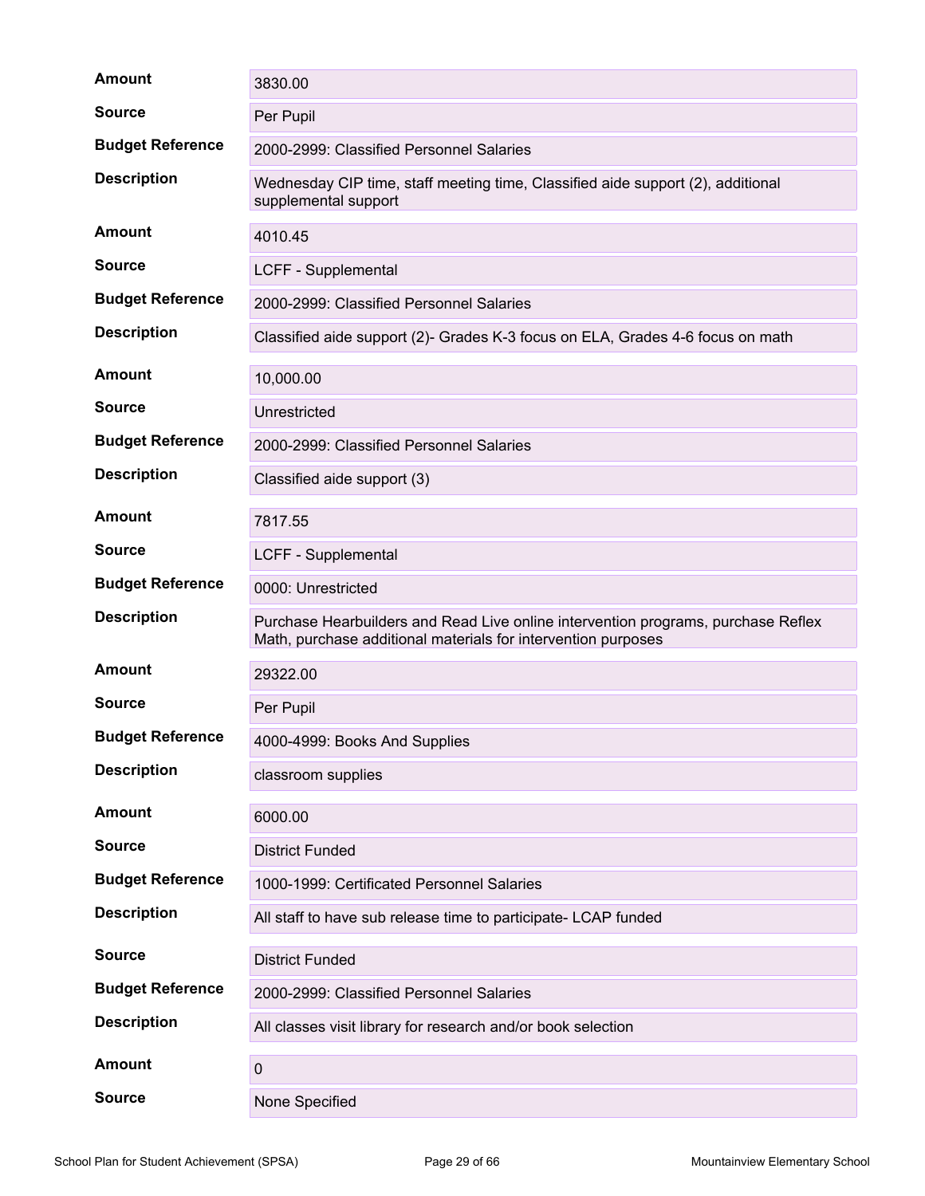| | |
|---|---|
| **Amount** | 3830.00 |
| **Source** | Per Pupil |
| **Budget Reference** | 2000-2999: Classified Personnel Salaries |
| **Description** | Wednesday CIP time, staff meeting time, Classified aide support (2), additional supplemental support |

| | |
|---|---|
| **Amount** | 4010.45 |
| **Source** | LCFF - Supplemental |
| **Budget Reference** | 2000-2999: Classified Personnel Salaries |
| **Description** | Classified aide support (2)- Grades K-3 focus on ELA, Grades 4-6 focus on math |

| | |
|---|---|
| **Amount** | 10,000.00 |
| **Source** | Unrestricted |
| **Budget Reference** | 2000-2999: Classified Personnel Salaries |
| **Description** | Classified aide support (3) |

| | |
|---|---|
| **Amount** | 7817.55 |
| **Source** | LCFF - Supplemental |
| **Budget Reference** | 0000: Unrestricted |
| **Description** | Purchase Hearbuilders and Read Live online intervention programs, purchase Reflex Math, purchase additional materials for intervention purposes |

| | |
|---|---|
| **Amount** | 29322.00 |
| **Source** | Per Pupil |
| **Budget Reference** | 4000-4999: Books And Supplies |
| **Description** | classroom supplies |

| | |
|---|---|
| **Amount** | 6000.00 |
| **Source** | District Funded |
| **Budget Reference** | 1000-1999: Certificated Personnel Salaries |
| **Description** | All staff to have sub release time to participate- LCAP funded |

| | |
|---|---|
| **Source** | District Funded |
| **Budget Reference** | 2000-2999: Classified Personnel Salaries |
| **Description** | All classes visit library for research and/or book selection |

| | |
|---|---|
| **Amount** | 0 |
| **Source** | None Specified |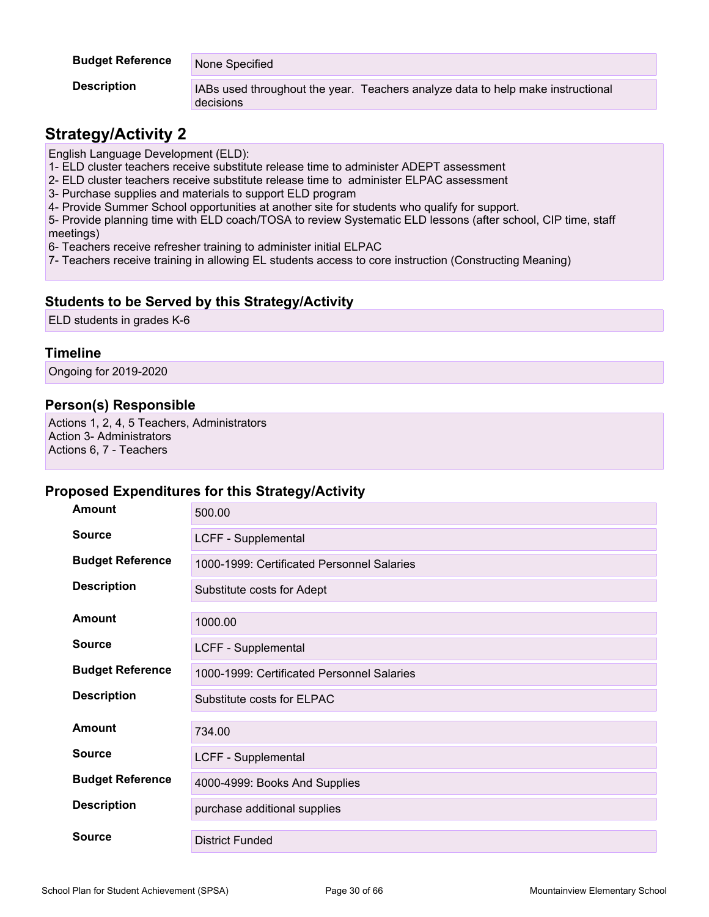| | |
|---|---|
| **Budget Reference** | None Specified |
| **Description** | IABs used throughout the year. Teachers analyze data to help make instructional decisions |

## Strategy/Activity 2

English Language Development (ELD):
1- ELD cluster teachers receive substitute release time to administer ADEPT assessment
2- ELD cluster teachers receive substitute release time to administer ELPAC assessment
3- Purchase supplies and materials to support ELD program
4- Provide Summer School opportunities at another site for students who qualify for support.
5- Provide planning time with ELD coach/TOSA to review Systematic ELD lessons (after school, CIP time, staff meetings)
6- Teachers receive refresher training to administer initial ELPAC
7- Teachers receive training in allowing EL students access to core instruction (Constructing Meaning)

### Students to be Served by this Strategy/Activity

ELD students in grades K-6

### Timeline

Ongoing for 2019-2020

### Person(s) Responsible

Actions 1, 2, 4, 5 Teachers, Administrators
Action 3- Administrators
Actions 6, 7 - Teachers

### Proposed Expenditures for this Strategy/Activity

| | |
|---|---|
| **Amount** | 500.00 |
| **Source** | LCFF - Supplemental |
| **Budget Reference** | 1000-1999: Certificated Personnel Salaries |
| **Description** | Substitute costs for Adept |

| | |
|---|---|
| **Amount** | 1000.00 |
| **Source** | LCFF - Supplemental |
| **Budget Reference** | 1000-1999: Certificated Personnel Salaries |
| **Description** | Substitute costs for ELPAC |

| | |
|---|---|
| **Amount** | 734.00 |
| **Source** | LCFF - Supplemental |
| **Budget Reference** | 4000-4999: Books And Supplies |
| **Description** | purchase additional supplies |

| | |
|---|---|
| **Source** | District Funded |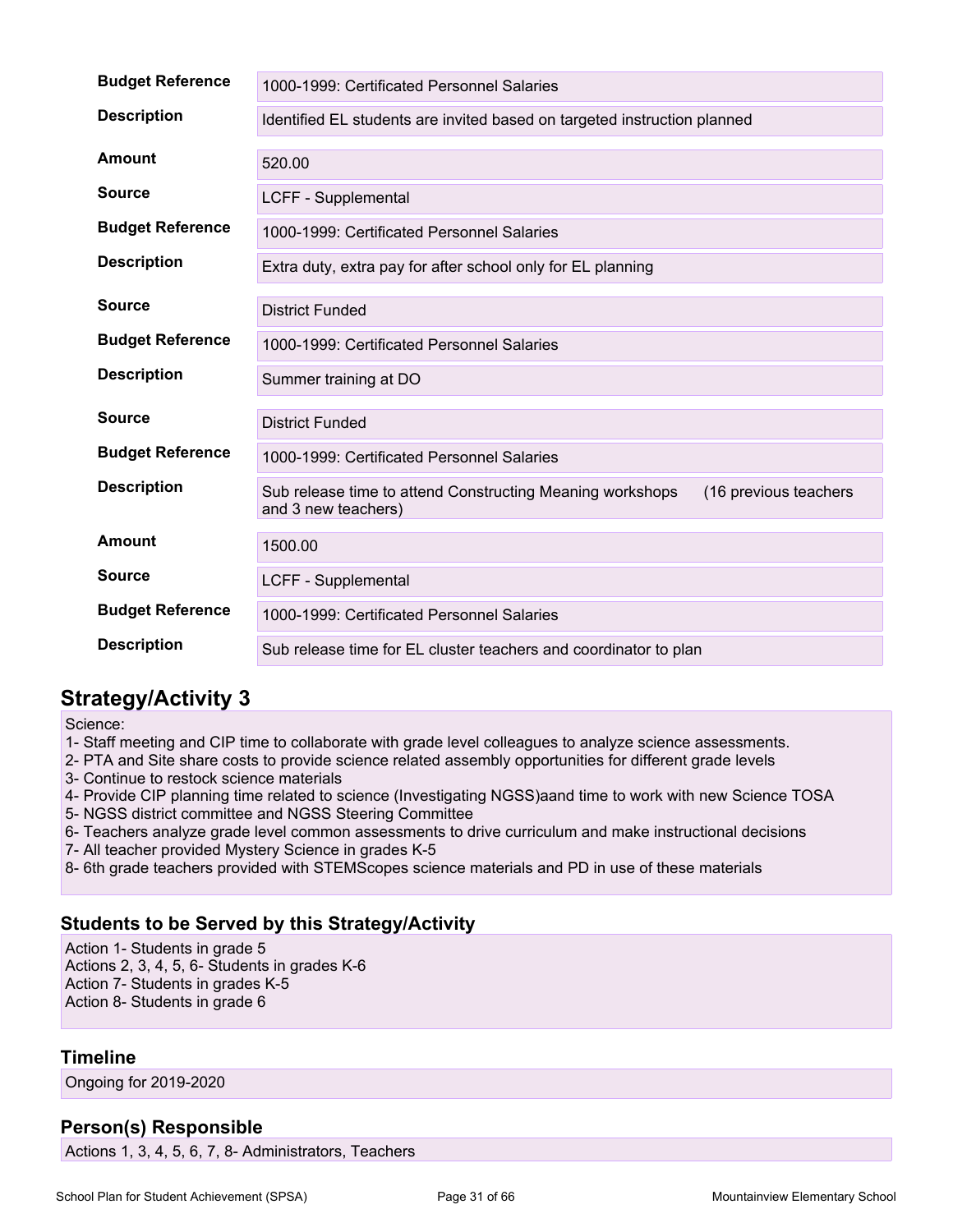| | |
|---|---|
| **Budget Reference** | 1000-1999: Certificated Personnel Salaries |
| **Description** | Identified EL students are invited based on targeted instruction planned |
| **Amount** | 520.00 |
| **Source** | LCFF - Supplemental |
| **Budget Reference** | 1000-1999: Certificated Personnel Salaries |
| **Description** | Extra duty, extra pay for after school only for EL planning |
| **Source** | District Funded |
| **Budget Reference** | 1000-1999: Certificated Personnel Salaries |
| **Description** | Summer training at DO |
| **Source** | District Funded |
| **Budget Reference** | 1000-1999: Certificated Personnel Salaries |
| **Description** | Sub release time to attend Constructing Meaning workshops (16 previous teachers and 3 new teachers) |
| **Amount** | 1500.00 |
| **Source** | LCFF - Supplemental |
| **Budget Reference** | 1000-1999: Certificated Personnel Salaries |
| **Description** | Sub release time for EL cluster teachers and coordinator to plan |

## Strategy/Activity 3

Science:
1- Staff meeting and CIP time to collaborate with grade level colleagues to analyze science assessments.
2- PTA and Site share costs to provide science related assembly opportunities for different grade levels
3- Continue to restock science materials
4- Provide CIP planning time related to science (Investigating NGSS)aand time to work with new Science TOSA
5- NGSS district committee and NGSS Steering Committee
6- Teachers analyze grade level common assessments to drive curriculum and make instructional decisions
7- All teacher provided Mystery Science in grades K-5
8- 6th grade teachers provided with STEMScopes science materials and PD in use of these materials

### Students to be Served by this Strategy/Activity

Action 1- Students in grade 5
Actions 2, 3, 4, 5, 6- Students in grades K-6
Action 7- Students in grades K-5
Action 8- Students in grade 6

### Timeline

Ongoing for 2019-2020

### Person(s) Responsible

Actions 1, 3, 4, 5, 6, 7, 8- Administrators, Teachers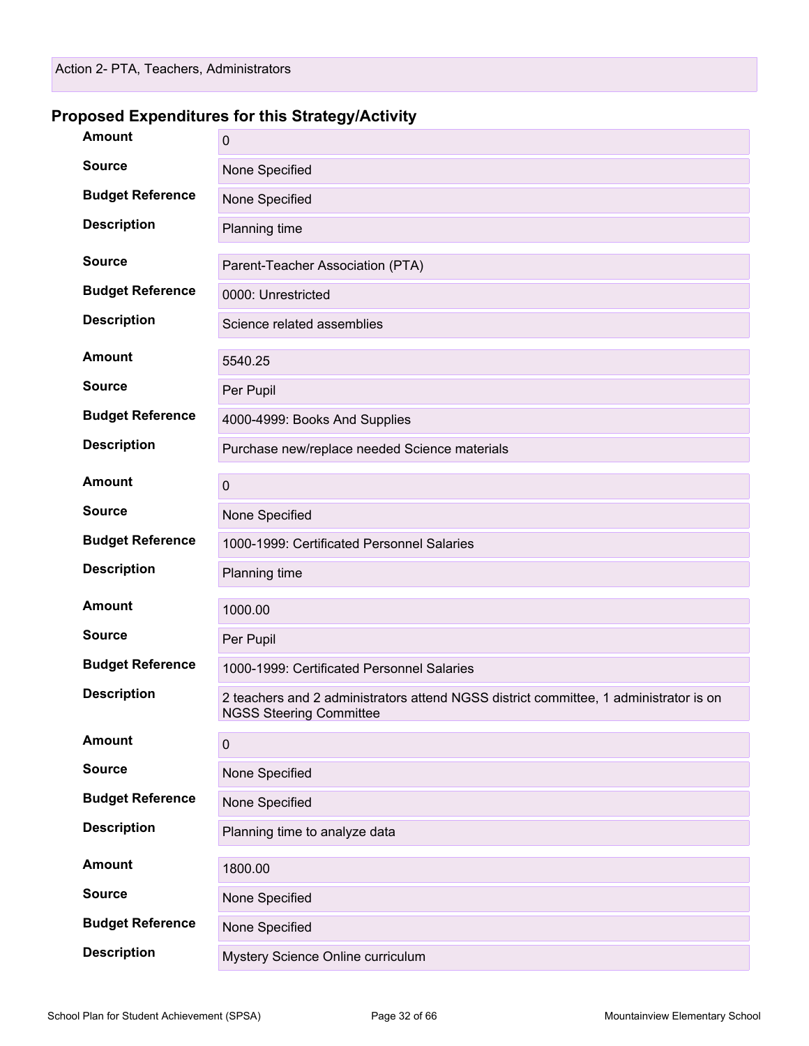Action 2- PTA, Teachers, Administrators

## Proposed Expenditures for this Strategy/Activity

| | |
|---|---|
| **Amount** | 0 |
| **Source** | None Specified |
| **Budget Reference** | None Specified |
| **Description** | Planning time |

| | |
|---|---|
| **Source** | Parent-Teacher Association (PTA) |
| **Budget Reference** | 0000: Unrestricted |
| **Description** | Science related assemblies |

| | |
|---|---|
| **Amount** | 5540.25 |
| **Source** | Per Pupil |
| **Budget Reference** | 4000-4999: Books And Supplies |
| **Description** | Purchase new/replace needed Science materials |

| | |
|---|---|
| **Amount** | 0 |
| **Source** | None Specified |
| **Budget Reference** | 1000-1999: Certificated Personnel Salaries |
| **Description** | Planning time |

| | |
|---|---|
| **Amount** | 1000.00 |
| **Source** | Per Pupil |
| **Budget Reference** | 1000-1999: Certificated Personnel Salaries |
| **Description** | 2 teachers and 2 administrators attend NGSS district committee, 1 administrator is on NGSS Steering Committee |

| | |
|---|---|
| **Amount** | 0 |
| **Source** | None Specified |
| **Budget Reference** | None Specified |
| **Description** | Planning time to analyze data |

| | |
|---|---|
| **Amount** | 1800.00 |
| **Source** | None Specified |
| **Budget Reference** | None Specified |
| **Description** | Mystery Science Online curriculum |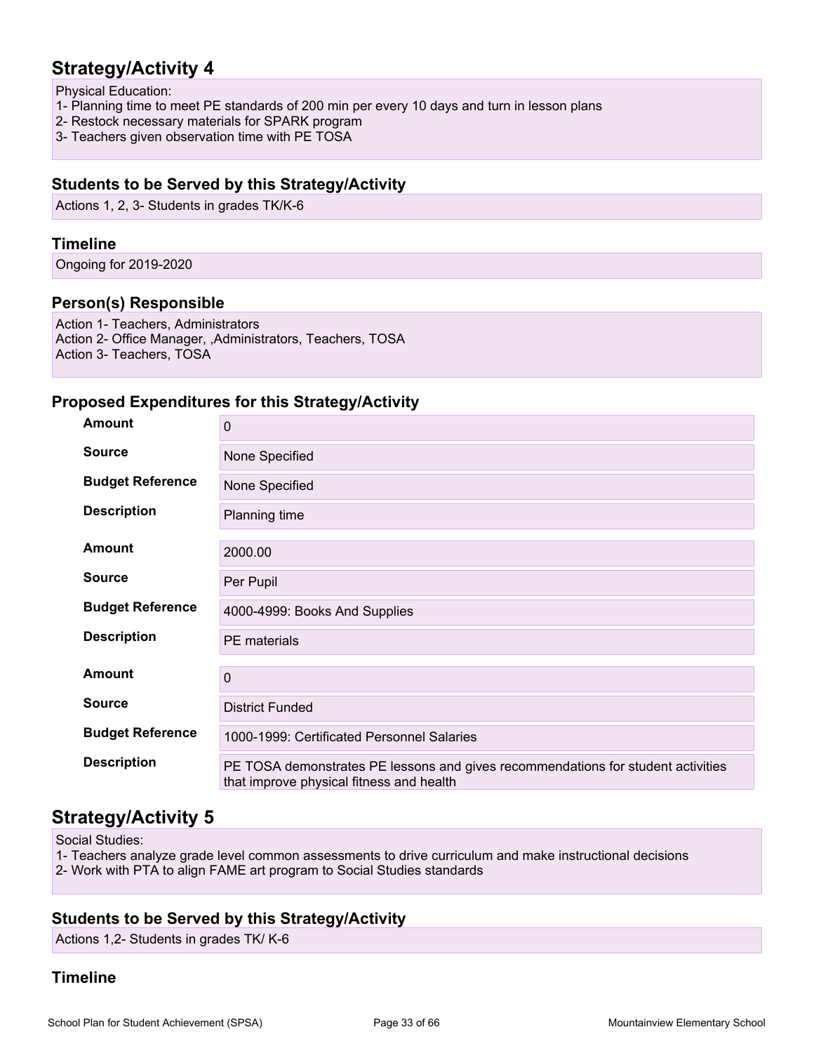## Strategy/Activity 4

Physical Education:
1- Planning time to meet PE standards of 200 min per every 10 days and turn in lesson plans
2- Restock necessary materials for SPARK program
3- Teachers given observation time with PE TOSA

### Students to be Served by this Strategy/Activity

Actions 1, 2, 3- Students in grades TK/K-6

### Timeline

Ongoing for 2019-2020

### Person(s) Responsible

Action 1- Teachers, Administrators
Action 2- Office Manager, ,Administrators, Teachers, TOSA
Action 3- Teachers, TOSA

### Proposed Expenditures for this Strategy/Activity

| | |
|---|---|
| **Amount** | 0 |
| **Source** | None Specified |
| **Budget Reference** | None Specified |
| **Description** | Planning time |

| | |
|---|---|
| **Amount** | 2000.00 |
| **Source** | Per Pupil |
| **Budget Reference** | 4000-4999: Books And Supplies |
| **Description** | PE materials |

| | |
|---|---|
| **Amount** | 0 |
| **Source** | District Funded |
| **Budget Reference** | 1000-1999: Certificated Personnel Salaries |
| **Description** | PE TOSA demonstrates PE lessons and gives recommendations for student activities that improve physical fitness and health |

## Strategy/Activity 5

Social Studies:
1- Teachers analyze grade level common assessments to drive curriculum and make instructional decisions
2- Work with PTA to align FAME art program to Social Studies standards

### Students to be Served by this Strategy/Activity

Actions 1,2- Students in grades TK/ K-6

### Timeline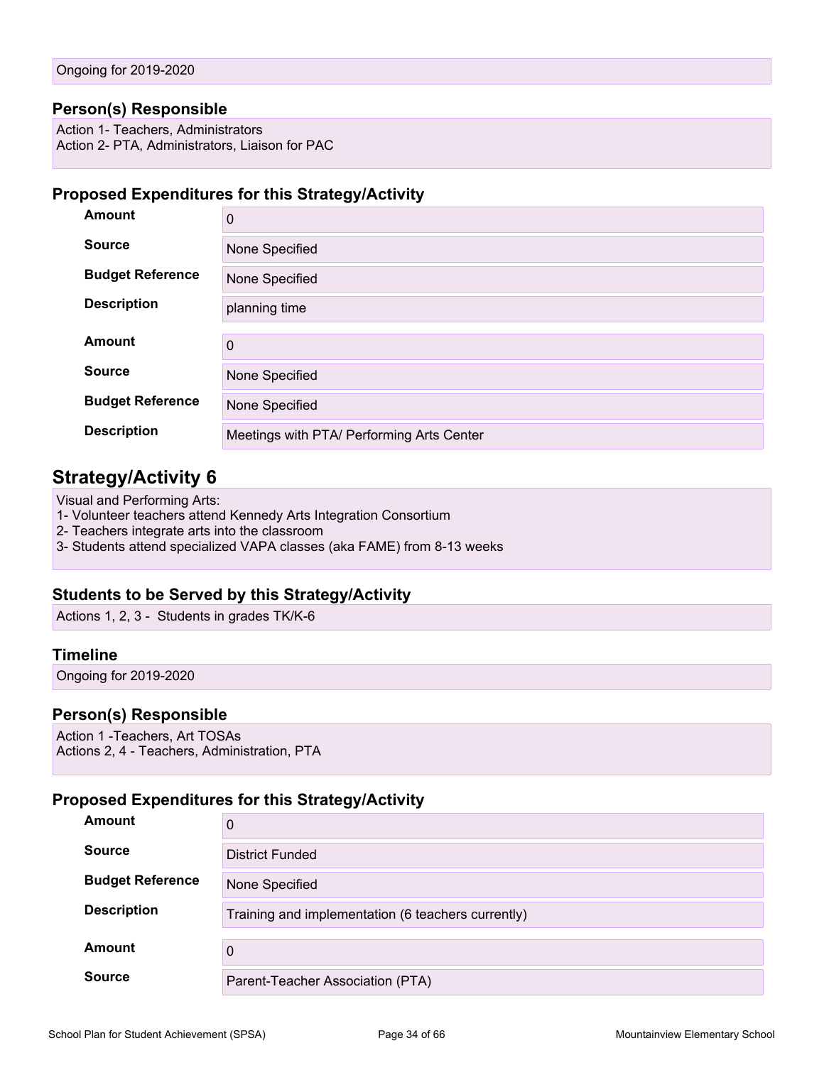Ongoing for 2019-2020

### Person(s) Responsible

Action 1- Teachers, Administrators
Action 2- PTA, Administrators, Liaison for PAC

### Proposed Expenditures for this Strategy/Activity

| | |
|---|---|
| **Amount** | 0 |
| **Source** | None Specified |
| **Budget Reference** | None Specified |
| **Description** | planning time |

| | |
|---|---|
| **Amount** | 0 |
| **Source** | None Specified |
| **Budget Reference** | None Specified |
| **Description** | Meetings with PTA/ Performing Arts Center |

## Strategy/Activity 6

Visual and Performing Arts:
1- Volunteer teachers attend Kennedy Arts Integration Consortium
2- Teachers integrate arts into the classroom
3- Students attend specialized VAPA classes (aka FAME) from 8-13 weeks

### Students to be Served by this Strategy/Activity

Actions 1, 2, 3 - Students in grades TK/K-6

### Timeline

Ongoing for 2019-2020

### Person(s) Responsible

Action 1 -Teachers, Art TOSAs
Actions 2, 4 - Teachers, Administration, PTA

### Proposed Expenditures for this Strategy/Activity

| | |
|---|---|
| **Amount** | 0 |
| **Source** | District Funded |
| **Budget Reference** | None Specified |
| **Description** | Training and implementation (6 teachers currently) |

| | |
|---|---|
| **Amount** | 0 |
| **Source** | Parent-Teacher Association (PTA) |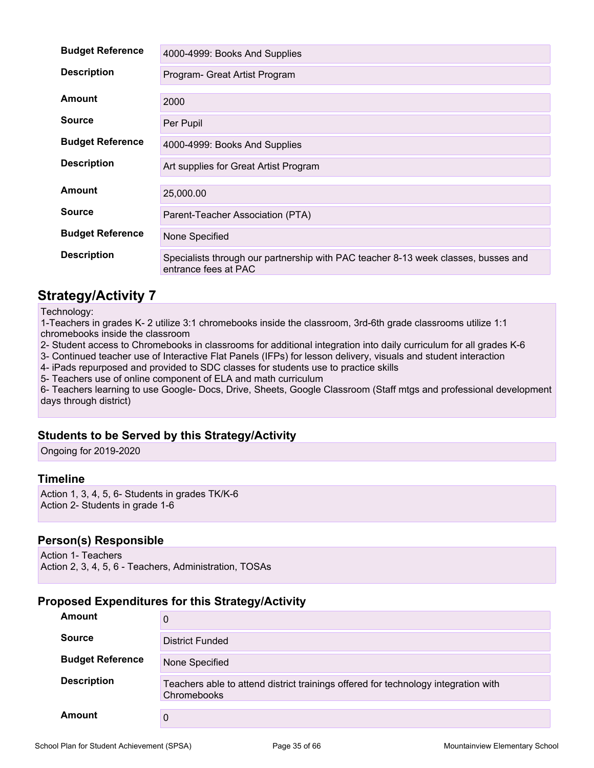| | |
|---|---|
| **Budget Reference** | 4000-4999: Books And Supplies |
| **Description** | Program- Great Artist Program |
| **Amount** | 2000 |
| **Source** | Per Pupil |
| **Budget Reference** | 4000-4999: Books And Supplies |
| **Description** | Art supplies for Great Artist Program |
| **Amount** | 25,000.00 |
| **Source** | Parent-Teacher Association (PTA) |
| **Budget Reference** | None Specified |
| **Description** | Specialists through our partnership with PAC teacher 8-13 week classes, busses and entrance fees at PAC |

## Strategy/Activity 7

Technology:
1-Teachers in grades K- 2 utilize 3:1 chromebooks inside the classroom, 3rd-6th grade classrooms utilize 1:1 chromebooks inside the classroom
2- Student access to Chromebooks in classrooms for additional integration into daily curriculum for all grades K-6
3- Continued teacher use of Interactive Flat Panels (IFPs) for lesson delivery, visuals and student interaction
4- iPads repurposed and provided to SDC classes for students use to practice skills
5- Teachers use of online component of ELA and math curriculum
6- Teachers learning to use Google- Docs, Drive, Sheets, Google Classroom (Staff mtgs and professional development days through district)

### Students to be Served by this Strategy/Activity

Ongoing for 2019-2020

### Timeline

Action 1, 3, 4, 5, 6- Students in grades TK/K-6
Action 2- Students in grade 1-6

### Person(s) Responsible

Action 1- Teachers
Action 2, 3, 4, 5, 6 - Teachers, Administration, TOSAs

### Proposed Expenditures for this Strategy/Activity

| | |
|---|---|
| **Amount** | 0 |
| **Source** | District Funded |
| **Budget Reference** | None Specified |
| **Description** | Teachers able to attend district trainings offered for technology integration with Chromebooks |
| **Amount** | 0 |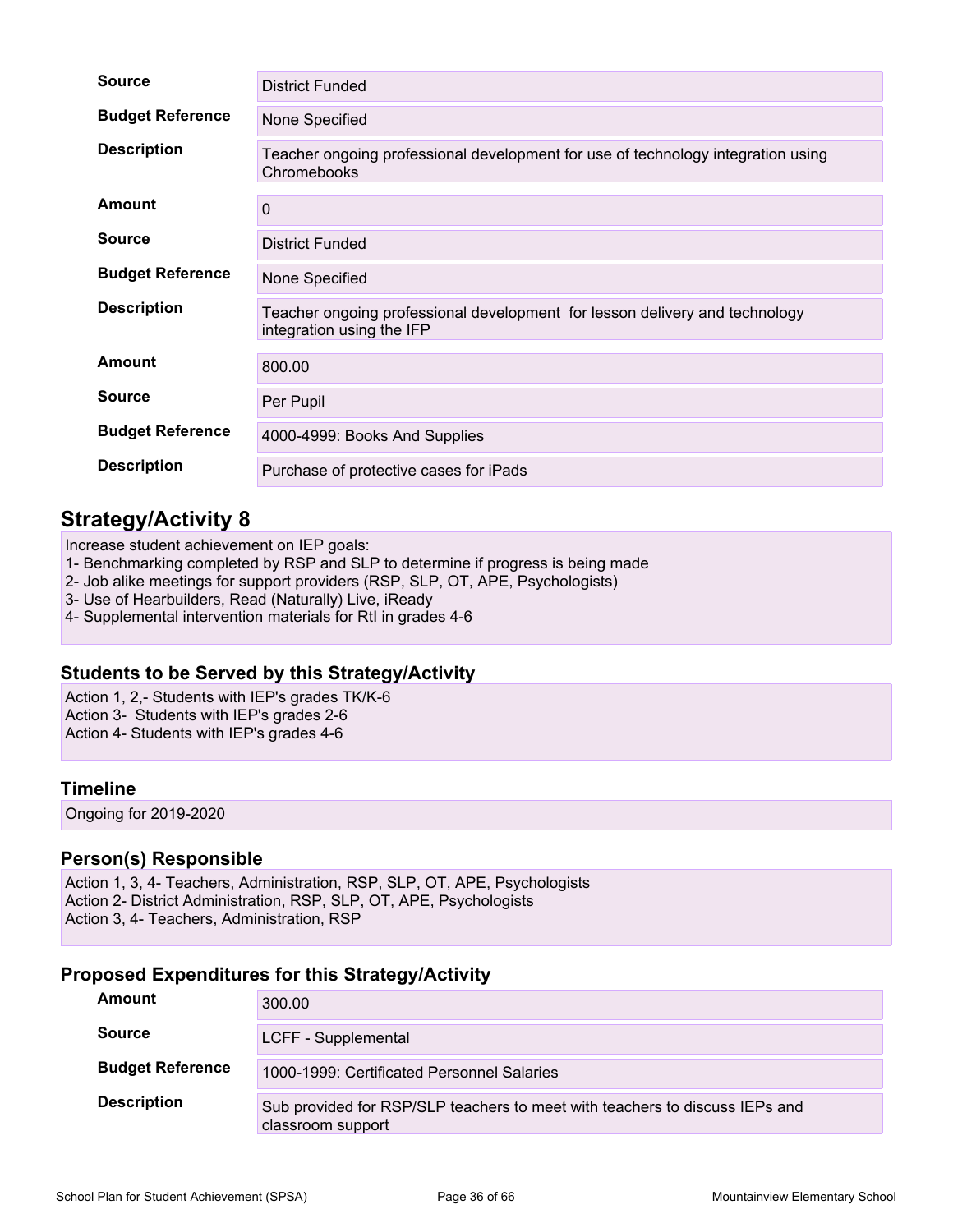| | |
|---|---|
| **Source** | District Funded |
| **Budget Reference** | None Specified |
| **Description** | Teacher ongoing professional development for use of technology integration using Chromebooks |
| **Amount** | 0 |
| **Source** | District Funded |
| **Budget Reference** | None Specified |
| **Description** | Teacher ongoing professional development for lesson delivery and technology integration using the IFP |
| **Amount** | 800.00 |
| **Source** | Per Pupil |
| **Budget Reference** | 4000-4999: Books And Supplies |
| **Description** | Purchase of protective cases for iPads |

## Strategy/Activity 8

Increase student achievement on IEP goals:
1- Benchmarking completed by RSP and SLP to determine if progress is being made
2- Job alike meetings for support providers (RSP, SLP, OT, APE, Psychologists)
3- Use of Hearbuilders, Read (Naturally) Live, iReady
4- Supplemental intervention materials for RtI in grades 4-6

### Students to be Served by this Strategy/Activity

Action 1, 2,- Students with IEP's grades TK/K-6
Action 3- Students with IEP's grades 2-6
Action 4- Students with IEP's grades 4-6

### Timeline

Ongoing for 2019-2020

### Person(s) Responsible

Action 1, 3, 4- Teachers, Administration, RSP, SLP, OT, APE, Psychologists
Action 2- District Administration, RSP, SLP, OT, APE, Psychologists
Action 3, 4- Teachers, Administration, RSP

### Proposed Expenditures for this Strategy/Activity

| | |
|---|---|
| **Amount** | 300.00 |
| **Source** | LCFF - Supplemental |
| **Budget Reference** | 1000-1999: Certificated Personnel Salaries |
| **Description** | Sub provided for RSP/SLP teachers to meet with teachers to discuss IEPs and classroom support |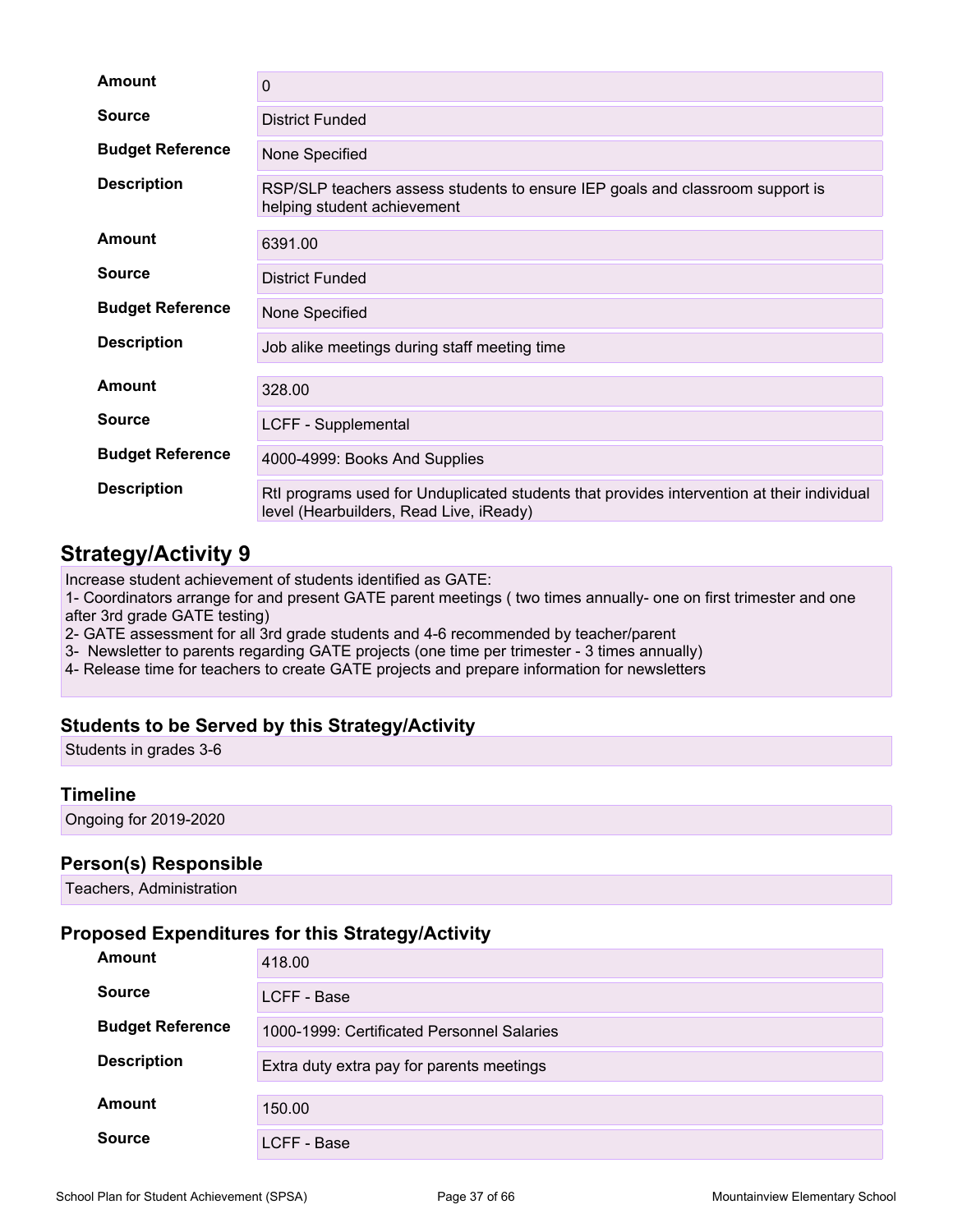| | |
|---|---|
| **Amount** | 0 |
| **Source** | District Funded |
| **Budget Reference** | None Specified |
| **Description** | RSP/SLP teachers assess students to ensure IEP goals and classroom support is helping student achievement |

| | |
|---|---|
| **Amount** | 6391.00 |
| **Source** | District Funded |
| **Budget Reference** | None Specified |
| **Description** | Job alike meetings during staff meeting time |

| | |
|---|---|
| **Amount** | 328.00 |
| **Source** | LCFF - Supplemental |
| **Budget Reference** | 4000-4999: Books And Supplies |
| **Description** | RtI programs used for Unduplicated students that provides intervention at their individual level (Hearbuilders, Read Live, iReady) |

## Strategy/Activity 9

Increase student achievement of students identified as GATE:
1- Coordinators arrange for and present GATE parent meetings ( two times annually- one on first trimester and one after 3rd grade GATE testing)
2- GATE assessment for all 3rd grade students and 4-6 recommended by teacher/parent
3- Newsletter to parents regarding GATE projects (one time per trimester - 3 times annually)
4- Release time for teachers to create GATE projects and prepare information for newsletters

### Students to be Served by this Strategy/Activity

Students in grades 3-6

### Timeline

Ongoing for 2019-2020

### Person(s) Responsible

Teachers, Administration

### Proposed Expenditures for this Strategy/Activity

| | |
|---|---|
| **Amount** | 418.00 |
| **Source** | LCFF - Base |
| **Budget Reference** | 1000-1999: Certificated Personnel Salaries |
| **Description** | Extra duty extra pay for parents meetings |

| | |
|---|---|
| **Amount** | 150.00 |
| **Source** | LCFF - Base |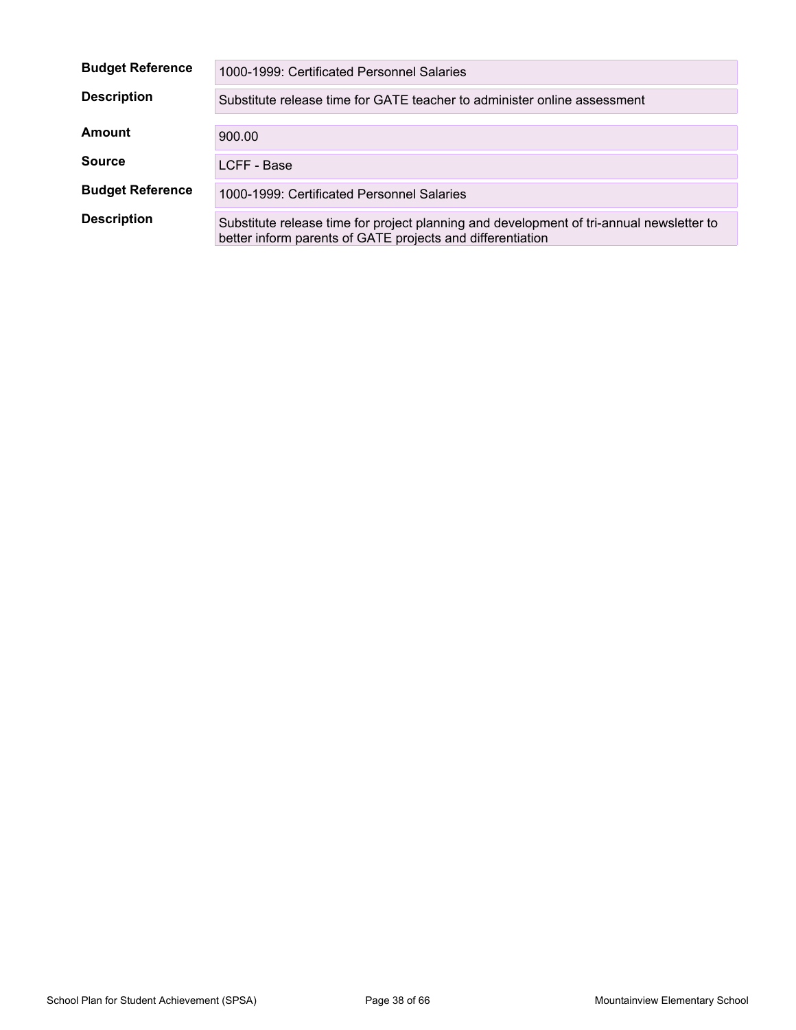| | |
|---|---|
| **Budget Reference** | 1000-1999: Certificated Personnel Salaries |
| **Description** | Substitute release time for GATE teacher to administer online assessment |
| **Amount** | 900.00 |
| **Source** | LCFF - Base |
| **Budget Reference** | 1000-1999: Certificated Personnel Salaries |
| **Description** | Substitute release time for project planning and development of tri-annual newsletter to better inform parents of GATE projects and differentiation |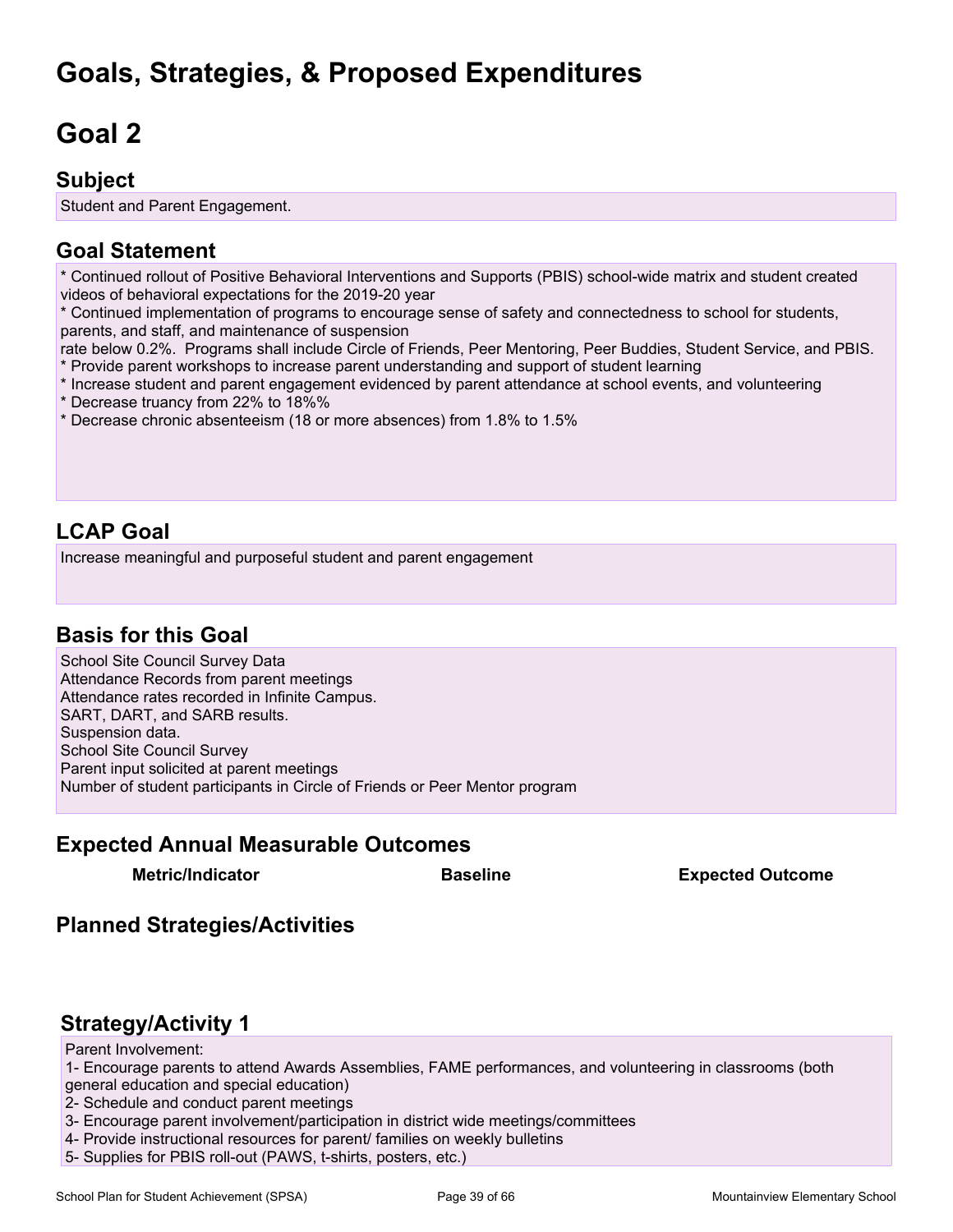# Goals, Strategies, & Proposed Expenditures

# Goal 2

## Subject

Student and Parent Engagement.

## Goal Statement

* Continued rollout of Positive Behavioral Interventions and Supports (PBIS) school-wide matrix and student created videos of behavioral expectations for the 2019-20 year
* Continued implementation of programs to encourage sense of safety and connectedness to school for students, parents, and staff, and maintenance of suspension rate below 0.2%. Programs shall include Circle of Friends, Peer Mentoring, Peer Buddies, Student Service, and PBIS.
* Provide parent workshops to increase parent understanding and support of student learning
* Increase student and parent engagement evidenced by parent attendance at school events, and volunteering
* Decrease truancy from 22% to 18%%
* Decrease chronic absenteeism (18 or more absences) from 1.8% to 1.5%

## LCAP Goal

Increase meaningful and purposeful student and parent engagement

## Basis for this Goal

School Site Council Survey Data
Attendance Records from parent meetings
Attendance rates recorded in Infinite Campus.
SART, DART, and SARB results.
Suspension data.
School Site Council Survey
Parent input solicited at parent meetings
Number of student participants in Circle of Friends or Peer Mentor program

## Expected Annual Measurable Outcomes

| Metric/Indicator | Baseline | Expected Outcome |
|---|---|---|

## Planned Strategies/Activities

## Strategy/Activity 1

Parent Involvement:
1- Encourage parents to attend Awards Assemblies, FAME performances, and volunteering in classrooms (both general education and special education)
2- Schedule and conduct parent meetings
3- Encourage parent involvement/participation in district wide meetings/committees
4- Provide instructional resources for parent/ families on weekly bulletins
5- Supplies for PBIS roll-out (PAWS, t-shirts, posters, etc.)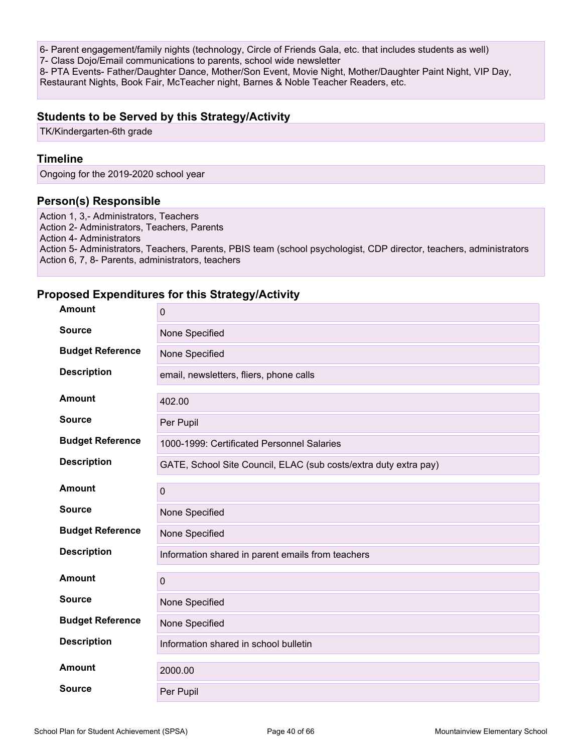6- Parent engagement/family nights (technology, Circle of Friends Gala, etc. that includes students as well)
7- Class Dojo/Email communications to parents, school wide newsletter
8- PTA Events- Father/Daughter Dance, Mother/Son Event, Movie Night, Mother/Daughter Paint Night, VIP Day, Restaurant Nights, Book Fair, McTeacher night, Barnes & Noble Teacher Readers, etc.

### Students to be Served by this Strategy/Activity

TK/Kindergarten-6th grade

### Timeline

Ongoing for the 2019-2020 school year

### Person(s) Responsible

Action 1, 3,- Administrators, Teachers
Action 2- Administrators, Teachers, Parents
Action 4- Administrators
Action 5- Administrators, Teachers, Parents, PBIS team (school psychologist, CDP director, teachers, administrators
Action 6, 7, 8- Parents, administrators, teachers

### Proposed Expenditures for this Strategy/Activity

| | |
|---|---|
| **Amount** | 0 |
| **Source** | None Specified |
| **Budget Reference** | None Specified |
| **Description** | email, newsletters, fliers, phone calls |

| | |
|---|---|
| **Amount** | 402.00 |
| **Source** | Per Pupil |
| **Budget Reference** | 1000-1999: Certificated Personnel Salaries |
| **Description** | GATE, School Site Council, ELAC (sub costs/extra duty extra pay) |

| | |
|---|---|
| **Amount** | 0 |
| **Source** | None Specified |
| **Budget Reference** | None Specified |
| **Description** | Information shared in parent emails from teachers |

| | |
|---|---|
| **Amount** | 0 |
| **Source** | None Specified |
| **Budget Reference** | None Specified |
| **Description** | Information shared in school bulletin |

| | |
|---|---|
| **Amount** | 2000.00 |
| **Source** | Per Pupil |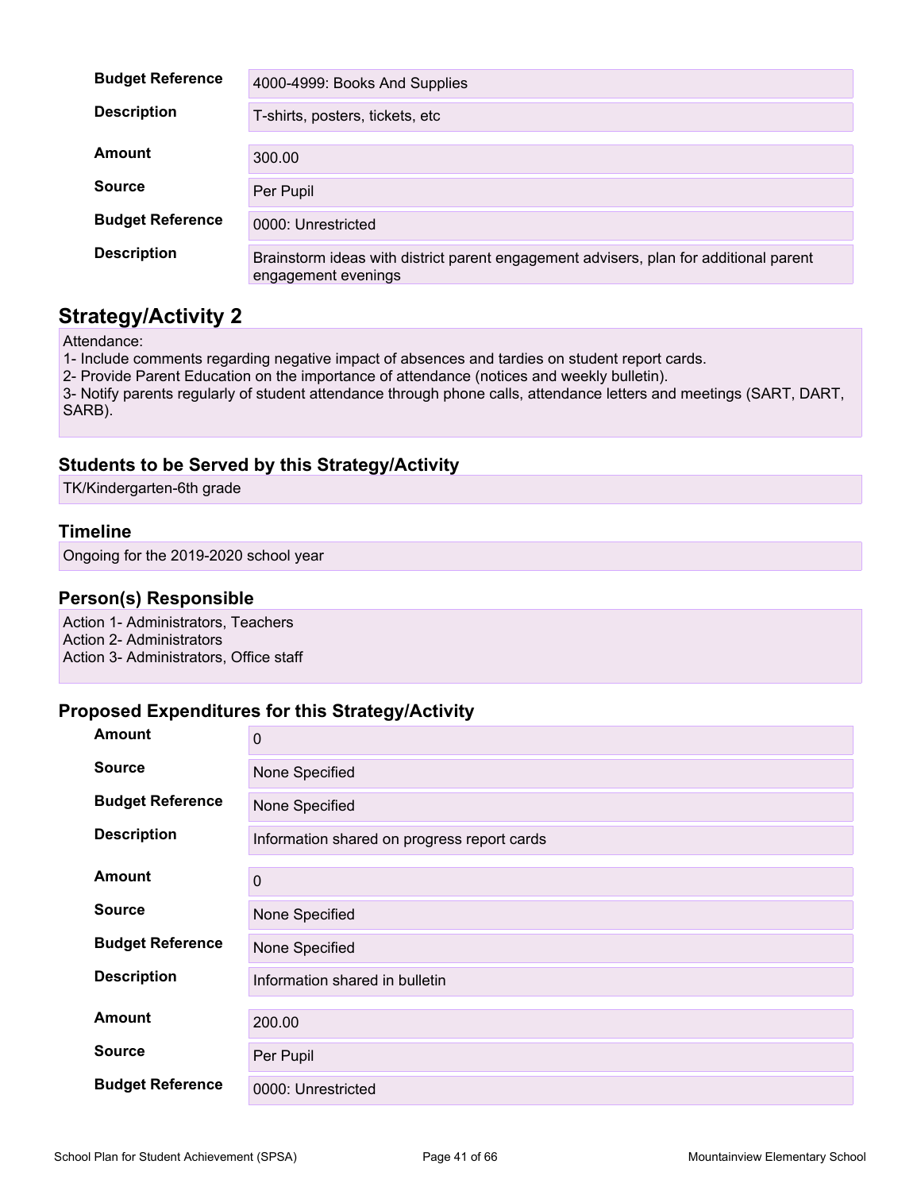| | |
|---|---|
| **Budget Reference** | 4000-4999: Books And Supplies |
| **Description** | T-shirts, posters, tickets, etc |

| | |
|---|---|
| **Amount** | 300.00 |
| **Source** | Per Pupil |
| **Budget Reference** | 0000: Unrestricted |
| **Description** | Brainstorm ideas with district parent engagement advisers, plan for additional parent engagement evenings |

## Strategy/Activity 2

Attendance:
1- Include comments regarding negative impact of absences and tardies on student report cards.
2- Provide Parent Education on the importance of attendance (notices and weekly bulletin).
3- Notify parents regularly of student attendance through phone calls, attendance letters and meetings (SART, DART, SARB).

### Students to be Served by this Strategy/Activity

TK/Kindergarten-6th grade

### Timeline

Ongoing for the 2019-2020 school year

### Person(s) Responsible

Action 1- Administrators, Teachers
Action 2- Administrators
Action 3- Administrators, Office staff

### Proposed Expenditures for this Strategy/Activity

| | |
|---|---|
| **Amount** | 0 |
| **Source** | None Specified |
| **Budget Reference** | None Specified |
| **Description** | Information shared on progress report cards |

| | |
|---|---|
| **Amount** | 0 |
| **Source** | None Specified |
| **Budget Reference** | None Specified |
| **Description** | Information shared in bulletin |

| | |
|---|---|
| **Amount** | 200.00 |
| **Source** | Per Pupil |
| **Budget Reference** | 0000: Unrestricted |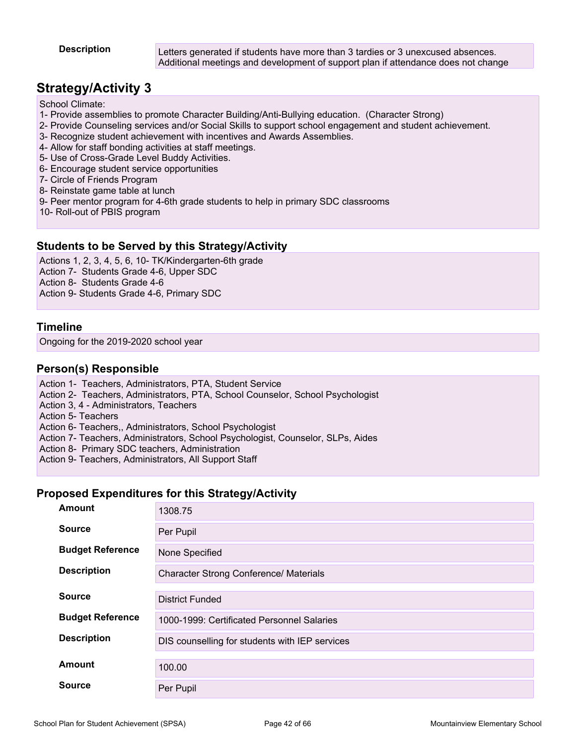| | |
|---|---|
| **Description** | Letters generated if students have more than 3 tardies or 3 unexcused absences. Additional meetings and development of support plan if attendance does not change |

## Strategy/Activity 3

School Climate:
1- Provide assemblies to promote Character Building/Anti-Bullying education. (Character Strong)
2- Provide Counseling services and/or Social Skills to support school engagement and student achievement.
3- Recognize student achievement with incentives and Awards Assemblies.
4- Allow for staff bonding activities at staff meetings.
5- Use of Cross-Grade Level Buddy Activities.
6- Encourage student service opportunities
7- Circle of Friends Program
8- Reinstate game table at lunch
9- Peer mentor program for 4-6th grade students to help in primary SDC classrooms
10- Roll-out of PBIS program

### Students to be Served by this Strategy/Activity

Actions 1, 2, 3, 4, 5, 6, 10- TK/Kindergarten-6th grade
Action 7- Students Grade 4-6, Upper SDC
Action 8- Students Grade 4-6
Action 9- Students Grade 4-6, Primary SDC

### Timeline

Ongoing for the 2019-2020 school year

### Person(s) Responsible

Action 1- Teachers, Administrators, PTA, Student Service
Action 2- Teachers, Administrators, PTA, School Counselor, School Psychologist
Action 3, 4 - Administrators, Teachers
Action 5- Teachers
Action 6- Teachers,, Administrators, School Psychologist
Action 7- Teachers, Administrators, School Psychologist, Counselor, SLPs, Aides
Action 8- Primary SDC teachers, Administration
Action 9- Teachers, Administrators, All Support Staff

### Proposed Expenditures for this Strategy/Activity

| | |
|---|---|
| **Amount** | 1308.75 |
| **Source** | Per Pupil |
| **Budget Reference** | None Specified |
| **Description** | Character Strong Conference/ Materials |
| **Source** | District Funded |
| **Budget Reference** | 1000-1999: Certificated Personnel Salaries |
| **Description** | DIS counselling for students with IEP services |
| **Amount** | 100.00 |
| **Source** | Per Pupil |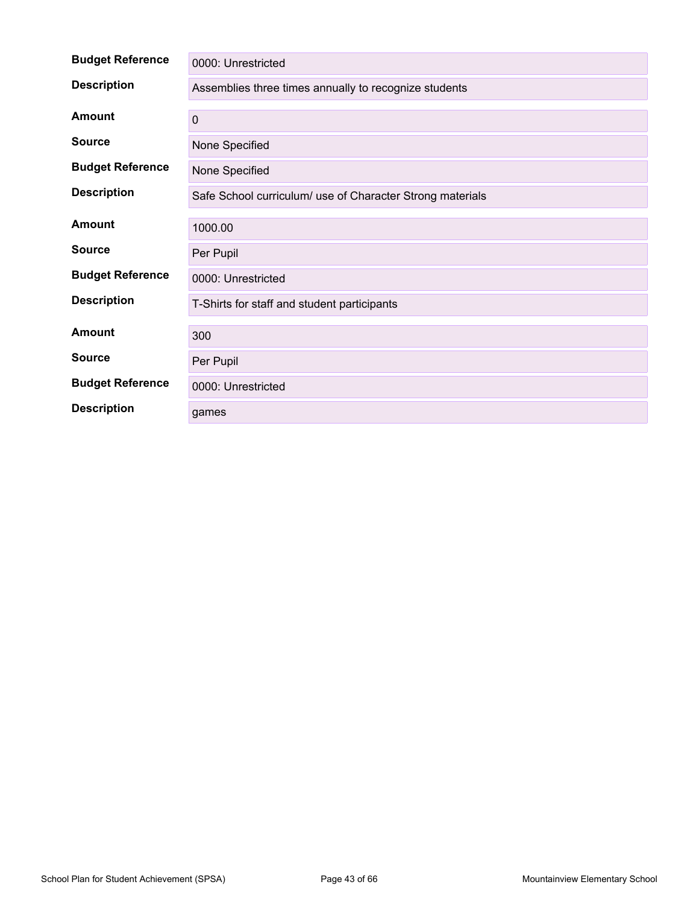| | |
|---|---|
| **Budget Reference** | 0000: Unrestricted |
| **Description** | Assemblies three times annually to recognize students |
| **Amount** | 0 |
| **Source** | None Specified |
| **Budget Reference** | None Specified |
| **Description** | Safe School curriculum/ use of Character Strong materials |
| **Amount** | 1000.00 |
| **Source** | Per Pupil |
| **Budget Reference** | 0000: Unrestricted |
| **Description** | T-Shirts for staff and student participants |
| **Amount** | 300 |
| **Source** | Per Pupil |
| **Budget Reference** | 0000: Unrestricted |
| **Description** | games |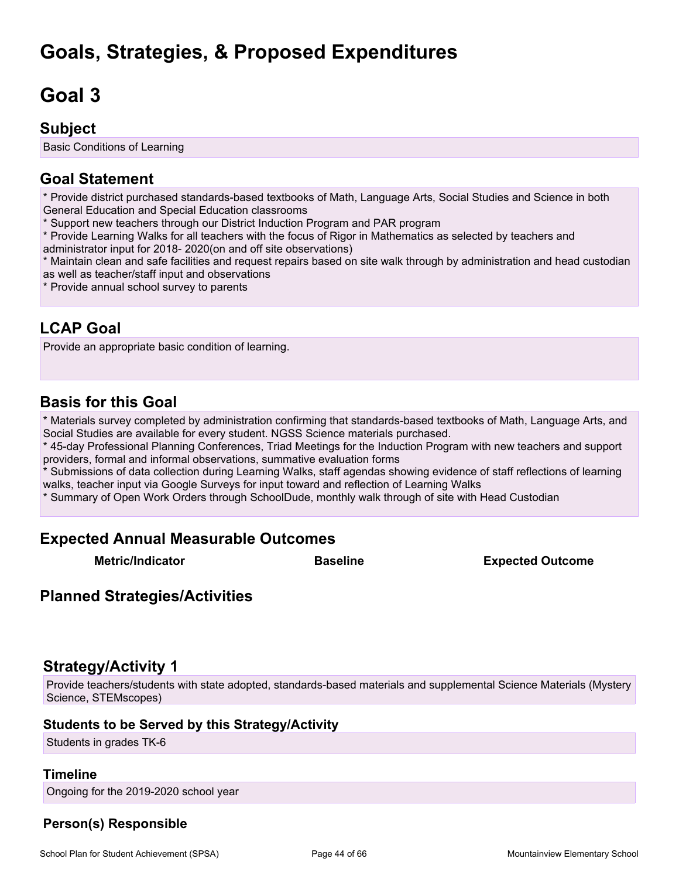# Goals, Strategies, & Proposed Expenditures

# Goal 3

## Subject

Basic Conditions of Learning

## Goal Statement

* Provide district purchased standards-based textbooks of Math, Language Arts, Social Studies and Science in both General Education and Special Education classrooms
* Support new teachers through our District Induction Program and PAR program
* Provide Learning Walks for all teachers with the focus of Rigor in Mathematics as selected by teachers and administrator input for 2018- 2020(on and off site observations)
* Maintain clean and safe facilities and request repairs based on site walk through by administration and head custodian as well as teacher/staff input and observations
* Provide annual school survey to parents

## LCAP Goal

Provide an appropriate basic condition of learning.

## Basis for this Goal

* Materials survey completed by administration confirming that standards-based textbooks of Math, Language Arts, and Social Studies are available for every student. NGSS Science materials purchased.
* 45-day Professional Planning Conferences, Triad Meetings for the Induction Program with new teachers and support providers, formal and informal observations, summative evaluation forms
* Submissions of data collection during Learning Walks, staff agendas showing evidence of staff reflections of learning walks, teacher input via Google Surveys for input toward and reflection of Learning Walks
* Summary of Open Work Orders through SchoolDude, monthly walk through of site with Head Custodian

## Expected Annual Measurable Outcomes

| Metric/Indicator | Baseline | Expected Outcome |
| --- | --- | --- |

## Planned Strategies/Activities

## Strategy/Activity 1

Provide teachers/students with state adopted, standards-based materials and supplemental Science Materials (Mystery Science, STEMscopes)

### Students to be Served by this Strategy/Activity

Students in grades TK-6

### Timeline

Ongoing for the 2019-2020 school year

### Person(s) Responsible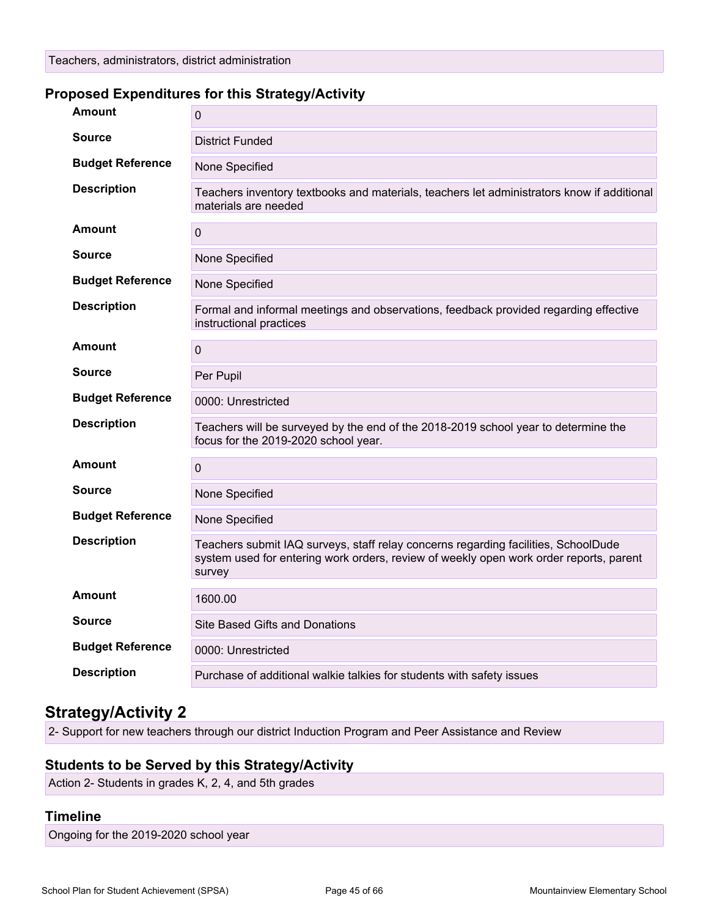Teachers, administrators, district administration

### Proposed Expenditures for this Strategy/Activity

| | |
|---|---|
| **Amount** | 0 |
| **Source** | District Funded |
| **Budget Reference** | None Specified |
| **Description** | Teachers inventory textbooks and materials, teachers let administrators know if additional materials are needed |
| **Amount** | 0 |
| **Source** | None Specified |
| **Budget Reference** | None Specified |
| **Description** | Formal and informal meetings and observations, feedback provided regarding effective instructional practices |
| **Amount** | 0 |
| **Source** | Per Pupil |
| **Budget Reference** | 0000: Unrestricted |
| **Description** | Teachers will be surveyed by the end of the 2018-2019 school year to determine the focus for the 2019-2020 school year. |
| **Amount** | 0 |
| **Source** | None Specified |
| **Budget Reference** | None Specified |
| **Description** | Teachers submit IAQ surveys, staff relay concerns regarding facilities, SchoolDude system used for entering work orders, review of weekly open work order reports, parent survey |
| **Amount** | 1600.00 |
| **Source** | Site Based Gifts and Donations |
| **Budget Reference** | 0000: Unrestricted |
| **Description** | Purchase of additional walkie talkies for students with safety issues |

## Strategy/Activity 2

2- Support for new teachers through our district Induction Program and Peer Assistance and Review

### Students to be Served by this Strategy/Activity

Action 2- Students in grades K, 2, 4, and 5th grades

### Timeline

Ongoing for the 2019-2020 school year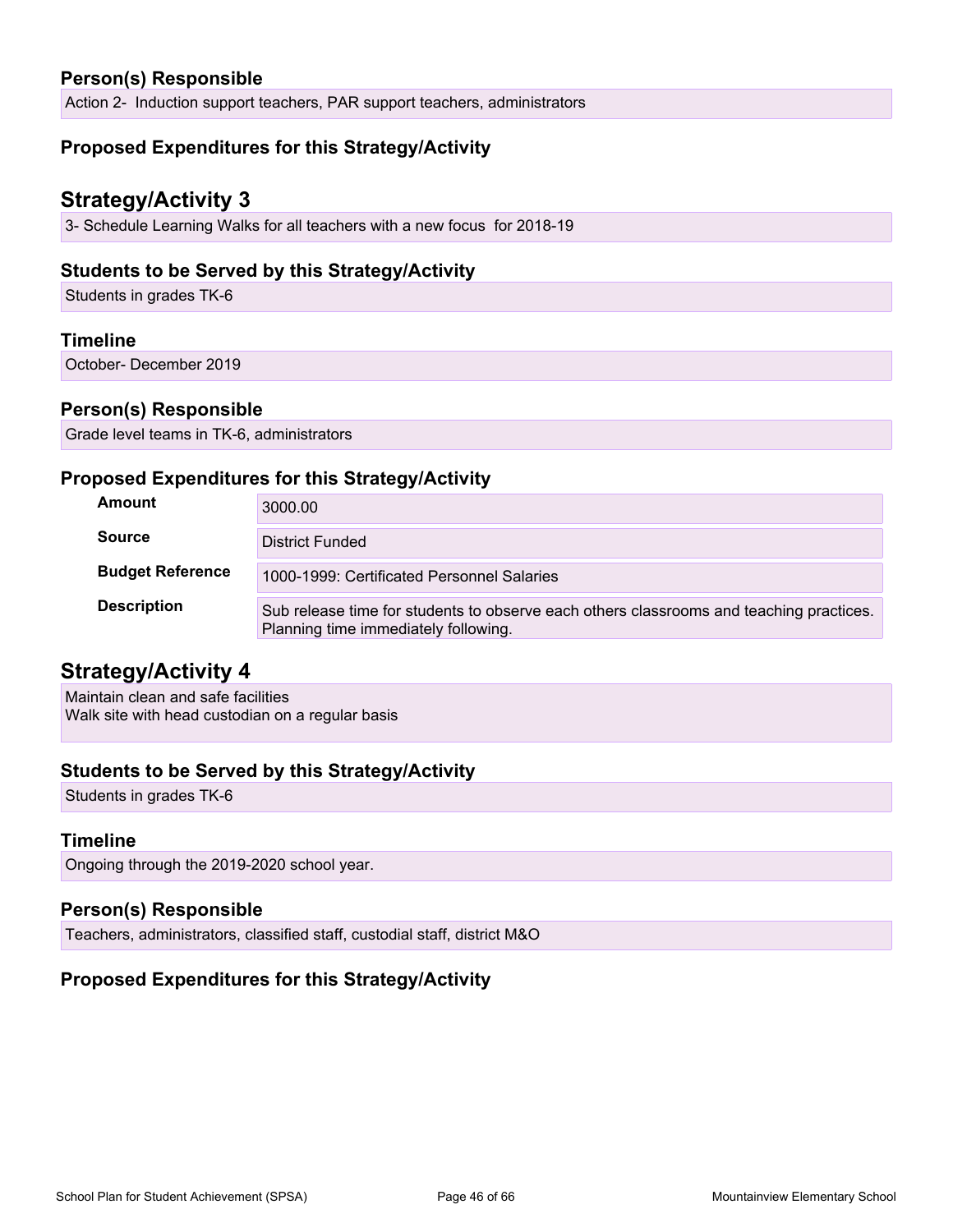### Person(s) Responsible

Action 2- Induction support teachers, PAR support teachers, administrators

### Proposed Expenditures for this Strategy/Activity

## Strategy/Activity 3

3- Schedule Learning Walks for all teachers with a new focus for 2018-19

### Students to be Served by this Strategy/Activity

Students in grades TK-6

### Timeline

October- December 2019

### Person(s) Responsible

Grade level teams in TK-6, administrators

### Proposed Expenditures for this Strategy/Activity

| | |
|---|---|
| **Amount** | 3000.00 |
| **Source** | District Funded |
| **Budget Reference** | 1000-1999: Certificated Personnel Salaries |
| **Description** | Sub release time for students to observe each others classrooms and teaching practices. Planning time immediately following. |

## Strategy/Activity 4

Maintain clean and safe facilities
Walk site with head custodian on a regular basis

### Students to be Served by this Strategy/Activity

Students in grades TK-6

### Timeline

Ongoing through the 2019-2020 school year.

### Person(s) Responsible

Teachers, administrators, classified staff, custodial staff, district M&O

### Proposed Expenditures for this Strategy/Activity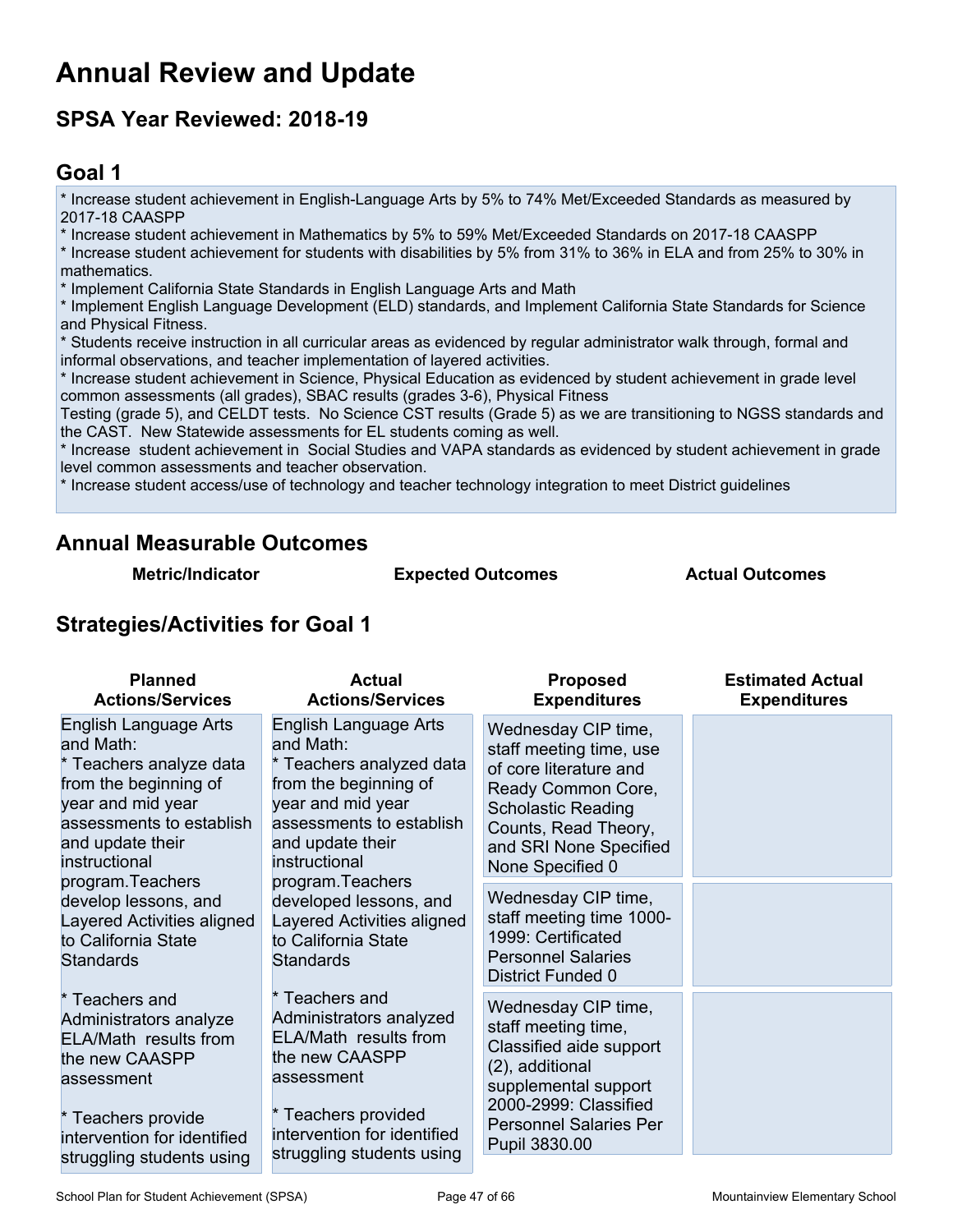# Annual Review and Update

## SPSA Year Reviewed: 2018-19

## Goal 1

* Increase student achievement in English-Language Arts by 5% to 74% Met/Exceeded Standards as measured by 2017-18 CAASPP
* Increase student achievement in Mathematics by 5% to 59% Met/Exceeded Standards on 2017-18 CAASPP
* Increase student achievement for students with disabilities by 5% from 31% to 36% in ELA and from 25% to 30% in mathematics.
* Implement California State Standards in English Language Arts and Math
* Implement English Language Development (ELD) standards, and Implement California State Standards for Science and Physical Fitness.
* Students receive instruction in all curricular areas as evidenced by regular administrator walk through, formal and informal observations, and teacher implementation of layered activities.
* Increase student achievement in Science, Physical Education as evidenced by student achievement in grade level common assessments (all grades), SBAC results (grades 3-6), Physical Fitness
Testing (grade 5), and CELDT tests. No Science CST results (Grade 5) as we are transitioning to NGSS standards and the CAST. New Statewide assessments for EL students coming as well.
* Increase student achievement in Social Studies and VAPA standards as evidenced by student achievement in grade level common assessments and teacher observation.
* Increase student access/use of technology and teacher technology integration to meet District guidelines

## Annual Measurable Outcomes

| Metric/Indicator | Expected Outcomes | Actual Outcomes |
|---|---|---|

## Strategies/Activities for Goal 1

| Planned Actions/Services | Actual Actions/Services | Proposed Expenditures | Estimated Actual Expenditures |
|---|---|---|---|
| English Language Arts and Math:<br>* Teachers analyze data from the beginning of year and mid year assessments to establish and update their instructional program.Teachers develop lessons, and Layered Activities aligned to California State Standards<br><br>* Teachers and Administrators analyze ELA/Math results from the new CAASPP assessment<br><br>* Teachers provide intervention for identified struggling students using | English Language Arts and Math:<br>* Teachers analyzed data from the beginning of year and mid year assessments to establish and update their instructional program.Teachers developed lessons, and Layered Activities aligned to California State Standards<br><br>* Teachers and Administrators analyzed ELA/Math results from the new CAASPP assessment<br><br>* Teachers provided intervention for identified struggling students using | Wednesday CIP time, staff meeting time, use of core literature and Ready Common Core, Scholastic Reading Counts, Read Theory, and SRI None Specified None Specified 0<br><br>Wednesday CIP time, staff meeting time 1000-1999: Certificated Personnel Salaries District Funded 0<br><br>Wednesday CIP time, staff meeting time, Classified aide support (2), additional supplemental support 2000-2999: Classified Personnel Salaries Per Pupil 3830.00 | |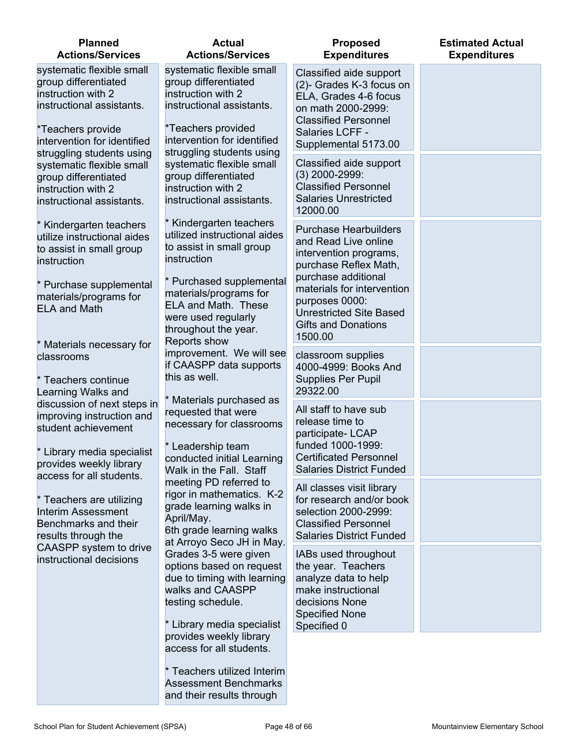| Planned Actions/Services | Actual Actions/Services | Proposed Expenditures | Estimated Actual Expenditures |
|---|---|---|---|
| systematic flexible small group differentiated instruction with 2 instructional assistants.<br><br>*Teachers provide intervention for identified struggling students using systematic flexible small group differentiated instruction with 2 instructional assistants.<br><br>* Kindergarten teachers utilize instructional aides to assist in small group instruction<br><br>* Purchase supplemental materials/programs for ELA and Math<br><br>* Materials necessary for classrooms<br><br>* Teachers continue Learning Walks and discussion of next steps in improving instruction and student achievement<br><br>* Library media specialist provides weekly library access for all students.<br><br>* Teachers are utilizing Interim Assessment Benchmarks and their results through the CAASPP system to drive instructional decisions | systematic flexible small group differentiated instruction with 2 instructional assistants.<br><br>*Teachers provided intervention for identified struggling students using systematic flexible small group differentiated instruction with 2 instructional assistants.<br><br>* Kindergarten teachers utilized instructional aides to assist in small group instruction<br><br>* Purchased supplemental materials/programs for ELA and Math. These were used regularly throughout the year. Reports show improvement. We will see if CAASPP data supports this as well.<br><br>* Materials purchased as requested that were necessary for classrooms<br><br>* Leadership team conducted initial Learning Walk in the Fall. Staff meeting PD referred to rigor in mathematics. K-2 grade learning walks in April/May.<br>6th grade learning walks at Arroyo Seco JH in May. Grades 3-5 were given options based on request due to timing with learning walks and CAASPP testing schedule.<br><br>* Library media specialist provides weekly library access for all students.<br><br>* Teachers utilized Interim Assessment Benchmarks and their results through | Classified aide support (2)- Grades K-3 focus on ELA, Grades 4-6 focus on math 2000-2999: Classified Personnel Salaries LCFF - Supplemental 5173.00<br><br>Classified aide support (3) 2000-2999: Classified Personnel Salaries Unrestricted 12000.00<br><br>Purchase Hearbuilders and Read Live online intervention programs, purchase Reflex Math, purchase additional materials for intervention purposes 0000: Unrestricted Site Based Gifts and Donations 1500.00<br><br>classroom supplies 4000-4999: Books And Supplies Per Pupil 29322.00<br><br>All staff to have sub release time to participate- LCAP funded 1000-1999: Certificated Personnel Salaries District Funded<br><br>All classes visit library for research and/or book selection 2000-2999: Classified Personnel Salaries District Funded<br><br>IABs used throughout the year. Teachers analyze data to help make instructional decisions None Specified None Specified 0 | |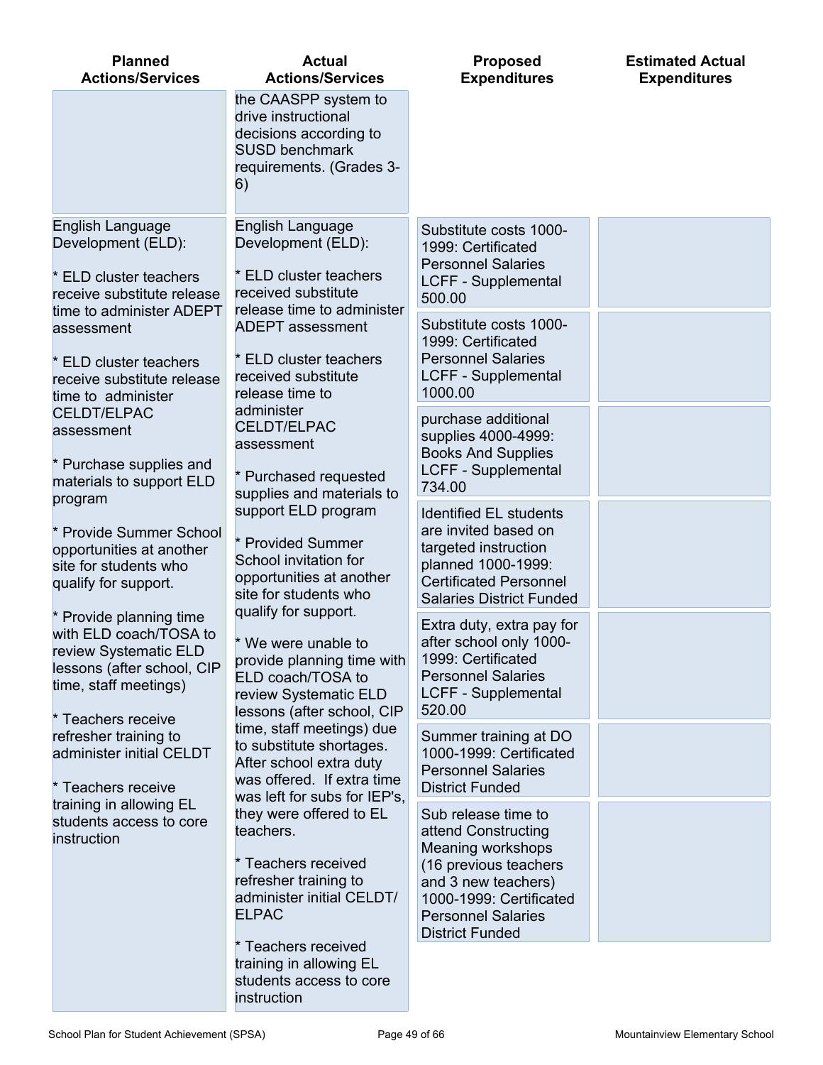| Planned Actions/Services | Actual Actions/Services | Proposed Expenditures | Estimated Actual Expenditures |
|---|---|---|---|
| | the CAASPP system to drive instructional decisions according to SUSD benchmark requirements. (Grades 3-6) | | |
| English Language Development (ELD):<br><br>* ELD cluster teachers receive substitute release time to administer ADEPT assessment<br><br>* ELD cluster teachers receive substitute release time to administer CELDT/ELPAC assessment<br><br>* Purchase supplies and materials to support ELD program<br><br>* Provide Summer School opportunities at another site for students who qualify for support.<br><br>* Provide planning time with ELD coach/TOSA to review Systematic ELD lessons (after school, CIP time, staff meetings)<br><br>* Teachers receive refresher training to administer initial CELDT<br><br>* Teachers receive training in allowing EL students access to core instruction | English Language Development (ELD):<br><br>* ELD cluster teachers received substitute release time to administer ADEPT assessment<br><br>* ELD cluster teachers received substitute release time to administer CELDT/ELPAC assessment<br><br>* Purchased requested supplies and materials to support ELD program<br><br>* Provided Summer School invitation for opportunities at another site for students who qualify for support.<br><br>* We were unable to provide planning time with ELD coach/TOSA to review Systematic ELD lessons (after school, CIP time, staff meetings) due to substitute shortages. After school extra duty was offered. If extra time was left for subs for IEP's, they were offered to EL teachers.<br><br>* Teachers received refresher training to administer initial CELDT/ ELPAC<br><br>* Teachers received training in allowing EL students access to core instruction | Substitute costs 1000-1999: Certificated Personnel Salaries LCFF - Supplemental 500.00<br><br>Substitute costs 1000-1999: Certificated Personnel Salaries LCFF - Supplemental 1000.00<br><br>purchase additional supplies 4000-4999: Books And Supplies LCFF - Supplemental 734.00<br><br>Identified EL students are invited based on targeted instruction planned 1000-1999: Certificated Personnel Salaries District Funded<br><br>Extra duty, extra pay for after school only 1000-1999: Certificated Personnel Salaries LCFF - Supplemental 520.00<br><br>Summer training at DO 1000-1999: Certificated Personnel Salaries District Funded<br><br>Sub release time to attend Constructing Meaning workshops (16 previous teachers and 3 new teachers) 1000-1999: Certificated Personnel Salaries District Funded | |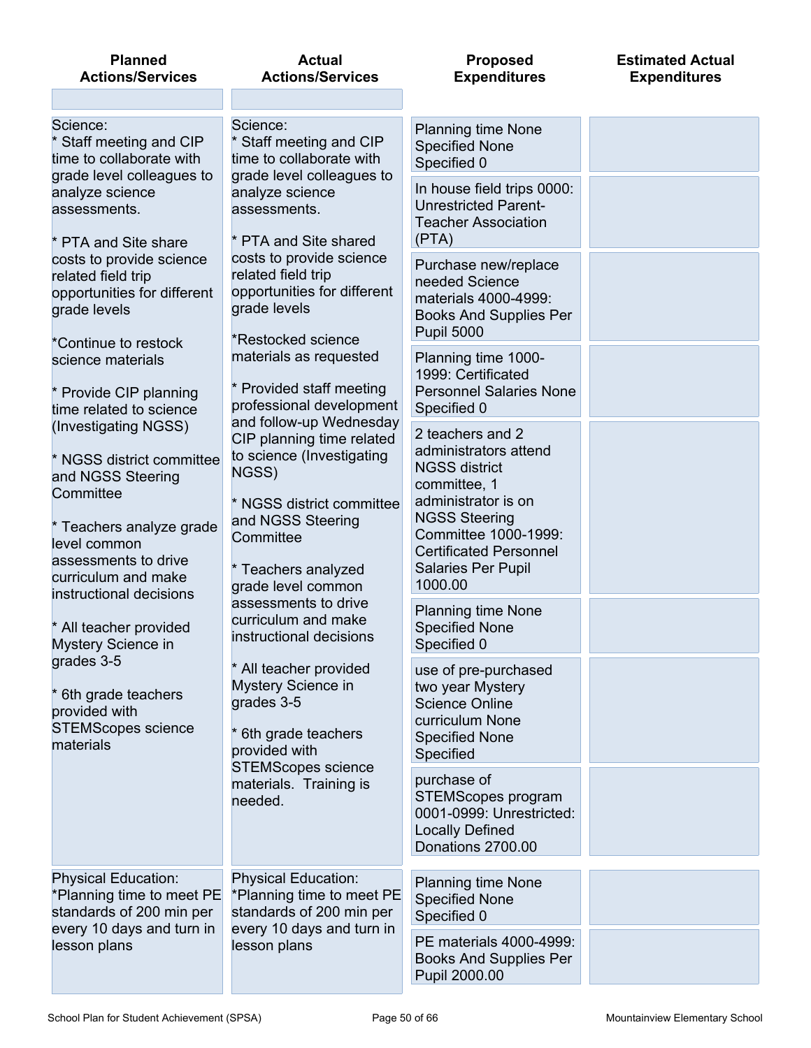| Planned Actions/Services | Actual Actions/Services | Proposed Expenditures | Estimated Actual Expenditures |
|---|---|---|---|
| | | | |
| Science:<br>* Staff meeting and CIP time to collaborate with grade level colleagues to analyze science assessments.<br><br>* PTA and Site share costs to provide science related field trip opportunities for different grade levels<br><br>*Continue to restock science materials<br><br>* Provide CIP planning time related to science (Investigating NGSS)<br><br>* NGSS district committee and NGSS Steering Committee<br><br>* Teachers analyze grade level common assessments to drive curriculum and make instructional decisions<br><br>* All teacher provided Mystery Science in grades 3-5<br><br>* 6th grade teachers provided with STEMScopes science materials | Science:<br>* Staff meeting and CIP time to collaborate with grade level colleagues to analyze science assessments.<br><br>* PTA and Site shared costs to provide science related field trip opportunities for different grade levels<br><br>*Restocked science materials as requested<br><br>* Provided staff meeting professional development and follow-up Wednesday CIP planning time related to science (Investigating NGSS)<br><br>* NGSS district committee and NGSS Steering Committee<br><br>* Teachers analyzed grade level common assessments to drive curriculum and make instructional decisions<br><br>* All teacher provided Mystery Science in grades 3-5<br><br>* 6th grade teachers provided with STEMScopes science materials. Training is needed. | Planning time None Specified None Specified 0<br><br>In house field trips 0000: Unrestricted Parent-Teacher Association (PTA)<br><br>Purchase new/replace needed Science materials 4000-4999: Books And Supplies Per Pupil 5000<br><br>Planning time 1000-1999: Certificated Personnel Salaries None Specified 0<br><br>2 teachers and 2 administrators attend NGSS district committee, 1 administrator is on NGSS Steering Committee 1000-1999: Certificated Personnel Salaries Per Pupil 1000.00<br><br>Planning time None Specified None Specified 0<br><br>use of pre-purchased two year Mystery Science Online curriculum None Specified None Specified<br><br>purchase of STEMScopes program 0001-0999: Unrestricted: Locally Defined Donations 2700.00 | |
| Physical Education:<br>*Planning time to meet PE standards of 200 min per every 10 days and turn in lesson plans | Physical Education:<br>*Planning time to meet PE standards of 200 min per every 10 days and turn in lesson plans | Planning time None Specified None Specified 0<br><br>PE materials 4000-4999: Books And Supplies Per Pupil 2000.00 | |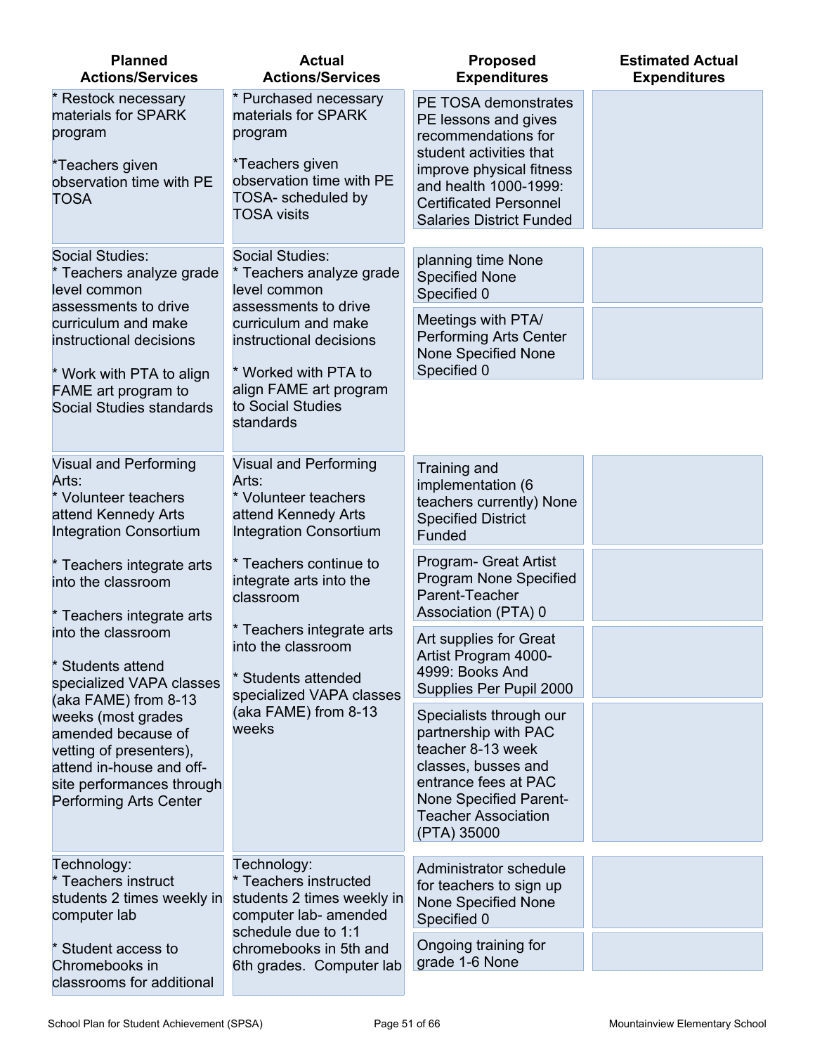| Planned Actions/Services | Actual Actions/Services | Proposed Expenditures | Estimated Actual Expenditures |
|---|---|---|---|
| * Restock necessary materials for SPARK program<br><br>*Teachers given observation time with PE TOSA | * Purchased necessary materials for SPARK program<br><br>*Teachers given observation time with PE TOSA- scheduled by TOSA visits | PE TOSA demonstrates PE lessons and gives recommendations for student activities that improve physical fitness and health 1000-1999: Certificated Personnel Salaries District Funded | |
| Social Studies:<br>* Teachers analyze grade level common assessments to drive curriculum and make instructional decisions<br><br>* Work with PTA to align FAME art program to Social Studies standards | Social Studies:<br>* Teachers analyze grade level common assessments to drive curriculum and make instructional decisions<br><br>* Worked with PTA to align FAME art program to Social Studies standards | planning time None Specified None Specified 0 | |
| | | Meetings with PTA/ Performing Arts Center None Specified None Specified 0 | |
| Visual and Performing Arts:<br>* Volunteer teachers attend Kennedy Arts Integration Consortium<br><br>* Teachers integrate arts into the classroom<br><br>* Teachers integrate arts into the classroom<br><br>* Students attend specialized VAPA classes (aka FAME) from 8-13 weeks (most grades amended because of vetting of presenters), attend in-house and off-site performances through Performing Arts Center | Visual and Performing Arts:<br>* Volunteer teachers attend Kennedy Arts Integration Consortium<br><br>* Teachers continue to integrate arts into the classroom<br><br>* Teachers integrate arts into the classroom<br><br>* Students attended specialized VAPA classes (aka FAME) from 8-13 weeks | Training and implementation (6 teachers currently) None Specified District Funded | |
| | | Program- Great Artist Program None Specified Parent-Teacher Association (PTA) 0 | |
| | | Art supplies for Great Artist Program 4000-4999: Books And Supplies Per Pupil 2000 | |
| | | Specialists through our partnership with PAC teacher 8-13 week classes, busses and entrance fees at PAC None Specified Parent-Teacher Association (PTA) 35000 | |
| Technology:<br>* Teachers instruct students 2 times weekly in computer lab<br><br>* Student access to Chromebooks in classrooms for additional | Technology:<br>* Teachers instructed students 2 times weekly in computer lab- amended schedule due to 1:1 chromebooks in 5th and 6th grades. Computer lab | Administrator schedule for teachers to sign up None Specified None Specified 0 | |
| | | Ongoing training for grade 1-6 None | |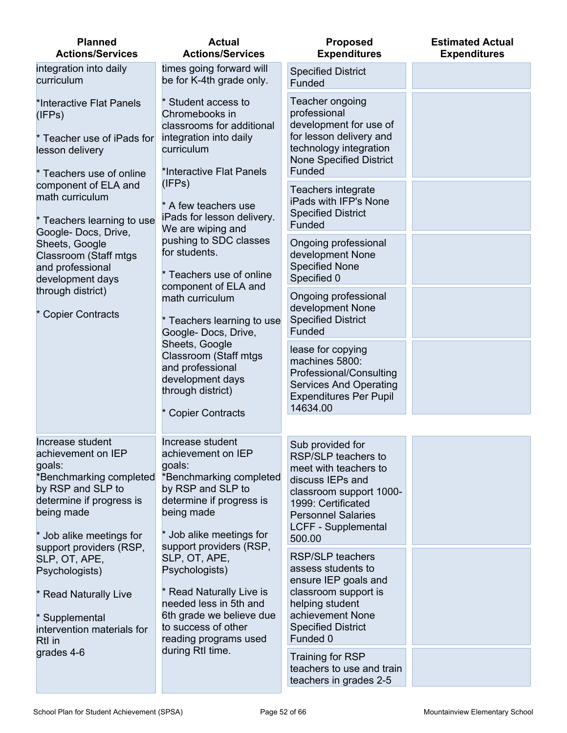| Planned Actions/Services | Actual Actions/Services | Proposed Expenditures | Estimated Actual Expenditures |
| --- | --- | --- | --- |
| integration into daily curriculum<br><br>*Interactive Flat Panels (IFPs)<br><br>* Teacher use of iPads for lesson delivery<br><br>* Teachers use of online component of ELA and math curriculum<br><br>* Teachers learning to use Google- Docs, Drive, Sheets, Google Classroom (Staff mtgs and professional development days through district)<br><br>* Copier Contracts | times going forward will be for K-4th grade only.<br><br>* Student access to Chromebooks in classrooms for additional integration into daily curriculum<br><br>*Interactive Flat Panels (IFPs)<br><br>* A few teachers use iPads for lesson delivery. We are wiping and pushing to SDC classes for students.<br><br>* Teachers use of online component of ELA and math curriculum<br><br>* Teachers learning to use Google- Docs, Drive, Sheets, Google Classroom (Staff mtgs and professional development days through district)<br><br>* Copier Contracts | Specified District Funded | |
| | | Teacher ongoing professional development for use of for lesson delivery and technology integration None Specified District Funded | |
| | | Teachers integrate iPads with IFP's None Specified District Funded | |
| | | Ongoing professional development None Specified None Specified 0 | |
| | | Ongoing professional development None Specified District Funded | |
| | | lease for copying machines 5800: Professional/Consulting Services And Operating Expenditures Per Pupil 14634.00 | |
| Increase student achievement on IEP goals:<br>*Benchmarking completed by RSP and SLP to determine if progress is being made<br><br>* Job alike meetings for support providers (RSP, SLP, OT, APE, Psychologists)<br><br>* Read Naturally Live<br><br>* Supplemental intervention materials for RtI in grades 4-6 | Increase student achievement on IEP goals:<br>*Benchmarking completed by RSP and SLP to determine if progress is being made<br><br>* Job alike meetings for support providers (RSP, SLP, OT, APE, Psychologists)<br><br>* Read Naturally Live is needed less in 5th and 6th grade we believe due to success of other reading programs used during RtI time. | Sub provided for RSP/SLP teachers to meet with teachers to discuss IEPs and classroom support 1000-1999: Certificated Personnel Salaries LCFF - Supplemental 500.00 | |
| | | RSP/SLP teachers assess students to ensure IEP goals and classroom support is helping student achievement None Specified District Funded 0 | |
| | | Training for RSP teachers to use and train teachers in grades 2-5 | |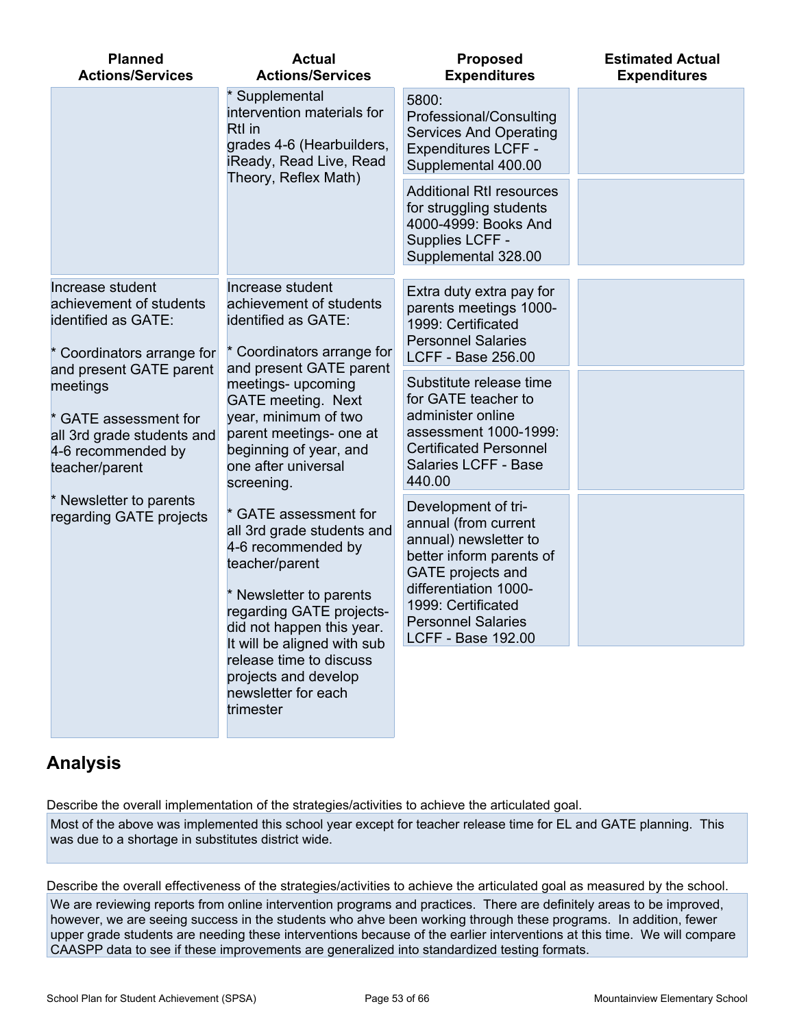| Planned Actions/Services | Actual Actions/Services | Proposed Expenditures | Estimated Actual Expenditures |
|---|---|---|---|
| | * Supplemental intervention materials for RtI in grades 4-6 (Hearbuilders, iReady, Read Live, Read Theory, Reflex Math) | 5800: Professional/Consulting Services And Operating Expenditures LCFF - Supplemental 400.00 | |
| | | Additional RtI resources for struggling students 4000-4999: Books And Supplies LCFF - Supplemental 328.00 | |
| Increase student achievement of students identified as GATE:<br><br>* Coordinators arrange for and present GATE parent meetings<br><br>* GATE assessment for all 3rd grade students and 4-6 recommended by teacher/parent<br><br>* Newsletter to parents regarding GATE projects | Increase student achievement of students identified as GATE:<br><br>* Coordinators arrange for and present GATE parent meetings- upcoming GATE meeting. Next year, minimum of two parent meetings- one at beginning of year, and one after universal screening.<br><br>* GATE assessment for all 3rd grade students and 4-6 recommended by teacher/parent<br><br>* Newsletter to parents regarding GATE projects- did not happen this year. It will be aligned with sub release time to discuss projects and develop newsletter for each trimester | Extra duty extra pay for parents meetings 1000-1999: Certificated Personnel Salaries LCFF - Base 256.00 | |
| | | Substitute release time for GATE teacher to administer online assessment 1000-1999: Certificated Personnel Salaries LCFF - Base 440.00 | |
| | | Development of tri-annual (from current annual) newsletter to better inform parents of GATE projects and differentiation 1000-1999: Certificated Personnel Salaries LCFF - Base 192.00 | |

## Analysis

Describe the overall implementation of the strategies/activities to achieve the articulated goal.

Most of the above was implemented this school year except for teacher release time for EL and GATE planning. This was due to a shortage in substitutes district wide.

Describe the overall effectiveness of the strategies/activities to achieve the articulated goal as measured by the school.

We are reviewing reports from online intervention programs and practices. There are definitely areas to be improved, however, we are seeing success in the students who ahve been working through these programs. In addition, fewer upper grade students are needing these interventions because of the earlier interventions at this time. We will compare CAASPP data to see if these improvements are generalized into standardized testing formats.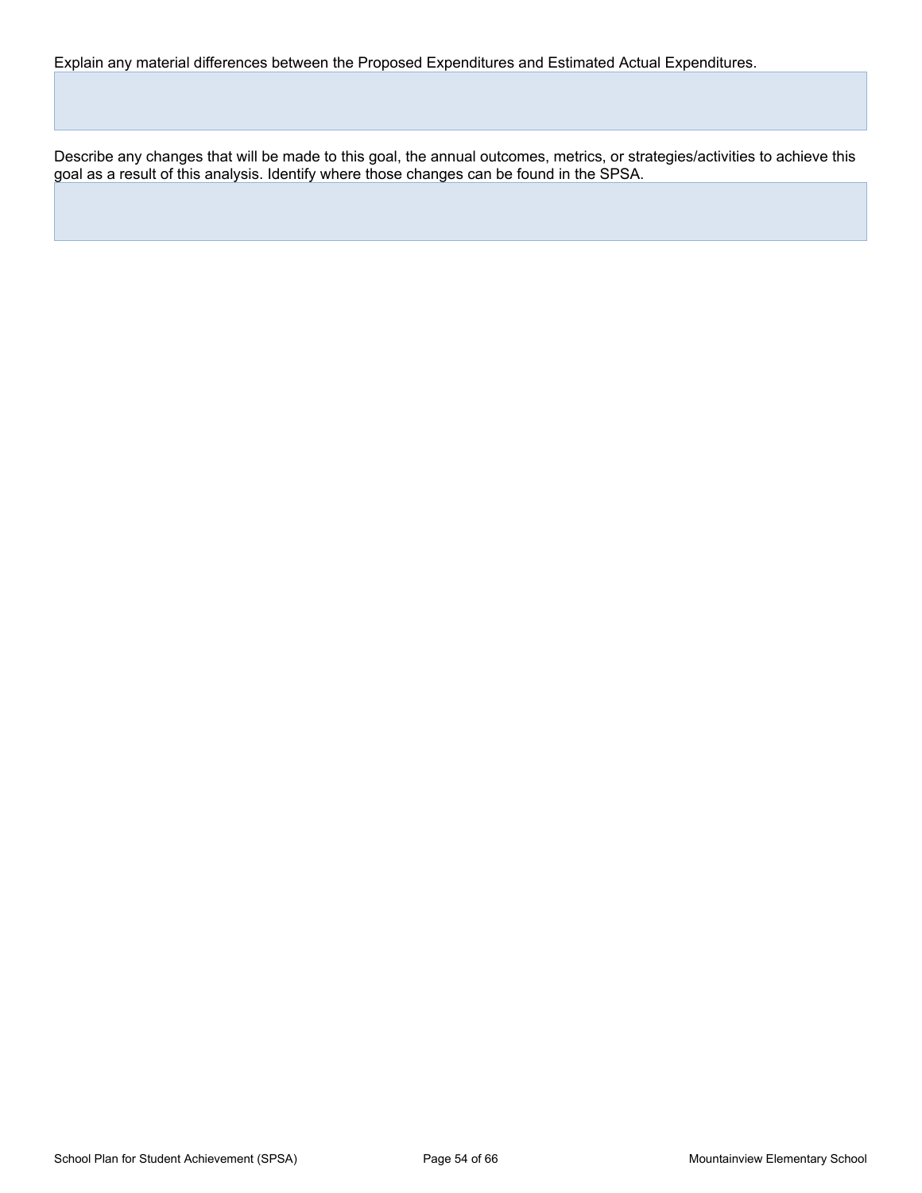Explain any material differences between the Proposed Expenditures and Estimated Actual Expenditures.

Describe any changes that will be made to this goal, the annual outcomes, metrics, or strategies/activities to achieve this goal as a result of this analysis. Identify where those changes can be found in the SPSA.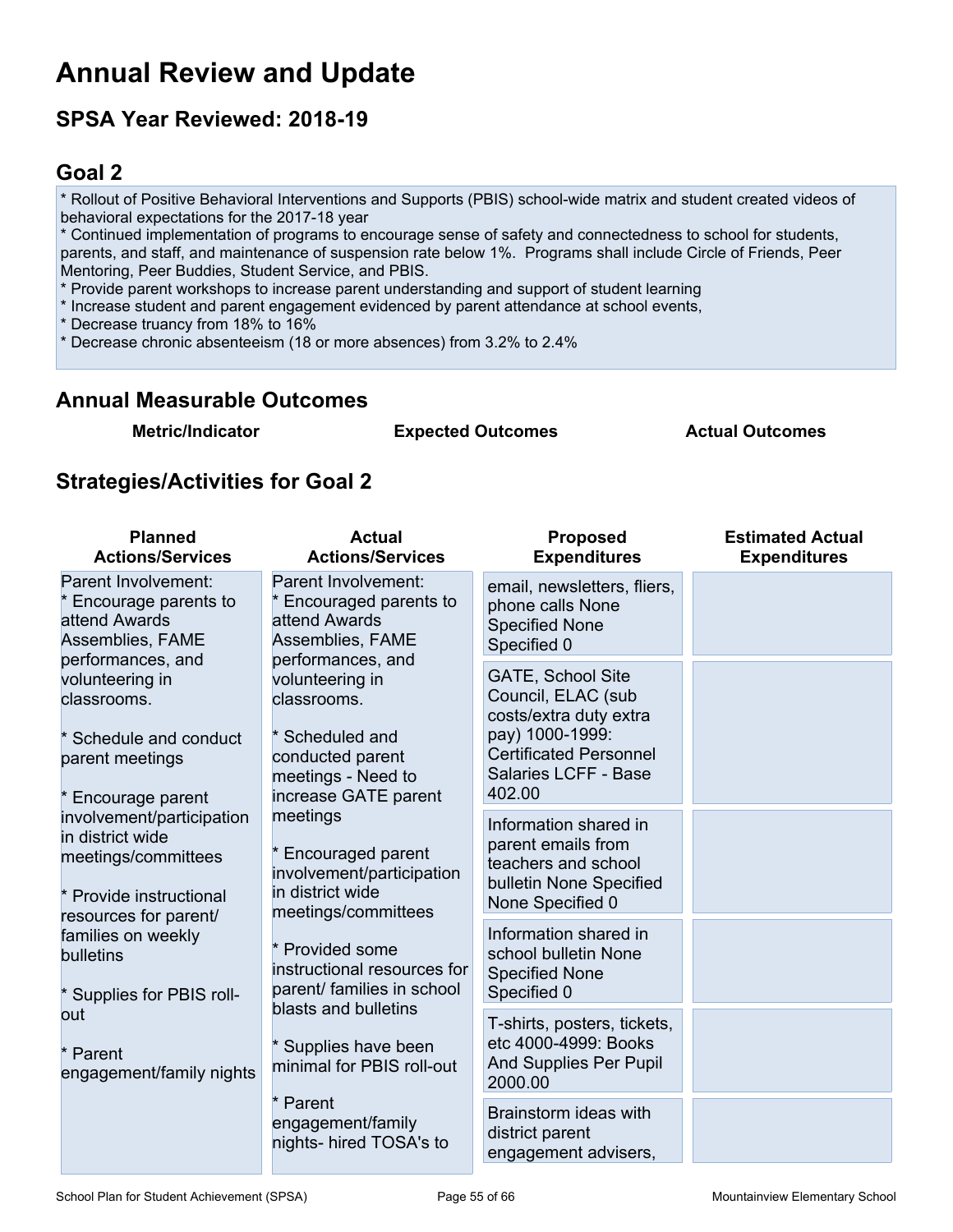# Annual Review and Update

## SPSA Year Reviewed: 2018-19

## Goal 2

* Rollout of Positive Behavioral Interventions and Supports (PBIS) school-wide matrix and student created videos of behavioral expectations for the 2017-18 year
* Continued implementation of programs to encourage sense of safety and connectedness to school for students, parents, and staff, and maintenance of suspension rate below 1%. Programs shall include Circle of Friends, Peer Mentoring, Peer Buddies, Student Service, and PBIS.
* Provide parent workshops to increase parent understanding and support of student learning
* Increase student and parent engagement evidenced by parent attendance at school events,
* Decrease truancy from 18% to 16%
* Decrease chronic absenteeism (18 or more absences) from 3.2% to 2.4%

## Annual Measurable Outcomes

| Metric/Indicator | Expected Outcomes | Actual Outcomes |
|---|---|---|

## Strategies/Activities for Goal 2

| Planned Actions/Services | Actual Actions/Services | Proposed Expenditures | Estimated Actual Expenditures |
|---|---|---|---|
| Parent Involvement:<br>* Encourage parents to attend Awards Assemblies, FAME performances, and volunteering in classrooms.<br><br>* Schedule and conduct parent meetings<br><br>* Encourage parent involvement/participation in district wide meetings/committees<br><br>* Provide instructional resources for parent/ families on weekly bulletins<br><br>* Supplies for PBIS roll-out<br><br>* Parent engagement/family nights | Parent Involvement:<br>* Encouraged parents to attend Awards Assemblies, FAME performances, and volunteering in classrooms.<br><br>* Scheduled and conducted parent meetings - Need to increase GATE parent meetings<br><br>* Encouraged parent involvement/participation in district wide meetings/committees<br><br>* Provided some instructional resources for parent/ families in school blasts and bulletins<br><br>* Supplies have been minimal for PBIS roll-out<br><br>* Parent engagement/family nights- hired TOSA's to | email, newsletters, fliers, phone calls None Specified None Specified 0 | |
| | | GATE, School Site Council, ELAC (sub costs/extra duty extra pay) 1000-1999: Certificated Personnel Salaries LCFF - Base 402.00 | |
| | | Information shared in parent emails from teachers and school bulletin None Specified None Specified 0 | |
| | | Information shared in school bulletin None Specified None Specified 0 | |
| | | T-shirts, posters, tickets, etc 4000-4999: Books And Supplies Per Pupil 2000.00 | |
| | | Brainstorm ideas with district parent engagement advisers, | |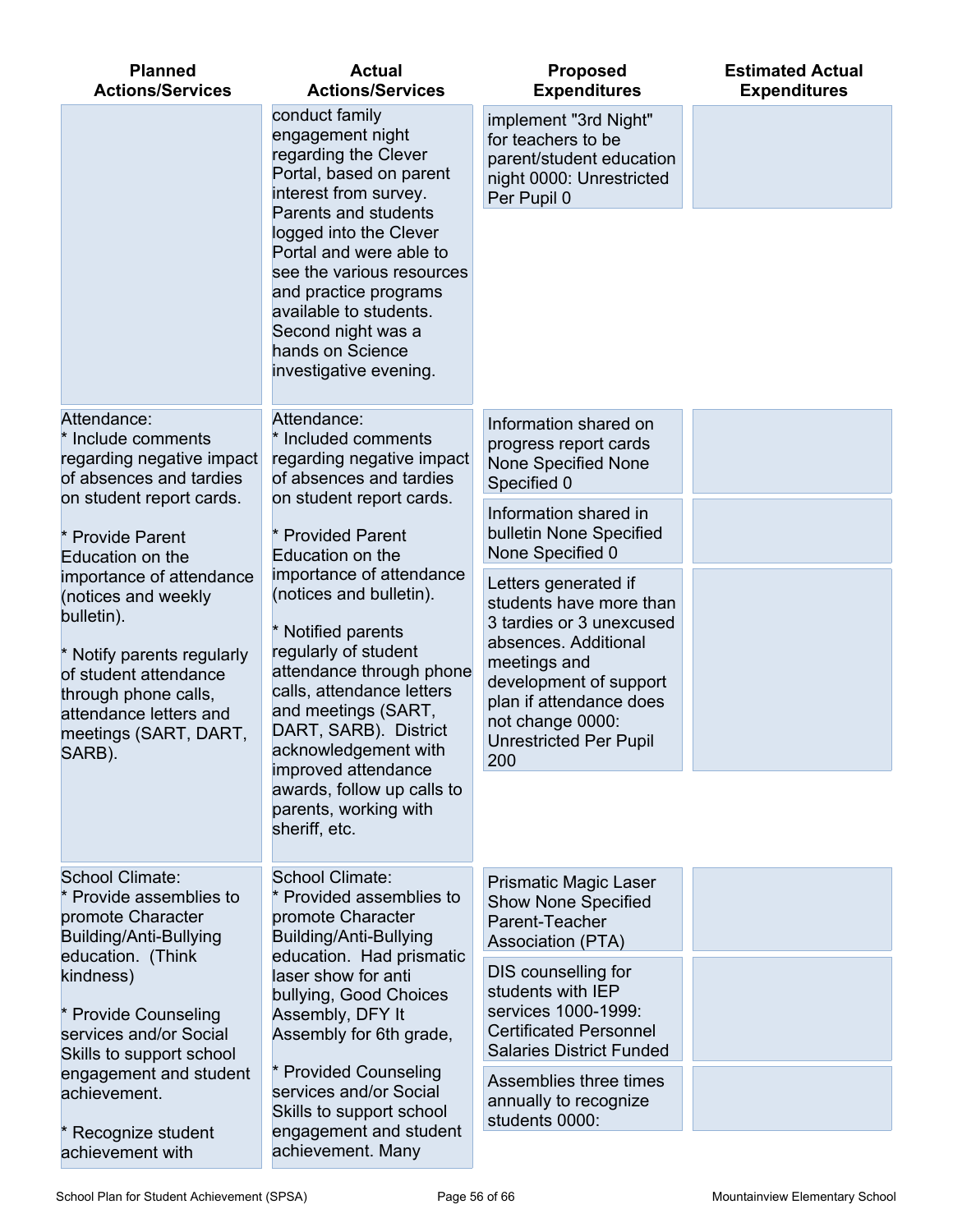| Planned Actions/Services | Actual Actions/Services | Proposed Expenditures | Estimated Actual Expenditures |
|---|---|---|---|
| | conduct family engagement night regarding the Clever Portal, based on parent interest from survey. Parents and students logged into the Clever Portal and were able to see the various resources and practice programs available to students. Second night was a hands on Science investigative evening. | implement "3rd Night" for teachers to be parent/student education night 0000: Unrestricted Per Pupil 0 | |
| Attendance:<br>* Include comments regarding negative impact of absences and tardies on student report cards.<br><br>* Provide Parent Education on the importance of attendance (notices and weekly bulletin).<br><br>* Notify parents regularly of student attendance through phone calls, attendance letters and meetings (SART, DART, SARB). | Attendance:<br>* Included comments regarding negative impact of absences and tardies on student report cards.<br><br>* Provided Parent Education on the importance of attendance (notices and bulletin).<br><br>* Notified parents regularly of student attendance through phone calls, attendance letters and meetings (SART, DART, SARB). District acknowledgement with improved attendance awards, follow up calls to parents, working with sheriff, etc. | Information shared on progress report cards None Specified None Specified 0 | |
| | | Information shared in bulletin None Specified None Specified 0 | |
| | | Letters generated if students have more than 3 tardies or 3 unexcused absences. Additional meetings and development of support plan if attendance does not change 0000: Unrestricted Per Pupil 200 | |
| School Climate:<br>* Provide assemblies to promote Character Building/Anti-Bullying education. (Think kindness)<br><br>* Provide Counseling services and/or Social Skills to support school engagement and student achievement.<br><br>* Recognize student achievement with | School Climate:<br>* Provided assemblies to promote Character Building/Anti-Bullying education. Had prismatic laser show for anti bullying, Good Choices Assembly, DFY It Assembly for 6th grade,<br><br>* Provided Counseling services and/or Social Skills to support school engagement and student achievement. Many | Prismatic Magic Laser Show None Specified Parent-Teacher Association (PTA) | |
| | | DIS counselling for students with IEP services 1000-1999: Certificated Personnel Salaries District Funded | |
| | | Assemblies three times annually to recognize students 0000: | |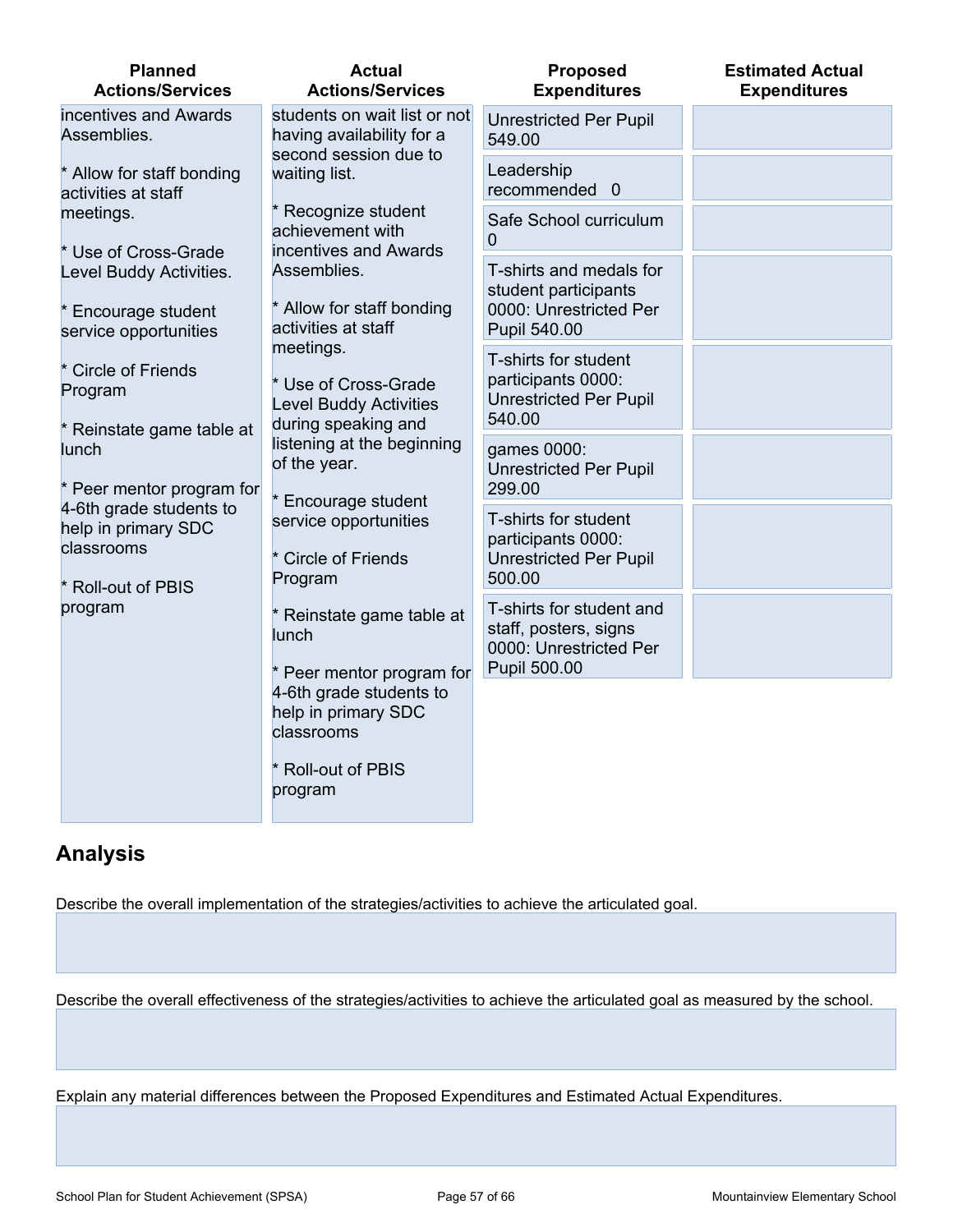| Planned Actions/Services | Actual Actions/Services | Proposed Expenditures | Estimated Actual Expenditures |
|---|---|---|---|
| incentives and Awards Assemblies.<br><br>* Allow for staff bonding activities at staff meetings.<br><br>* Use of Cross-Grade Level Buddy Activities.<br><br>* Encourage student service opportunities<br><br>* Circle of Friends Program<br><br>* Reinstate game table at lunch<br><br>* Peer mentor program for 4-6th grade students to help in primary SDC classrooms<br><br>* Roll-out of PBIS program | students on wait list or not having availability for a second session due to waiting list.<br><br>* Recognize student achievement with incentives and Awards Assemblies.<br><br>* Allow for staff bonding activities at staff meetings.<br><br>* Use of Cross-Grade Level Buddy Activities during speaking and listening at the beginning of the year.<br><br>* Encourage student service opportunities<br><br>* Circle of Friends Program<br><br>* Reinstate game table at lunch<br><br>* Peer mentor program for 4-6th grade students to help in primary SDC classrooms<br><br>* Roll-out of PBIS program | Unrestricted Per Pupil 549.00<br><br>Leadership recommended 0<br><br>Safe School curriculum 0<br><br>T-shirts and medals for student participants 0000: Unrestricted Per Pupil 540.00<br><br>T-shirts for student participants 0000: Unrestricted Per Pupil 540.00<br><br>games 0000: Unrestricted Per Pupil 299.00<br><br>T-shirts for student participants 0000: Unrestricted Per Pupil 500.00<br><br>T-shirts for student and staff, posters, signs 0000: Unrestricted Per Pupil 500.00 | |

## Analysis

Describe the overall implementation of the strategies/activities to achieve the articulated goal.

Describe the overall effectiveness of the strategies/activities to achieve the articulated goal as measured by the school.

Explain any material differences between the Proposed Expenditures and Estimated Actual Expenditures.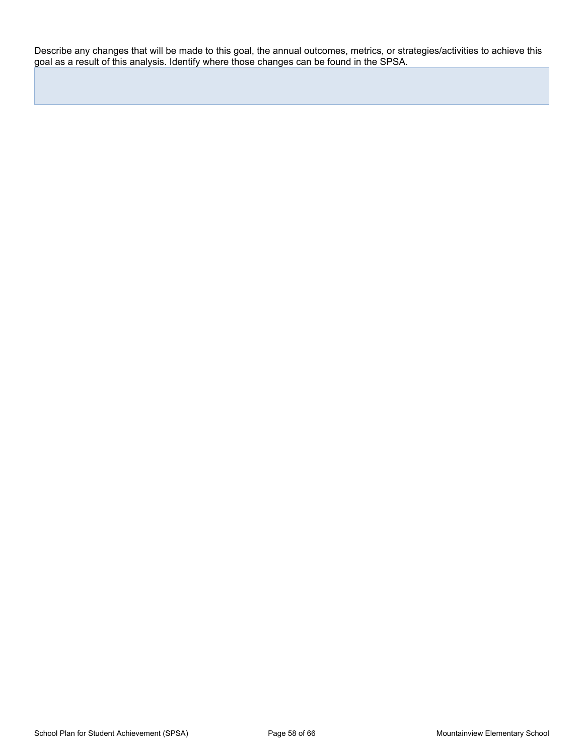Describe any changes that will be made to this goal, the annual outcomes, metrics, or strategies/activities to achieve this goal as a result of this analysis. Identify where those changes can be found in the SPSA.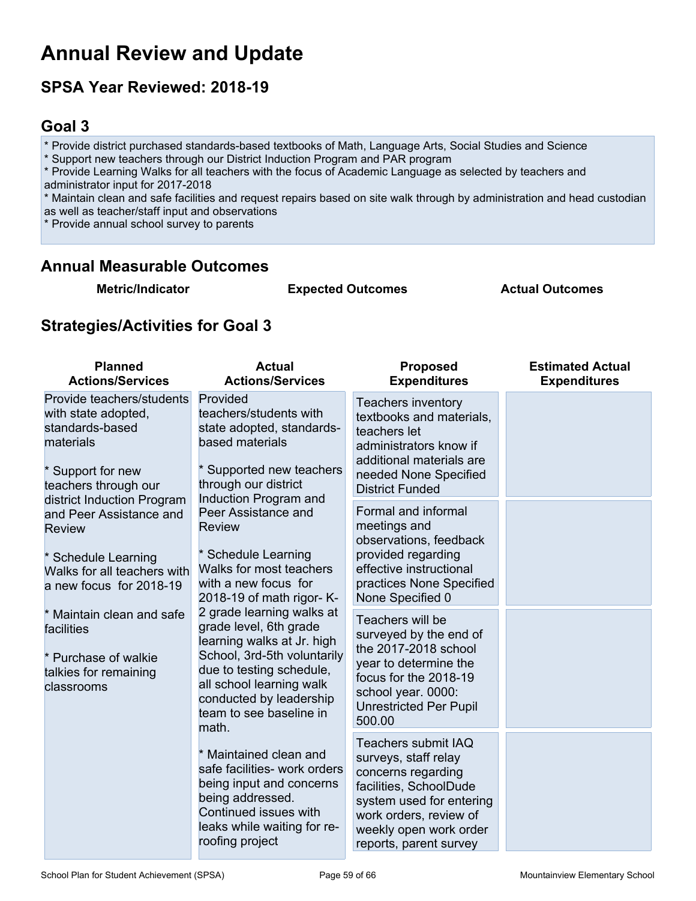# Annual Review and Update

## SPSA Year Reviewed: 2018-19

## Goal 3

* Provide district purchased standards-based textbooks of Math, Language Arts, Social Studies and Science
* Support new teachers through our District Induction Program and PAR program
* Provide Learning Walks for all teachers with the focus of Academic Language as selected by teachers and administrator input for 2017-2018
* Maintain clean and safe facilities and request repairs based on site walk through by administration and head custodian as well as teacher/staff input and observations
* Provide annual school survey to parents

## Annual Measurable Outcomes

| Metric/Indicator | Expected Outcomes | Actual Outcomes |
|---|---|---|

## Strategies/Activities for Goal 3

| Planned Actions/Services | Actual Actions/Services | Proposed Expenditures | Estimated Actual Expenditures |
|---|---|---|---|
| Provide teachers/students with state adopted, standards-based materials<br><br>* Support for new teachers through our district Induction Program and Peer Assistance and Review<br><br>* Schedule Learning Walks for all teachers with a new focus for 2018-19<br><br>* Maintain clean and safe facilities<br><br>* Purchase of walkie talkies for remaining classrooms | Provided teachers/students with state adopted, standards-based materials<br><br>* Supported new teachers through our district Induction Program and Peer Assistance and Review<br><br>* Schedule Learning Walks for most teachers with a new focus for 2018-19 of math rigor- K-2 grade learning walks at grade level, 6th grade learning walks at Jr. high School, 3rd-5th voluntarily due to testing schedule, all school learning walk conducted by leadership team to see baseline in math.<br><br>* Maintained clean and safe facilities- work orders being input and concerns being addressed. Continued issues with leaks while waiting for re-roofing project | Teachers inventory textbooks and materials, teachers let administrators know if additional materials are needed None Specified District Funded | |
| | | Formal and informal meetings and observations, feedback provided regarding effective instructional practices None Specified None Specified 0 | |
| | | Teachers will be surveyed by the end of the 2017-2018 school year to determine the focus for the 2018-19 school year. 0000: Unrestricted Per Pupil 500.00 | |
| | | Teachers submit IAQ surveys, staff relay concerns regarding facilities, SchoolDude system used for entering work orders, review of weekly open work order reports, parent survey | |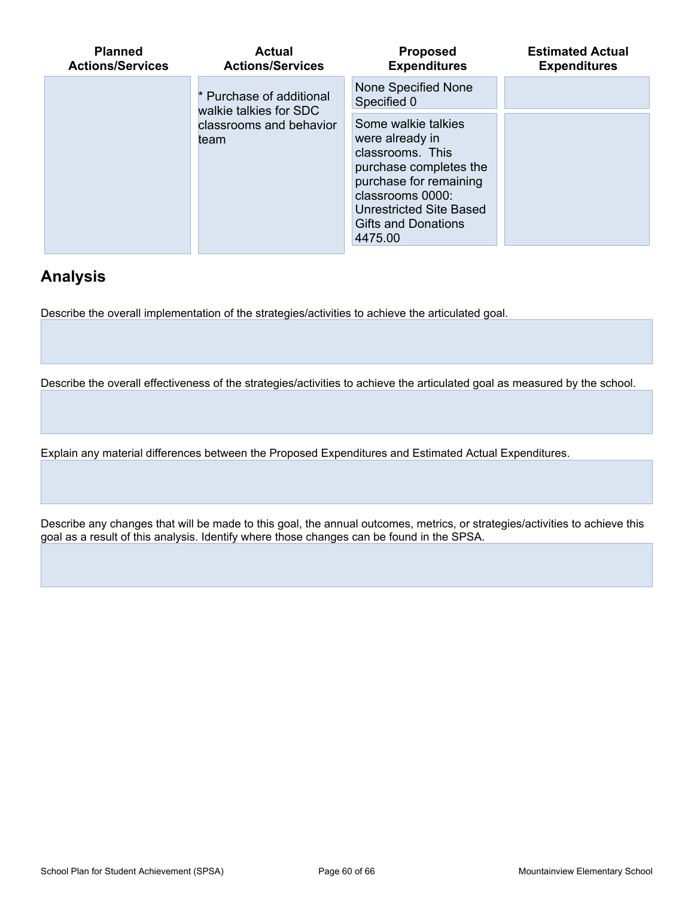| Planned Actions/Services | Actual Actions/Services | Proposed Expenditures | Estimated Actual Expenditures |
|---|---|---|---|
| | * Purchase of additional walkie talkies for SDC classrooms and behavior team | None Specified None Specified 0 | |
| | | Some walkie talkies were already in classrooms. This purchase completes the purchase for remaining classrooms 0000: Unrestricted Site Based Gifts and Donations 4475.00 | |

## Analysis

Describe the overall implementation of the strategies/activities to achieve the articulated goal.

Describe the overall effectiveness of the strategies/activities to achieve the articulated goal as measured by the school.

Explain any material differences between the Proposed Expenditures and Estimated Actual Expenditures.

Describe any changes that will be made to this goal, the annual outcomes, metrics, or strategies/activities to achieve this goal as a result of this analysis. Identify where those changes can be found in the SPSA.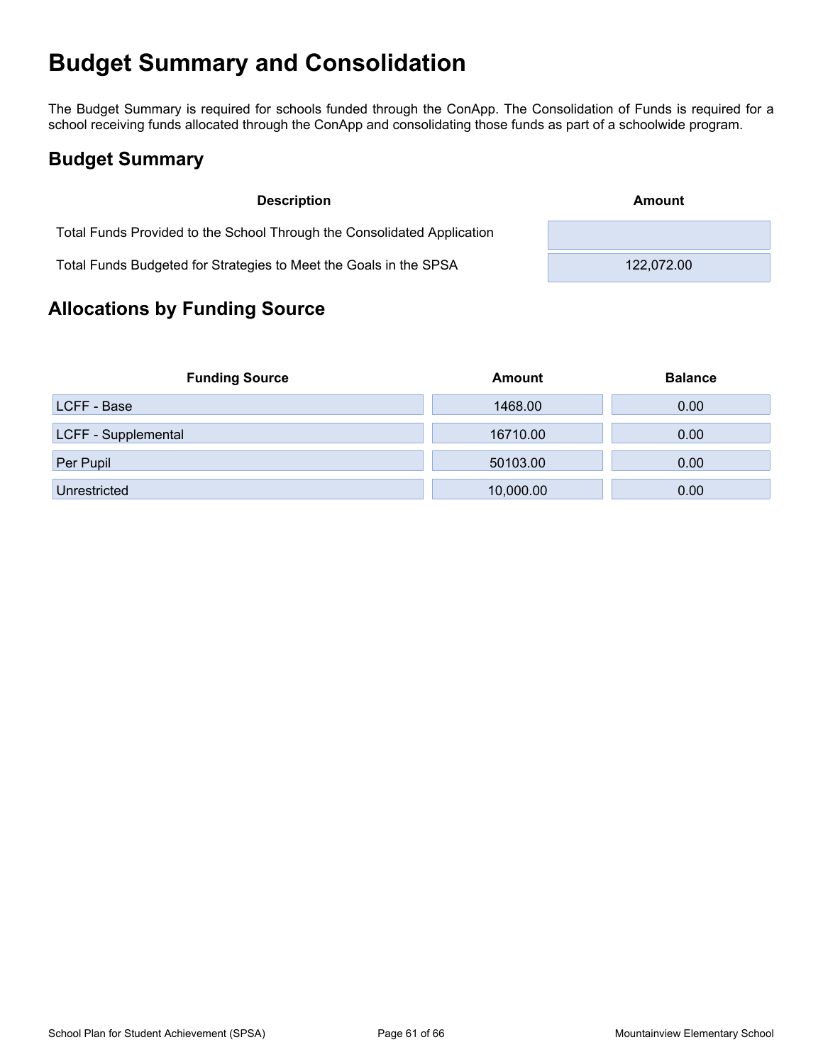# Budget Summary and Consolidation

The Budget Summary is required for schools funded through the ConApp. The Consolidation of Funds is required for a school receiving funds allocated through the ConApp and consolidating those funds as part of a schoolwide program.

## Budget Summary

| Description | Amount |
| --- | --- |
| Total Funds Provided to the School Through the Consolidated Application | |
| Total Funds Budgeted for Strategies to Meet the Goals in the SPSA | 122,072.00 |

## Allocations by Funding Source

| Funding Source | Amount | Balance |
| --- | --- | --- |
| LCFF - Base | 1468.00 | 0.00 |
| LCFF - Supplemental | 16710.00 | 0.00 |
| Per Pupil | 50103.00 | 0.00 |
| Unrestricted | 10,000.00 | 0.00 |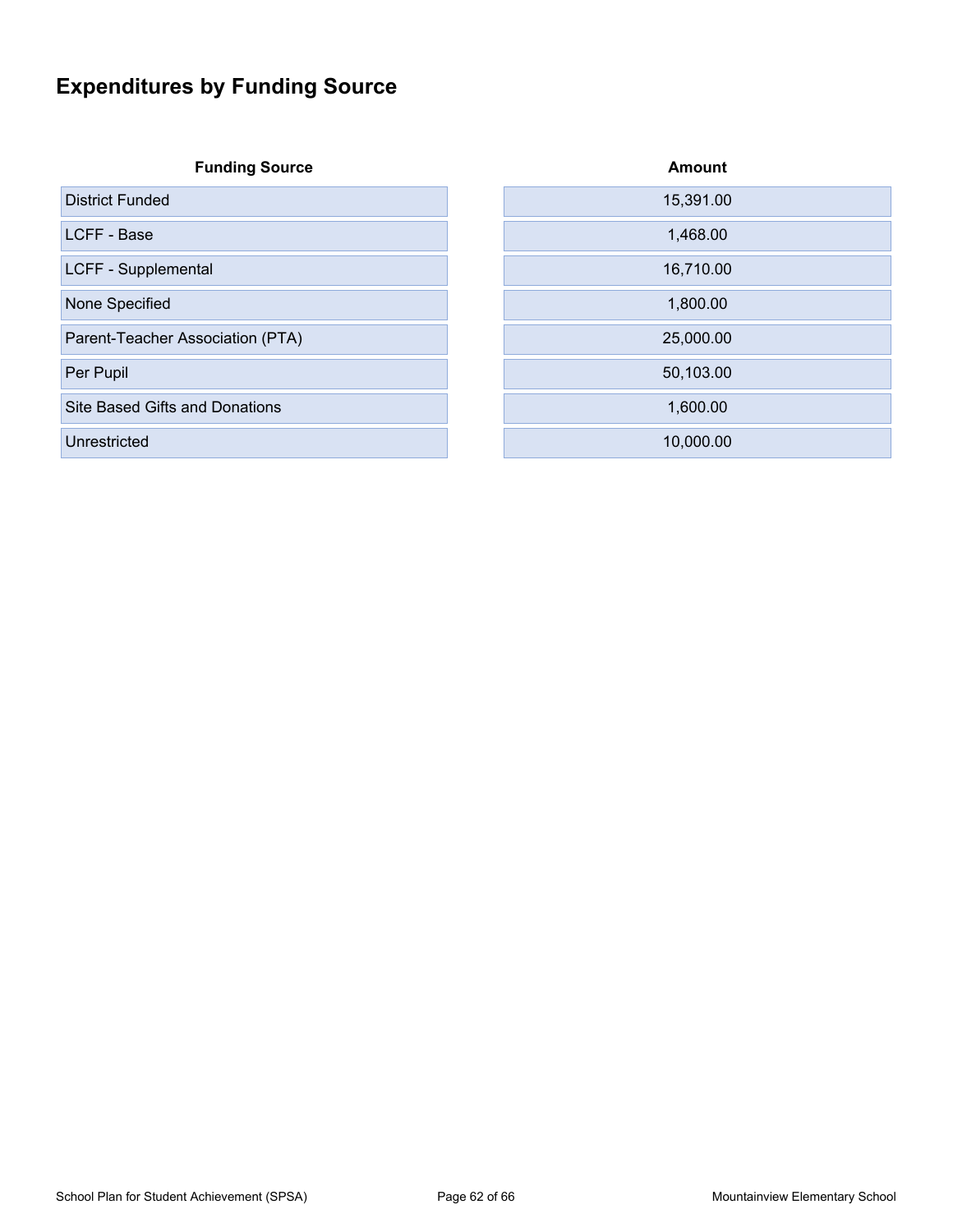# Expenditures by Funding Source

| Funding Source | Amount |
| --- | --- |
| District Funded | 15,391.00 |
| LCFF - Base | 1,468.00 |
| LCFF - Supplemental | 16,710.00 |
| None Specified | 1,800.00 |
| Parent-Teacher Association (PTA) | 25,000.00 |
| Per Pupil | 50,103.00 |
| Site Based Gifts and Donations | 1,600.00 |
| Unrestricted | 10,000.00 |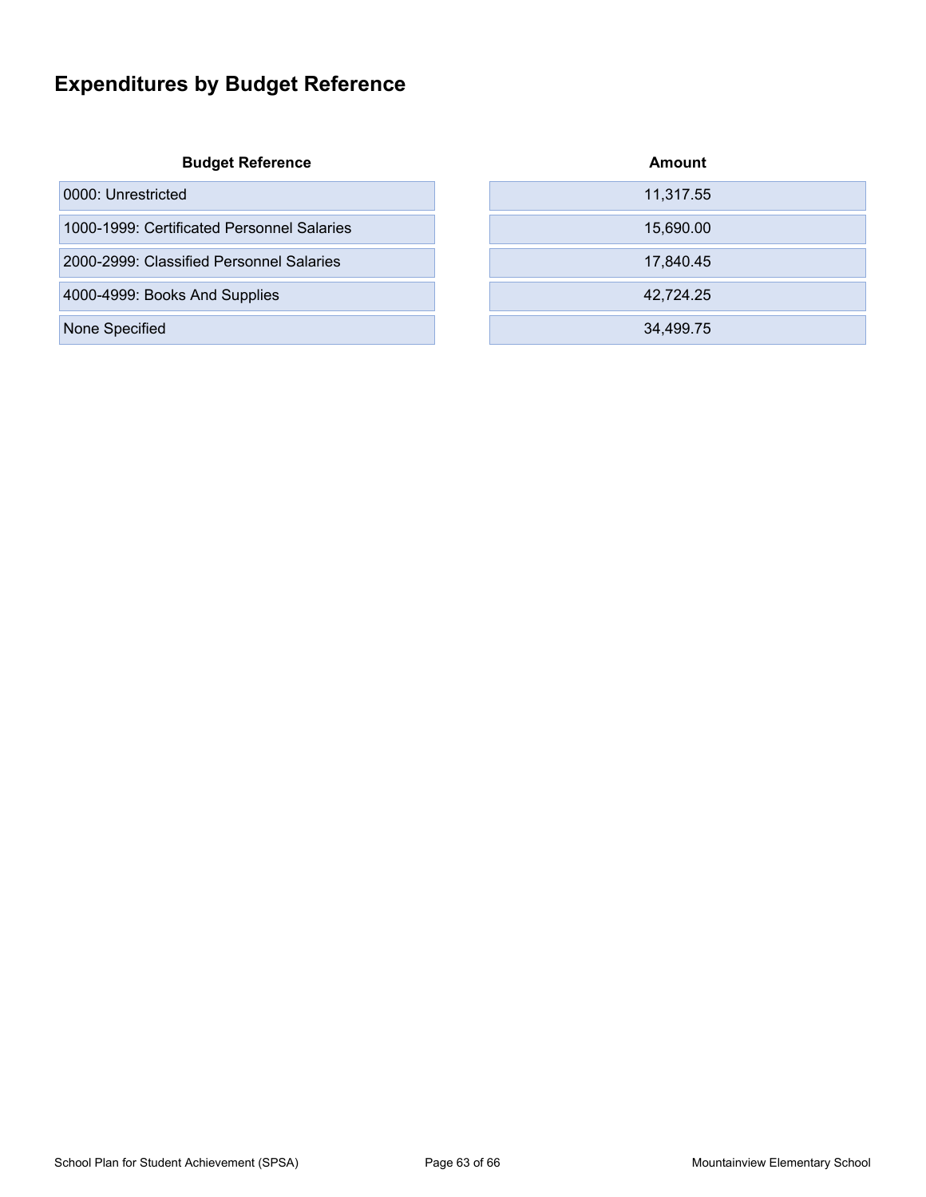# Expenditures by Budget Reference

| Budget Reference | Amount |
|---|---|
| 0000: Unrestricted | 11,317.55 |
| 1000-1999: Certificated Personnel Salaries | 15,690.00 |
| 2000-2999: Classified Personnel Salaries | 17,840.45 |
| 4000-4999: Books And Supplies | 42,724.25 |
| None Specified | 34,499.75 |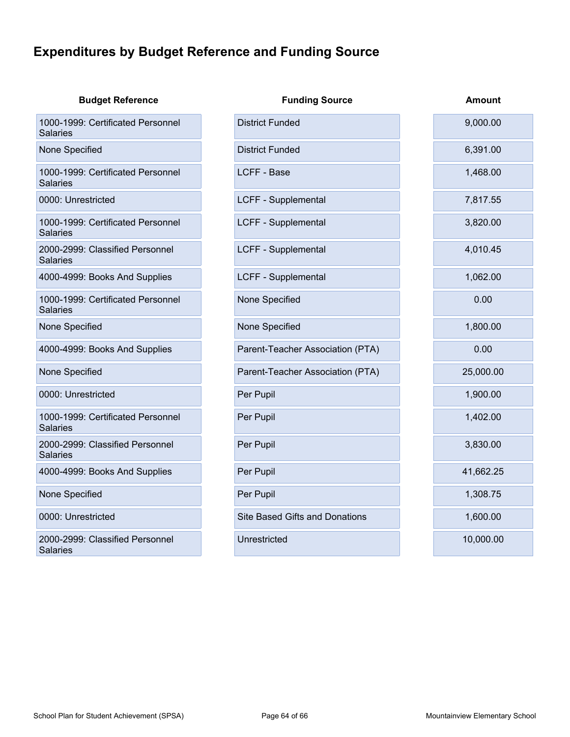## Expenditures by Budget Reference and Funding Source

| Budget Reference | Funding Source | Amount |
|---|---|---|
| 1000-1999: Certificated Personnel Salaries | District Funded | 9,000.00 |
| None Specified | District Funded | 6,391.00 |
| 1000-1999: Certificated Personnel Salaries | LCFF - Base | 1,468.00 |
| 0000: Unrestricted | LCFF - Supplemental | 7,817.55 |
| 1000-1999: Certificated Personnel Salaries | LCFF - Supplemental | 3,820.00 |
| 2000-2999: Classified Personnel Salaries | LCFF - Supplemental | 4,010.45 |
| 4000-4999: Books And Supplies | LCFF - Supplemental | 1,062.00 |
| 1000-1999: Certificated Personnel Salaries | None Specified | 0.00 |
| None Specified | None Specified | 1,800.00 |
| 4000-4999: Books And Supplies | Parent-Teacher Association (PTA) | 0.00 |
| None Specified | Parent-Teacher Association (PTA) | 25,000.00 |
| 0000: Unrestricted | Per Pupil | 1,900.00 |
| 1000-1999: Certificated Personnel Salaries | Per Pupil | 1,402.00 |
| 2000-2999: Classified Personnel Salaries | Per Pupil | 3,830.00 |
| 4000-4999: Books And Supplies | Per Pupil | 41,662.25 |
| None Specified | Per Pupil | 1,308.75 |
| 0000: Unrestricted | Site Based Gifts and Donations | 1,600.00 |
| 2000-2999: Classified Personnel Salaries | Unrestricted | 10,000.00 |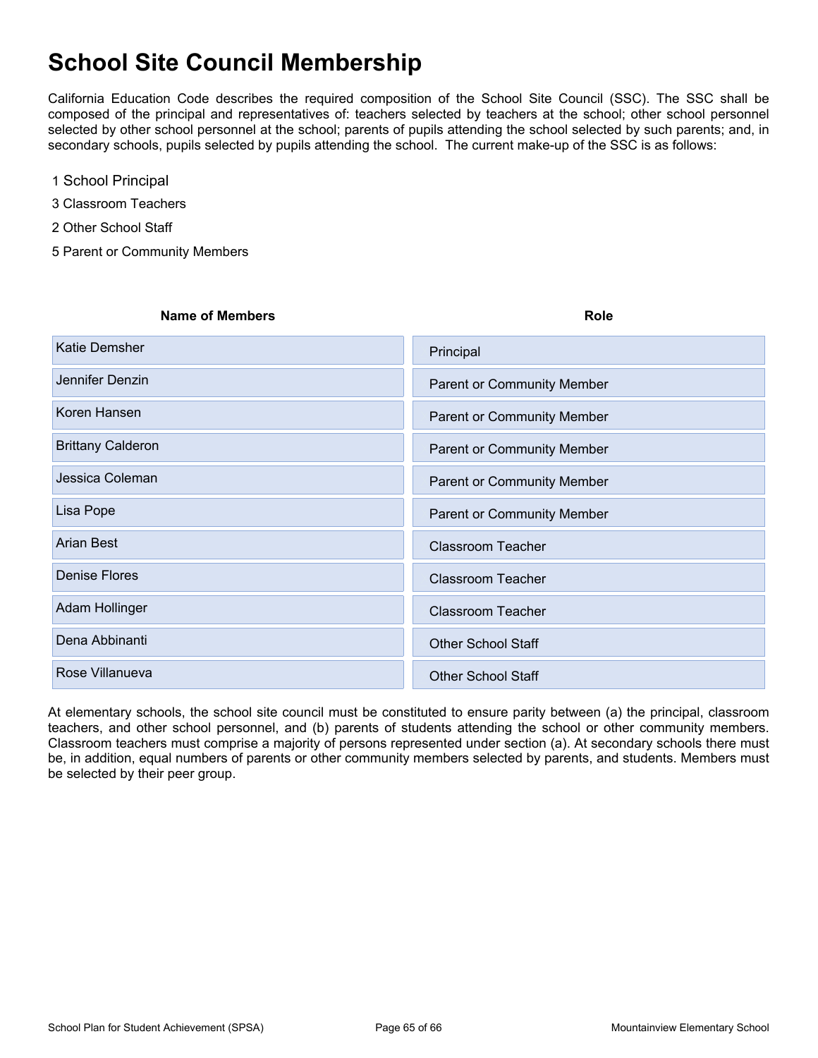# School Site Council Membership

California Education Code describes the required composition of the School Site Council (SSC). The SSC shall be composed of the principal and representatives of: teachers selected by teachers at the school; other school personnel selected by other school personnel at the school; parents of pupils attending the school selected by such parents; and, in secondary schools, pupils selected by pupils attending the school. The current make-up of the SSC is as follows:

1 School Principal

3 Classroom Teachers

2 Other School Staff

5 Parent or Community Members

| Name of Members | Role |
|---|---|
| Katie Demsher | Principal |
| Jennifer Denzin | Parent or Community Member |
| Koren Hansen | Parent or Community Member |
| Brittany Calderon | Parent or Community Member |
| Jessica Coleman | Parent or Community Member |
| Lisa Pope | Parent or Community Member |
| Arian Best | Classroom Teacher |
| Denise Flores | Classroom Teacher |
| Adam Hollinger | Classroom Teacher |
| Dena Abbinanti | Other School Staff |
| Rose Villanueva | Other School Staff |

At elementary schools, the school site council must be constituted to ensure parity between (a) the principal, classroom teachers, and other school personnel, and (b) parents of students attending the school or other community members. Classroom teachers must comprise a majority of persons represented under section (a). At secondary schools there must be, in addition, equal numbers of parents or other community members selected by parents, and students. Members must be selected by their peer group.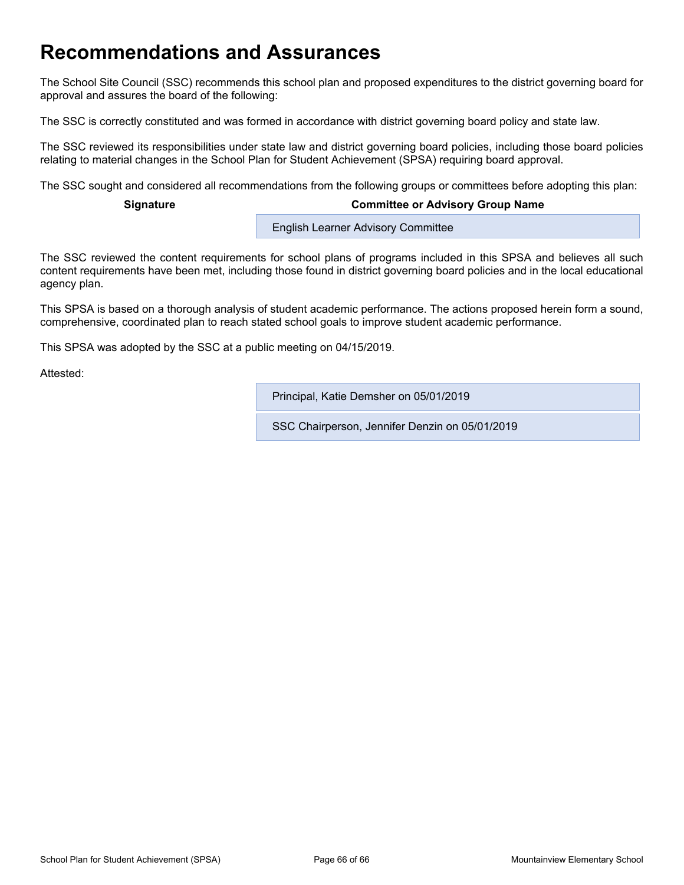# Recommendations and Assurances

The School Site Council (SSC) recommends this school plan and proposed expenditures to the district governing board for approval and assures the board of the following:

The SSC is correctly constituted and was formed in accordance with district governing board policy and state law.

The SSC reviewed its responsibilities under state law and district governing board policies, including those board policies relating to material changes in the School Plan for Student Achievement (SPSA) requiring board approval.

The SSC sought and considered all recommendations from the following groups or committees before adopting this plan:

| Signature | Committee or Advisory Group Name |
|---|---|
| | English Learner Advisory Committee |

The SSC reviewed the content requirements for school plans of programs included in this SPSA and believes all such content requirements have been met, including those found in district governing board policies and in the local educational agency plan.

This SPSA is based on a thorough analysis of student academic performance. The actions proposed herein form a sound, comprehensive, coordinated plan to reach stated school goals to improve student academic performance.

This SPSA was adopted by the SSC at a public meeting on 04/15/2019.

Attested:

Principal, Katie Demsher on 05/01/2019

SSC Chairperson, Jennifer Denzin on 05/01/2019